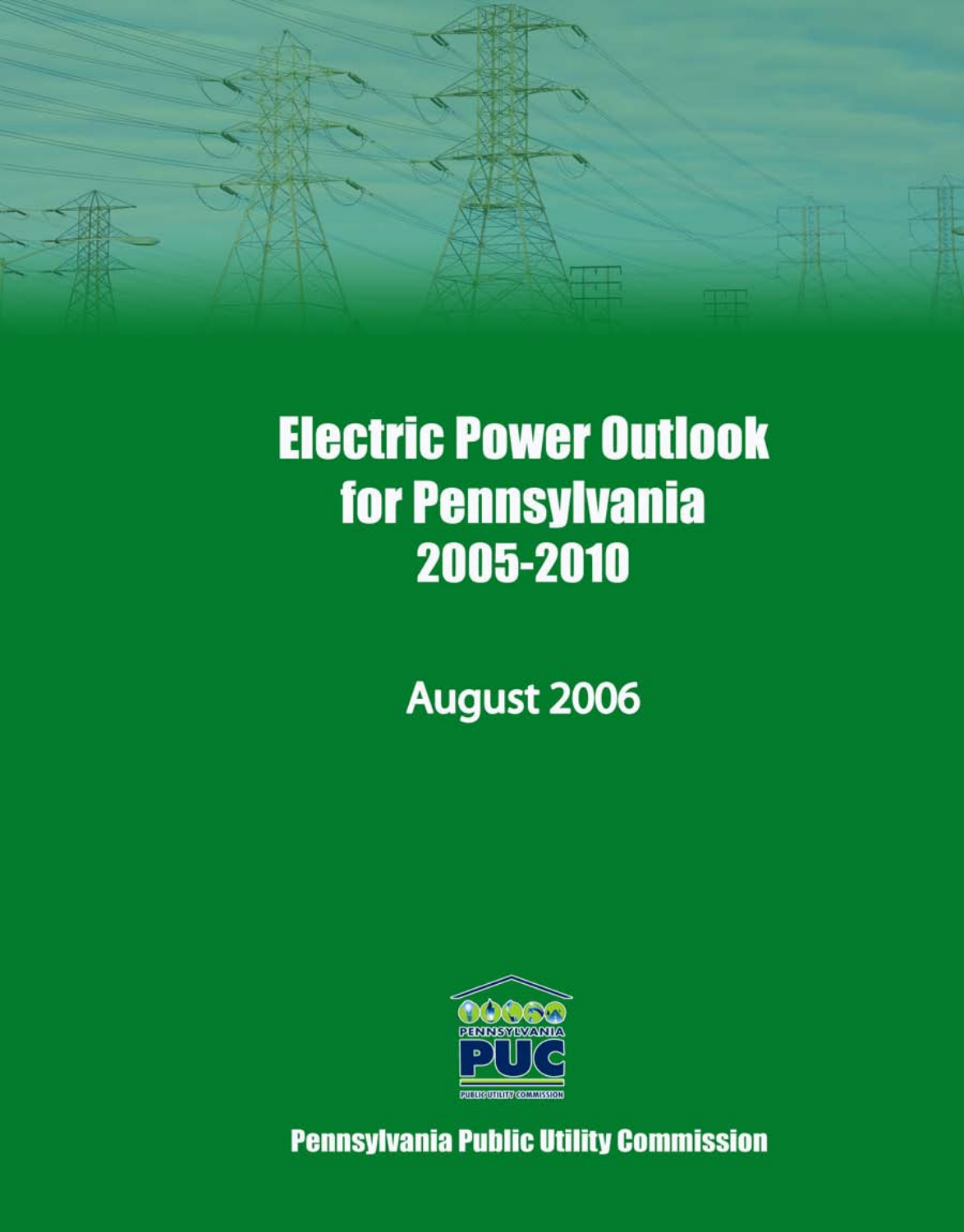# Electric Power Outlook for Pennsylvania 2005-2010

August 2006

PENNSYLVANIA PUC

PUBLIC UTILITY COMMISSION

**Pennsylvania Public Utility Commission**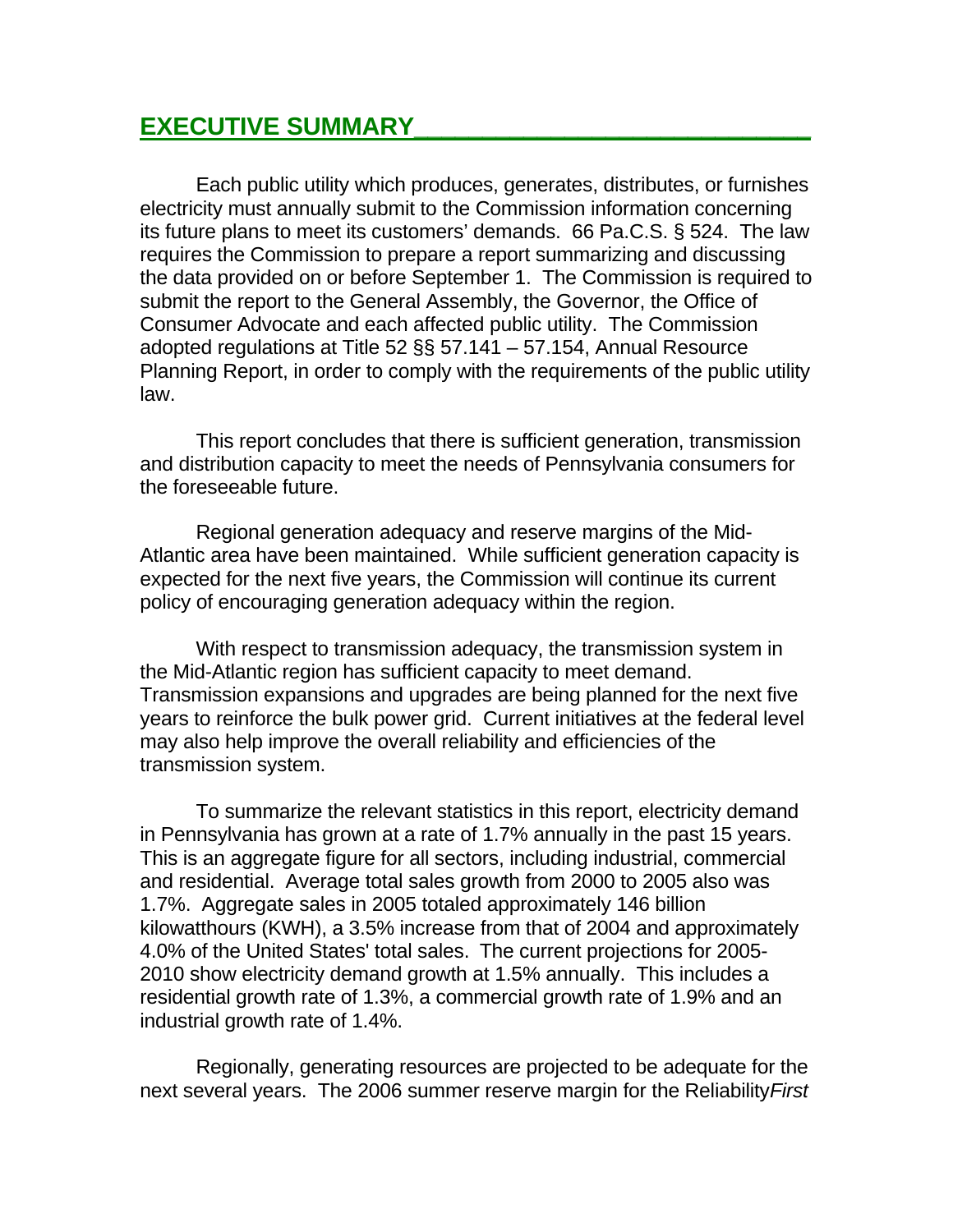## EXECUTIVE SUMMARY

Each public utility which produces, generates, distributes, or furnishes electricity must annually submit to the Commission information concerning its future plans to meet its customers' demands. 66 Pa.C.S. § 524. The law requires the Commission to prepare a report summarizing and discussing the data provided on or before September 1. The Commission is required to submit the report to the General Assembly, the Governor, the Office of Consumer Advocate and each affected public utility. The Commission adopted regulations at Title 52 §§ 57.141 – 57.154, Annual Resource Planning Report, in order to comply with the requirements of the public utility law.

This report concludes that there is sufficient generation, transmission and distribution capacity to meet the needs of Pennsylvania consumers for the foreseeable future.

Regional generation adequacy and reserve margins of the Mid-Atlantic area have been maintained. While sufficient generation capacity is expected for the next five years, the Commission will continue its current policy of encouraging generation adequacy within the region.

With respect to transmission adequacy, the transmission system in the Mid-Atlantic region has sufficient capacity to meet demand. Transmission expansions and upgrades are being planned for the next five years to reinforce the bulk power grid. Current initiatives at the federal level may also help improve the overall reliability and efficiencies of the transmission system.

To summarize the relevant statistics in this report, electricity demand in Pennsylvania has grown at a rate of 1.7% annually in the past 15 years. This is an aggregate figure for all sectors, including industrial, commercial and residential. Average total sales growth from 2000 to 2005 also was 1.7%. Aggregate sales in 2005 totaled approximately 146 billion kilowatthours (KWH), a 3.5% increase from that of 2004 and approximately 4.0% of the United States' total sales. The current projections for 2005-2010 show electricity demand growth at 1.5% annually. This includes a residential growth rate of 1.3%, a commercial growth rate of 1.9% and an industrial growth rate of 1.4%.

Regionally, generating resources are projected to be adequate for the next several years. The 2006 summer reserve margin for the Reliability*First*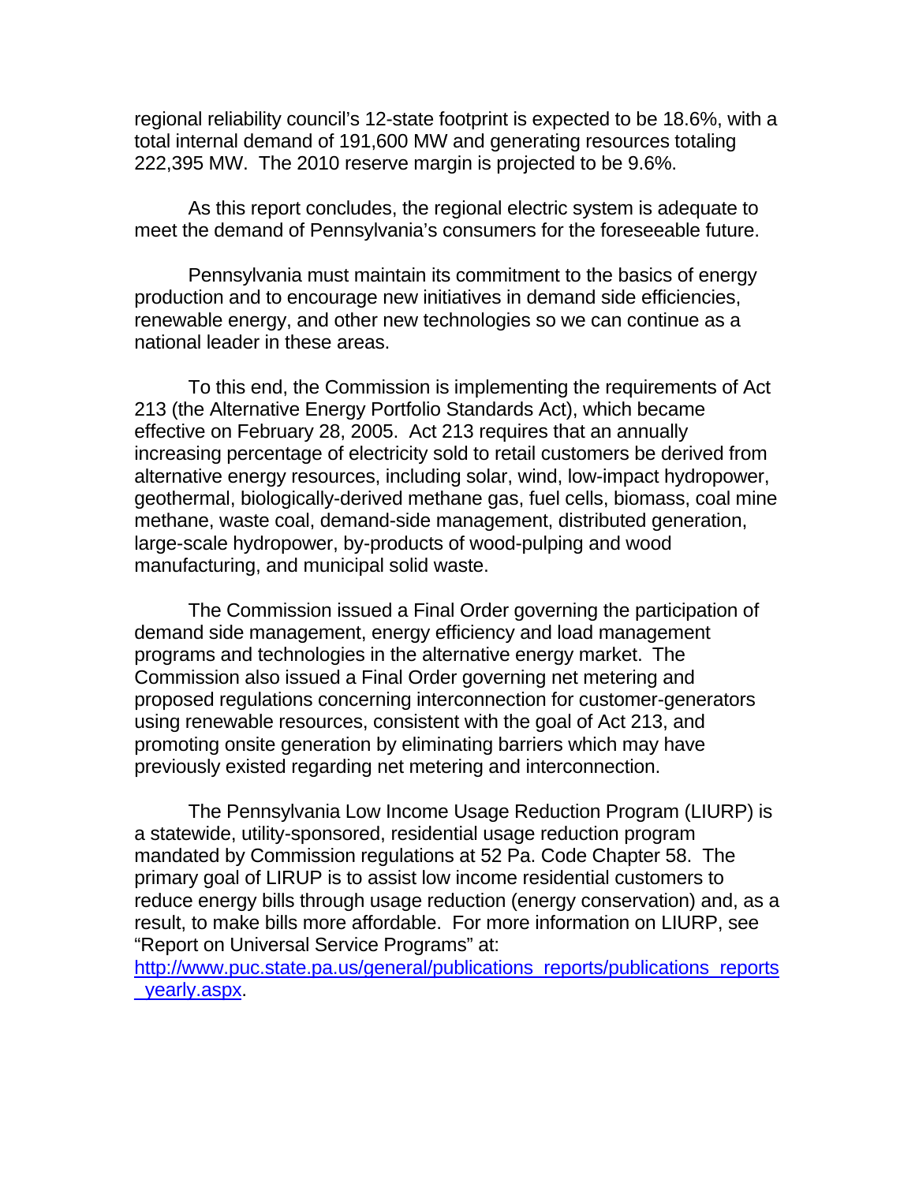regional reliability council's 12-state footprint is expected to be 18.6%, with a total internal demand of 191,600 MW and generating resources totaling 222,395 MW. The 2010 reserve margin is projected to be 9.6%.

As this report concludes, the regional electric system is adequate to meet the demand of Pennsylvania's consumers for the foreseeable future.

Pennsylvania must maintain its commitment to the basics of energy production and to encourage new initiatives in demand side efficiencies, renewable energy, and other new technologies so we can continue as a national leader in these areas.

To this end, the Commission is implementing the requirements of Act 213 (the Alternative Energy Portfolio Standards Act), which became effective on February 28, 2005. Act 213 requires that an annually increasing percentage of electricity sold to retail customers be derived from alternative energy resources, including solar, wind, low-impact hydropower, geothermal, biologically-derived methane gas, fuel cells, biomass, coal mine methane, waste coal, demand-side management, distributed generation, large-scale hydropower, by-products of wood-pulping and wood manufacturing, and municipal solid waste.

The Commission issued a Final Order governing the participation of demand side management, energy efficiency and load management programs and technologies in the alternative energy market. The Commission also issued a Final Order governing net metering and proposed regulations concerning interconnection for customer-generators using renewable resources, consistent with the goal of Act 213, and promoting onsite generation by eliminating barriers which may have previously existed regarding net metering and interconnection.

The Pennsylvania Low Income Usage Reduction Program (LIURP) is a statewide, utility-sponsored, residential usage reduction program mandated by Commission regulations at 52 Pa. Code Chapter 58. The primary goal of LIRUP is to assist low income residential customers to reduce energy bills through usage reduction (energy conservation) and, as a result, to make bills more affordable. For more information on LIURP, see "Report on Universal Service Programs" at: [http://www.puc.state.pa.us/general/publications_reports/publications_reports_yearly.aspx](http://www.puc.state.pa.us/general/publications_reports/publications_reports_yearly.aspx).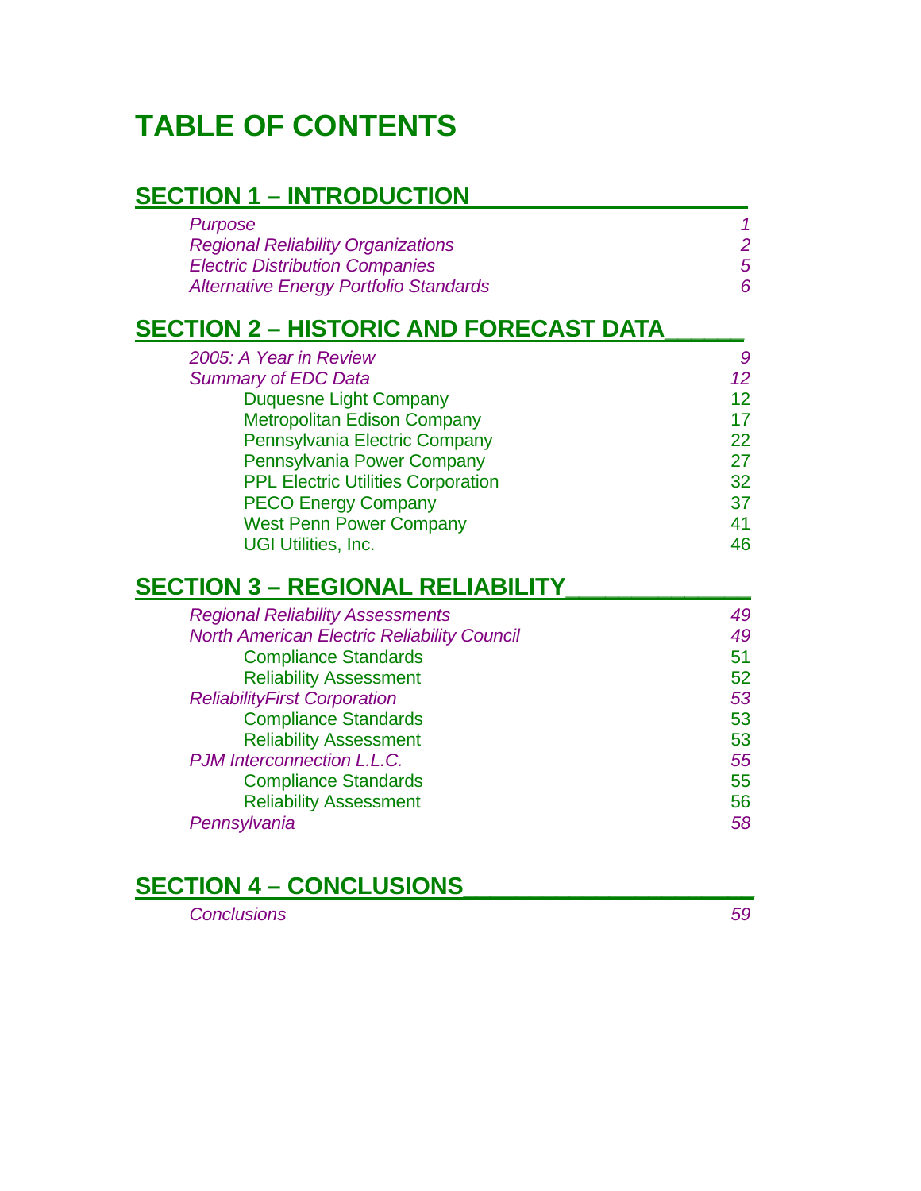# TABLE OF CONTENTS

## SECTION 1 – INTRODUCTION

| | |
|---|---|
| *Purpose* | *1* |
| *Regional Reliability Organizations* | *2* |
| *Electric Distribution Companies* | *5* |
| *Alternative Energy Portfolio Standards* | *6* |

## SECTION 2 – HISTORIC AND FORECAST DATA

| | |
|---|---|
| *2005: A Year in Review* | *9* |
| *Summary of EDC Data* | *12* |
| Duquesne Light Company | 12 |
| Metropolitan Edison Company | 17 |
| Pennsylvania Electric Company | 22 |
| Pennsylvania Power Company | 27 |
| PPL Electric Utilities Corporation | 32 |
| PECO Energy Company | 37 |
| West Penn Power Company | 41 |
| UGI Utilities, Inc. | 46 |

## SECTION 3 – REGIONAL RELIABILITY

| | |
|---|---|
| *Regional Reliability Assessments* | *49* |
| *North American Electric Reliability Council* | *49* |
| Compliance Standards | 51 |
| Reliability Assessment | 52 |
| *ReliabilityFirst Corporation* | *53* |
| Compliance Standards | 53 |
| Reliability Assessment | 53 |
| *PJM Interconnection L.L.C.* | *55* |
| Compliance Standards | 55 |
| Reliability Assessment | 56 |
| *Pennsylvania* | *58* |

## SECTION 4 – CONCLUSIONS

| | |
|---|---|
| *Conclusions* | *59* |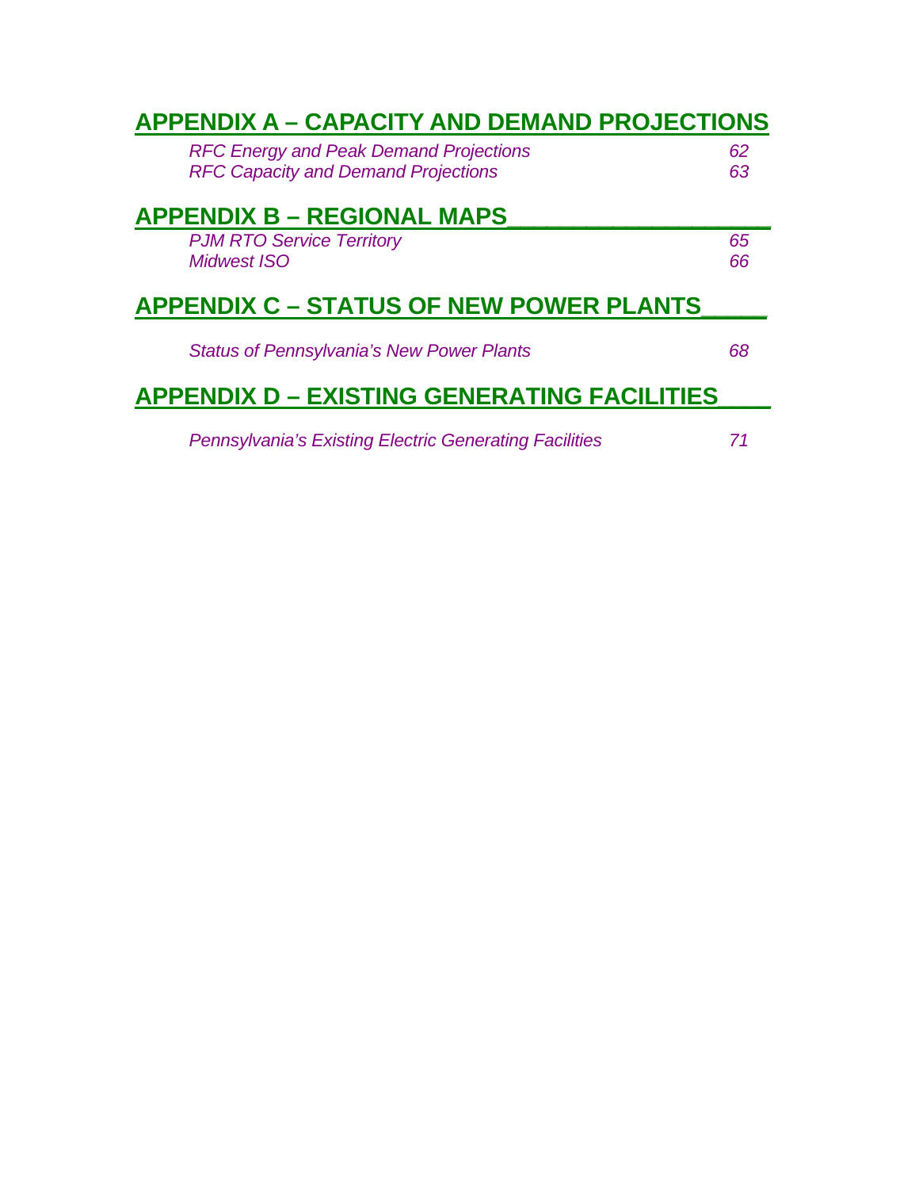## APPENDIX A – CAPACITY AND DEMAND PROJECTIONS

| | |
|---|---|
| *RFC Energy and Peak Demand Projections* | *62* |
| *RFC Capacity and Demand Projections* | *63* |

## APPENDIX B – REGIONAL MAPS

| | |
|---|---|
| *PJM RTO Service Territory* | *65* |
| *Midwest ISO* | *66* |

## APPENDIX C – STATUS OF NEW POWER PLANTS

| | |
|---|---|
| *Status of Pennsylvania's New Power Plants* | *68* |

## APPENDIX D – EXISTING GENERATING FACILITIES

| | |
|---|---|
| *Pennsylvania's Existing Electric Generating Facilities* | *71* |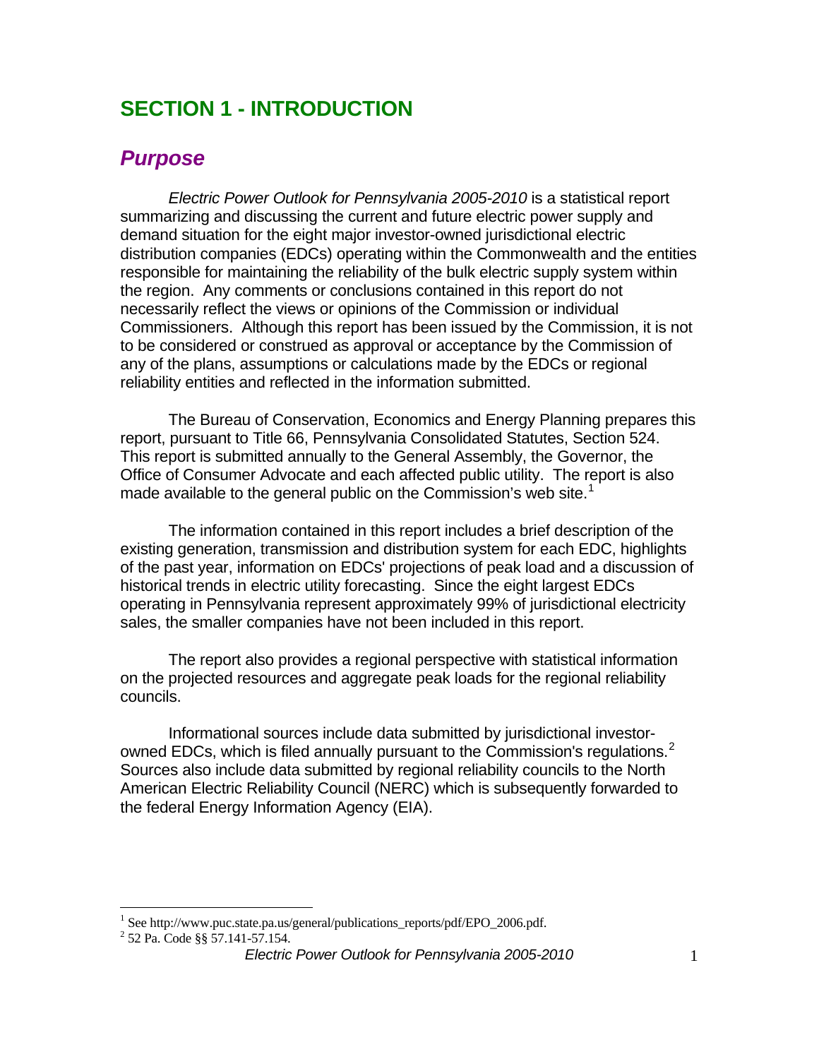# SECTION 1 - INTRODUCTION

## *Purpose*

*Electric Power Outlook for Pennsylvania 2005-2010* is a statistical report summarizing and discussing the current and future electric power supply and demand situation for the eight major investor-owned jurisdictional electric distribution companies (EDCs) operating within the Commonwealth and the entities responsible for maintaining the reliability of the bulk electric supply system within the region. Any comments or conclusions contained in this report do not necessarily reflect the views or opinions of the Commission or individual Commissioners. Although this report has been issued by the Commission, it is not to be considered or construed as approval or acceptance by the Commission of any of the plans, assumptions or calculations made by the EDCs or regional reliability entities and reflected in the information submitted.

The Bureau of Conservation, Economics and Energy Planning prepares this report, pursuant to Title 66, Pennsylvania Consolidated Statutes, Section 524. This report is submitted annually to the General Assembly, the Governor, the Office of Consumer Advocate and each affected public utility. The report is also made available to the general public on the Commission's web site.[1]

The information contained in this report includes a brief description of the existing generation, transmission and distribution system for each EDC, highlights of the past year, information on EDCs' projections of peak load and a discussion of historical trends in electric utility forecasting. Since the eight largest EDCs operating in Pennsylvania represent approximately 99% of jurisdictional electricity sales, the smaller companies have not been included in this report.

The report also provides a regional perspective with statistical information on the projected resources and aggregate peak loads for the regional reliability councils.

Informational sources include data submitted by jurisdictional investor-owned EDCs, which is filed annually pursuant to the Commission's regulations.[2] Sources also include data submitted by regional reliability councils to the North American Electric Reliability Council (NERC) which is subsequently forwarded to the federal Energy Information Agency (EIA).

---

[1] See http://www.puc.state.pa.us/general/publications_reports/pdf/EPO_2006.pdf.

[2] 52 Pa. Code §§ 57.141-57.154.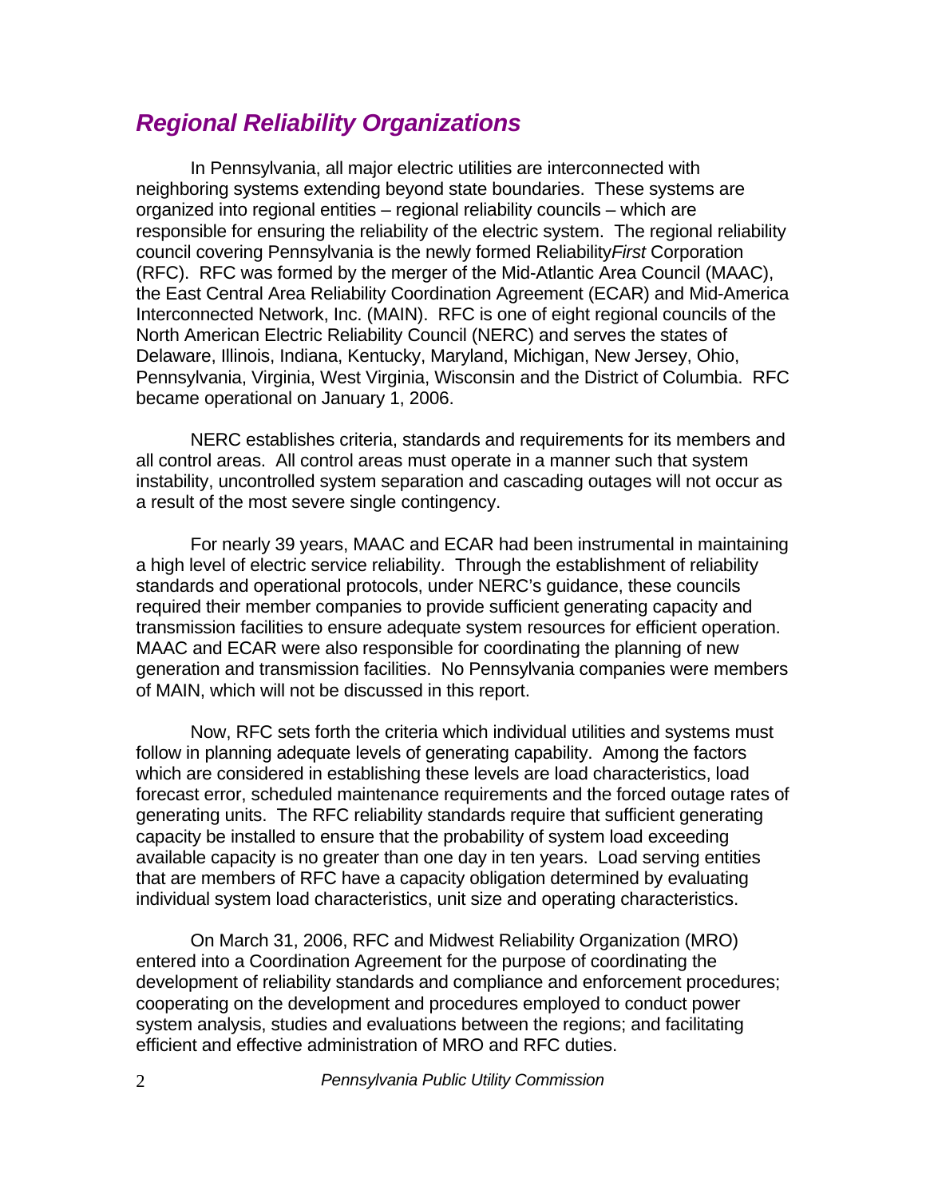## *Regional Reliability Organizations*

In Pennsylvania, all major electric utilities are interconnected with neighboring systems extending beyond state boundaries. These systems are organized into regional entities – regional reliability councils – which are responsible for ensuring the reliability of the electric system. The regional reliability council covering Pennsylvania is the newly formed Reliability*First* Corporation (RFC). RFC was formed by the merger of the Mid-Atlantic Area Council (MAAC), the East Central Area Reliability Coordination Agreement (ECAR) and Mid-America Interconnected Network, Inc. (MAIN). RFC is one of eight regional councils of the North American Electric Reliability Council (NERC) and serves the states of Delaware, Illinois, Indiana, Kentucky, Maryland, Michigan, New Jersey, Ohio, Pennsylvania, Virginia, West Virginia, Wisconsin and the District of Columbia. RFC became operational on January 1, 2006.

NERC establishes criteria, standards and requirements for its members and all control areas. All control areas must operate in a manner such that system instability, uncontrolled system separation and cascading outages will not occur as a result of the most severe single contingency.

For nearly 39 years, MAAC and ECAR had been instrumental in maintaining a high level of electric service reliability. Through the establishment of reliability standards and operational protocols, under NERC's guidance, these councils required their member companies to provide sufficient generating capacity and transmission facilities to ensure adequate system resources for efficient operation. MAAC and ECAR were also responsible for coordinating the planning of new generation and transmission facilities. No Pennsylvania companies were members of MAIN, which will not be discussed in this report.

Now, RFC sets forth the criteria which individual utilities and systems must follow in planning adequate levels of generating capability. Among the factors which are considered in establishing these levels are load characteristics, load forecast error, scheduled maintenance requirements and the forced outage rates of generating units. The RFC reliability standards require that sufficient generating capacity be installed to ensure that the probability of system load exceeding available capacity is no greater than one day in ten years. Load serving entities that are members of RFC have a capacity obligation determined by evaluating individual system load characteristics, unit size and operating characteristics.

On March 31, 2006, RFC and Midwest Reliability Organization (MRO) entered into a Coordination Agreement for the purpose of coordinating the development of reliability standards and compliance and enforcement procedures; cooperating on the development and procedures employed to conduct power system analysis, studies and evaluations between the regions; and facilitating efficient and effective administration of MRO and RFC duties.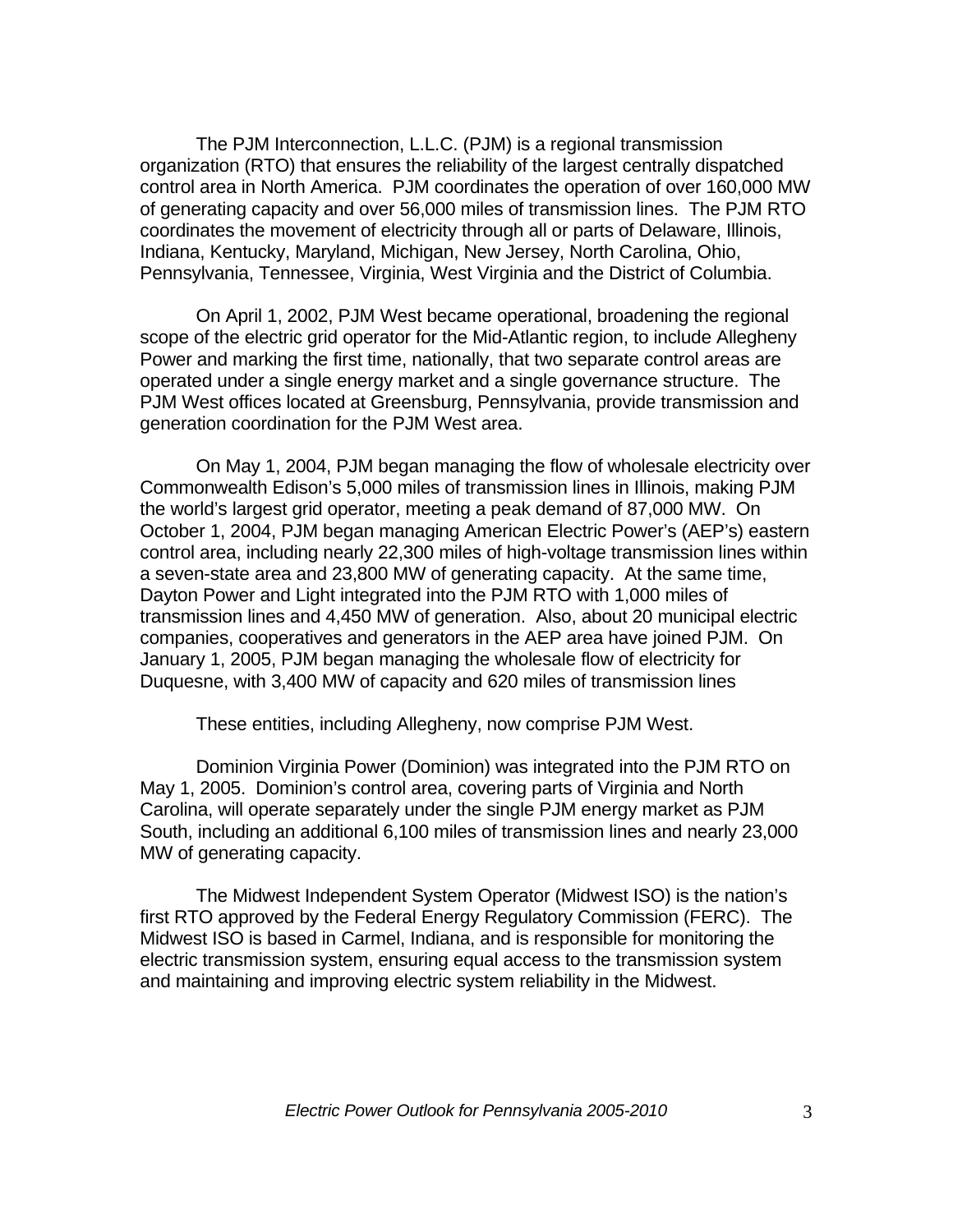The PJM Interconnection, L.L.C. (PJM) is a regional transmission organization (RTO) that ensures the reliability of the largest centrally dispatched control area in North America. PJM coordinates the operation of over 160,000 MW of generating capacity and over 56,000 miles of transmission lines. The PJM RTO coordinates the movement of electricity through all or parts of Delaware, Illinois, Indiana, Kentucky, Maryland, Michigan, New Jersey, North Carolina, Ohio, Pennsylvania, Tennessee, Virginia, West Virginia and the District of Columbia.

On April 1, 2002, PJM West became operational, broadening the regional scope of the electric grid operator for the Mid-Atlantic region, to include Allegheny Power and marking the first time, nationally, that two separate control areas are operated under a single energy market and a single governance structure. The PJM West offices located at Greensburg, Pennsylvania, provide transmission and generation coordination for the PJM West area.

On May 1, 2004, PJM began managing the flow of wholesale electricity over Commonwealth Edison's 5,000 miles of transmission lines in Illinois, making PJM the world's largest grid operator, meeting a peak demand of 87,000 MW. On October 1, 2004, PJM began managing American Electric Power's (AEP's) eastern control area, including nearly 22,300 miles of high-voltage transmission lines within a seven-state area and 23,800 MW of generating capacity. At the same time, Dayton Power and Light integrated into the PJM RTO with 1,000 miles of transmission lines and 4,450 MW of generation. Also, about 20 municipal electric companies, cooperatives and generators in the AEP area have joined PJM. On January 1, 2005, PJM began managing the wholesale flow of electricity for Duquesne, with 3,400 MW of capacity and 620 miles of transmission lines

These entities, including Allegheny, now comprise PJM West.

Dominion Virginia Power (Dominion) was integrated into the PJM RTO on May 1, 2005. Dominion's control area, covering parts of Virginia and North Carolina, will operate separately under the single PJM energy market as PJM South, including an additional 6,100 miles of transmission lines and nearly 23,000 MW of generating capacity.

The Midwest Independent System Operator (Midwest ISO) is the nation's first RTO approved by the Federal Energy Regulatory Commission (FERC). The Midwest ISO is based in Carmel, Indiana, and is responsible for monitoring the electric transmission system, ensuring equal access to the transmission system and maintaining and improving electric system reliability in the Midwest.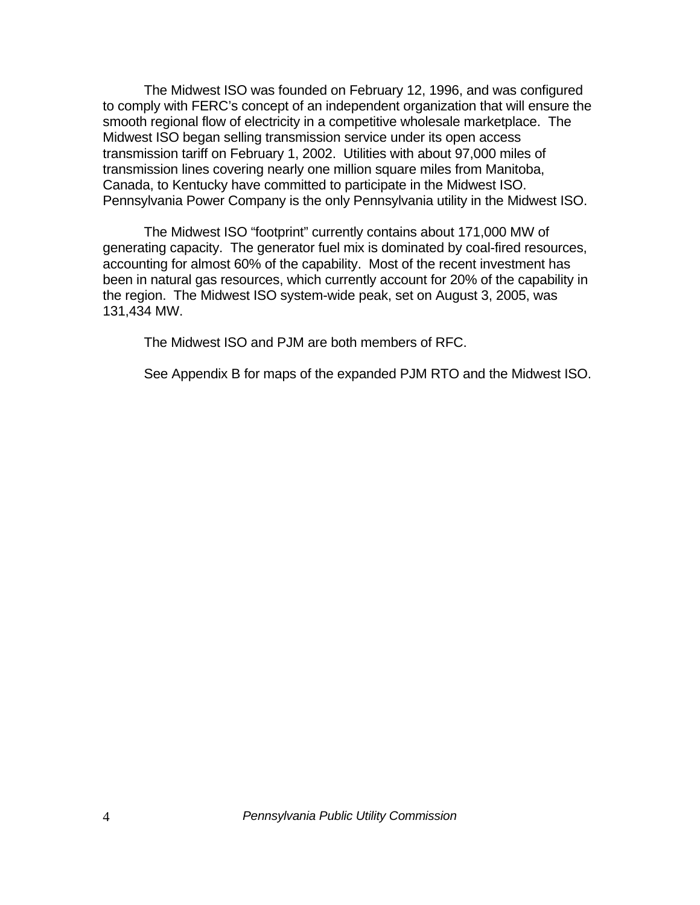The Midwest ISO was founded on February 12, 1996, and was configured to comply with FERC's concept of an independent organization that will ensure the smooth regional flow of electricity in a competitive wholesale marketplace. The Midwest ISO began selling transmission service under its open access transmission tariff on February 1, 2002. Utilities with about 97,000 miles of transmission lines covering nearly one million square miles from Manitoba, Canada, to Kentucky have committed to participate in the Midwest ISO. Pennsylvania Power Company is the only Pennsylvania utility in the Midwest ISO.

The Midwest ISO "footprint" currently contains about 171,000 MW of generating capacity. The generator fuel mix is dominated by coal-fired resources, accounting for almost 60% of the capability. Most of the recent investment has been in natural gas resources, which currently account for 20% of the capability in the region. The Midwest ISO system-wide peak, set on August 3, 2005, was 131,434 MW.

The Midwest ISO and PJM are both members of RFC.

See Appendix B for maps of the expanded PJM RTO and the Midwest ISO.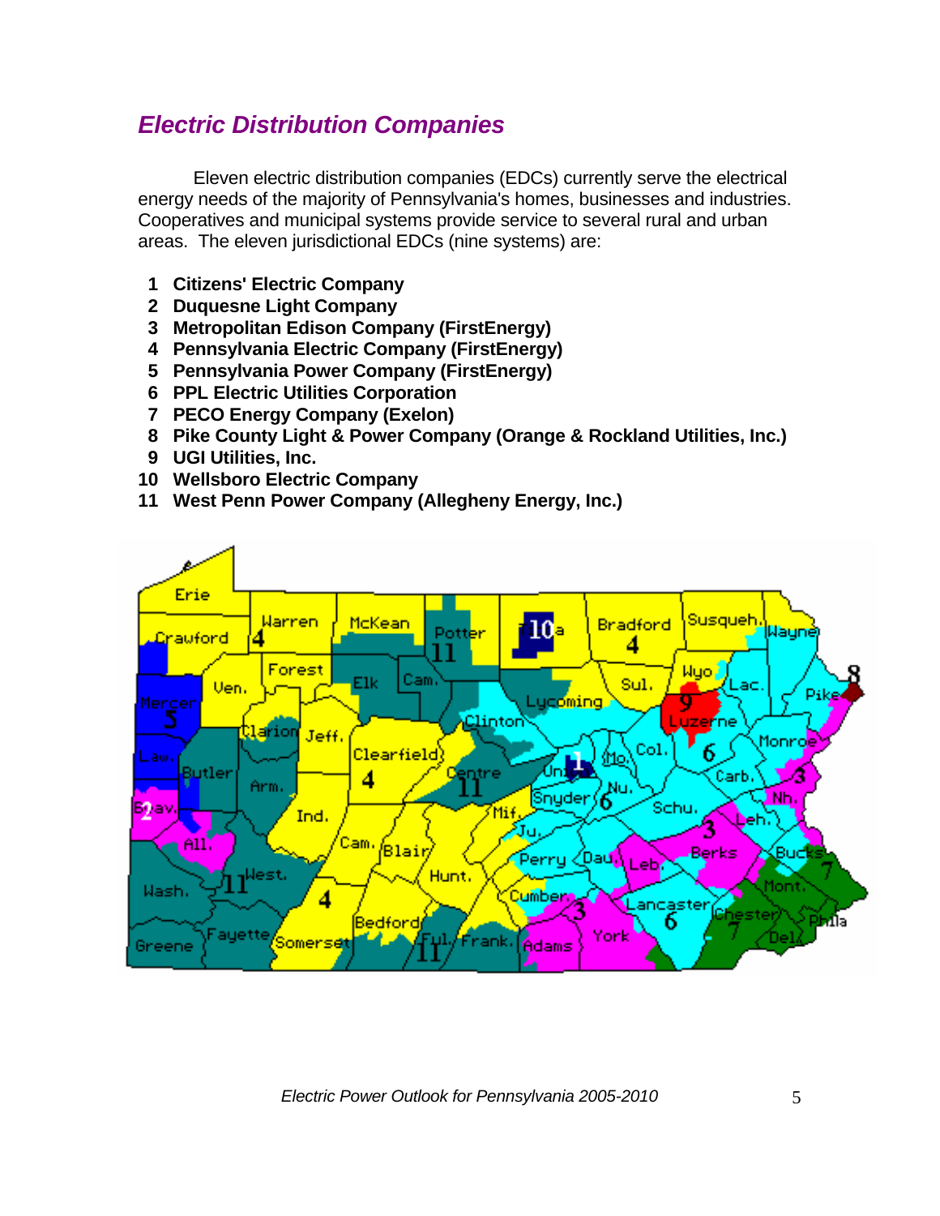## *Electric Distribution Companies*

Eleven electric distribution companies (EDCs) currently serve the electrical energy needs of the majority of Pennsylvania's homes, businesses and industries. Cooperatives and municipal systems provide service to several rural and urban areas. The eleven jurisdictional EDCs (nine systems) are:

1. **Citizens' Electric Company**
2. **Duquesne Light Company**
3. **Metropolitan Edison Company (FirstEnergy)**
4. **Pennsylvania Electric Company (FirstEnergy)**
5. **Pennsylvania Power Company (FirstEnergy)**
6. **PPL Electric Utilities Corporation**
7. **PECO Energy Company (Exelon)**
8. **Pike County Light & Power Company (Orange & Rockland Utilities, Inc.)**
9. **UGI Utilities, Inc.**
10. **Wellsboro Electric Company**
11. **West Penn Power Company (Allegheny Energy, Inc.)**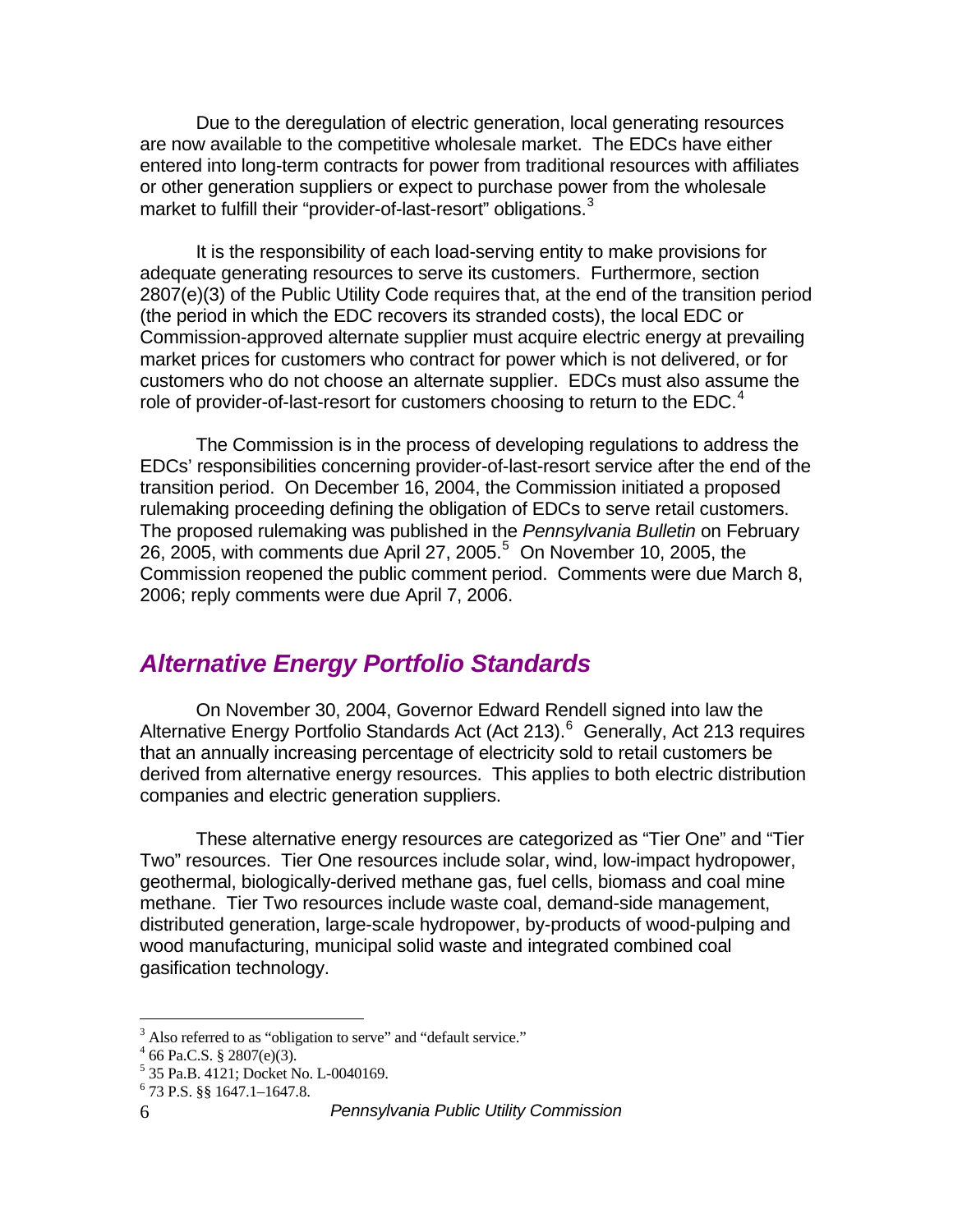Due to the deregulation of electric generation, local generating resources are now available to the competitive wholesale market. The EDCs have either entered into long-term contracts for power from traditional resources with affiliates or other generation suppliers or expect to purchase power from the wholesale market to fulfill their "provider-of-last-resort" obligations.[3]

It is the responsibility of each load-serving entity to make provisions for adequate generating resources to serve its customers. Furthermore, section 2807(e)(3) of the Public Utility Code requires that, at the end of the transition period (the period in which the EDC recovers its stranded costs), the local EDC or Commission-approved alternate supplier must acquire electric energy at prevailing market prices for customers who contract for power which is not delivered, or for customers who do not choose an alternate supplier. EDCs must also assume the role of provider-of-last-resort for customers choosing to return to the EDC.[4]

The Commission is in the process of developing regulations to address the EDCs' responsibilities concerning provider-of-last-resort service after the end of the transition period. On December 16, 2004, the Commission initiated a proposed rulemaking proceeding defining the obligation of EDCs to serve retail customers. The proposed rulemaking was published in the *Pennsylvania Bulletin* on February 26, 2005, with comments due April 27, 2005.[5] On November 10, 2005, the Commission reopened the public comment period. Comments were due March 8, 2006; reply comments were due April 7, 2006.

## *Alternative Energy Portfolio Standards*

On November 30, 2004, Governor Edward Rendell signed into law the Alternative Energy Portfolio Standards Act (Act 213).[6] Generally, Act 213 requires that an annually increasing percentage of electricity sold to retail customers be derived from alternative energy resources. This applies to both electric distribution companies and electric generation suppliers.

These alternative energy resources are categorized as "Tier One" and "Tier Two" resources. Tier One resources include solar, wind, low-impact hydropower, geothermal, biologically-derived methane gas, fuel cells, biomass and coal mine methane. Tier Two resources include waste coal, demand-side management, distributed generation, large-scale hydropower, by-products of wood-pulping and wood manufacturing, municipal solid waste and integrated combined coal gasification technology.

---

[3] Also referred to as "obligation to serve" and "default service."

[4] 66 Pa.C.S. § 2807(e)(3).

[5] 35 Pa.B. 4121; Docket No. L-0040169.

[6] 73 P.S. §§ 1647.1–1647.8.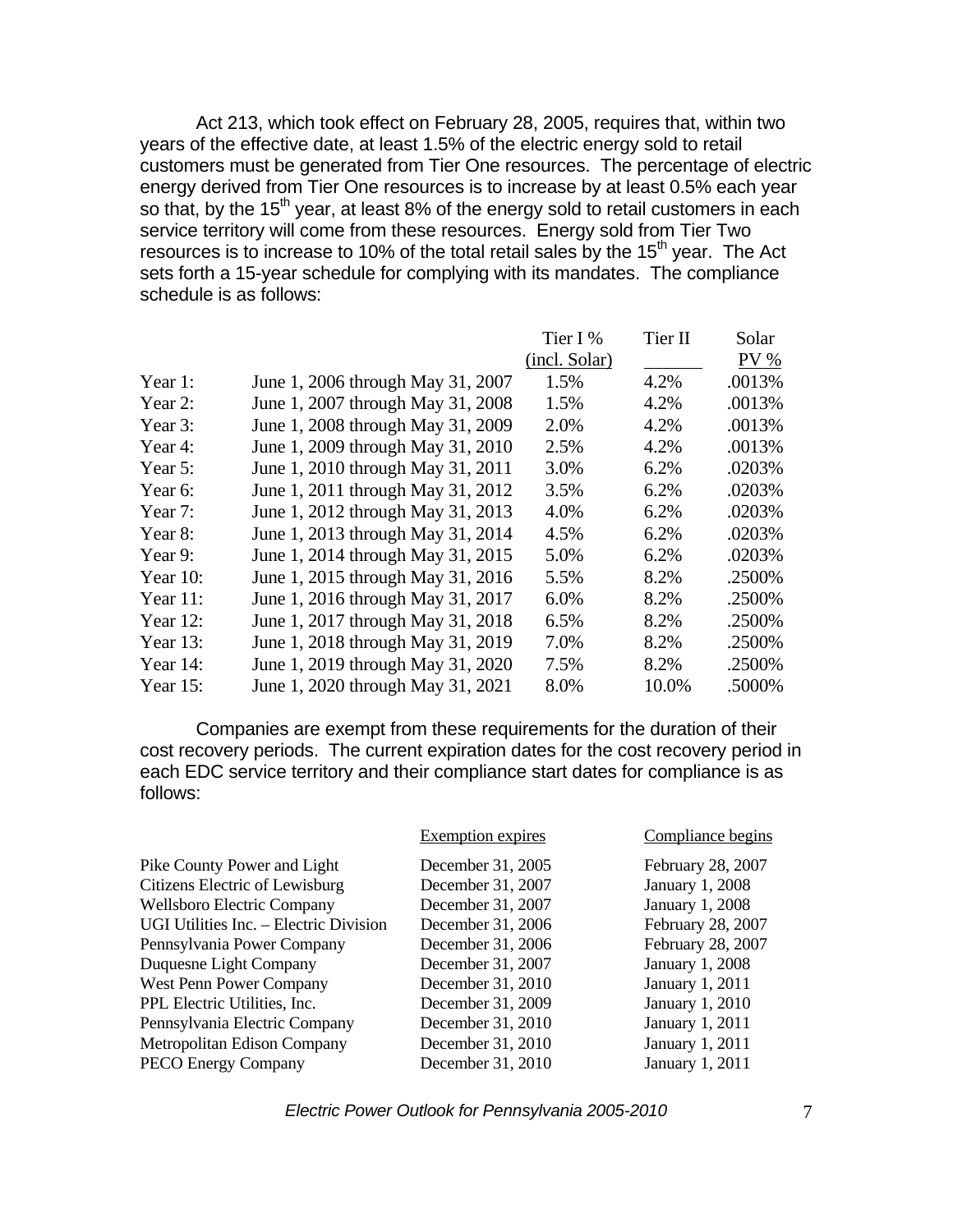Act 213, which took effect on February 28, 2005, requires that, within two years of the effective date, at least 1.5% of the electric energy sold to retail customers must be generated from Tier One resources. The percentage of electric energy derived from Tier One resources is to increase by at least 0.5% each year so that, by the 15th year, at least 8% of the energy sold to retail customers in each service territory will come from these resources. Energy sold from Tier Two resources is to increase to 10% of the total retail sales by the 15th year. The Act sets forth a 15-year schedule for complying with its mandates. The compliance schedule is as follows:

| | | Tier I % (incl. Solar) | Tier II | Solar PV % |
|---|---|---|---|---|
| Year 1: | June 1, 2006 through May 31, 2007 | 1.5% | 4.2% | .0013% |
| Year 2: | June 1, 2007 through May 31, 2008 | 1.5% | 4.2% | .0013% |
| Year 3: | June 1, 2008 through May 31, 2009 | 2.0% | 4.2% | .0013% |
| Year 4: | June 1, 2009 through May 31, 2010 | 2.5% | 4.2% | .0013% |
| Year 5: | June 1, 2010 through May 31, 2011 | 3.0% | 6.2% | .0203% |
| Year 6: | June 1, 2011 through May 31, 2012 | 3.5% | 6.2% | .0203% |
| Year 7: | June 1, 2012 through May 31, 2013 | 4.0% | 6.2% | .0203% |
| Year 8: | June 1, 2013 through May 31, 2014 | 4.5% | 6.2% | .0203% |
| Year 9: | June 1, 2014 through May 31, 2015 | 5.0% | 6.2% | .0203% |
| Year 10: | June 1, 2015 through May 31, 2016 | 5.5% | 8.2% | .2500% |
| Year 11: | June 1, 2016 through May 31, 2017 | 6.0% | 8.2% | .2500% |
| Year 12: | June 1, 2017 through May 31, 2018 | 6.5% | 8.2% | .2500% |
| Year 13: | June 1, 2018 through May 31, 2019 | 7.0% | 8.2% | .2500% |
| Year 14: | June 1, 2019 through May 31, 2020 | 7.5% | 8.2% | .2500% |
| Year 15: | June 1, 2020 through May 31, 2021 | 8.0% | 10.0% | .5000% |

Companies are exempt from these requirements for the duration of their cost recovery periods. The current expiration dates for the cost recovery period in each EDC service territory and their compliance start dates for compliance is as follows:

| | Exemption expires | Compliance begins |
|---|---|---|
| Pike County Power and Light | December 31, 2005 | February 28, 2007 |
| Citizens Electric of Lewisburg | December 31, 2007 | January 1, 2008 |
| Wellsboro Electric Company | December 31, 2007 | January 1, 2008 |
| UGI Utilities Inc. – Electric Division | December 31, 2006 | February 28, 2007 |
| Pennsylvania Power Company | December 31, 2006 | February 28, 2007 |
| Duquesne Light Company | December 31, 2007 | January 1, 2008 |
| West Penn Power Company | December 31, 2010 | January 1, 2011 |
| PPL Electric Utilities, Inc. | December 31, 2009 | January 1, 2010 |
| Pennsylvania Electric Company | December 31, 2010 | January 1, 2011 |
| Metropolitan Edison Company | December 31, 2010 | January 1, 2011 |
| PECO Energy Company | December 31, 2010 | January 1, 2011 |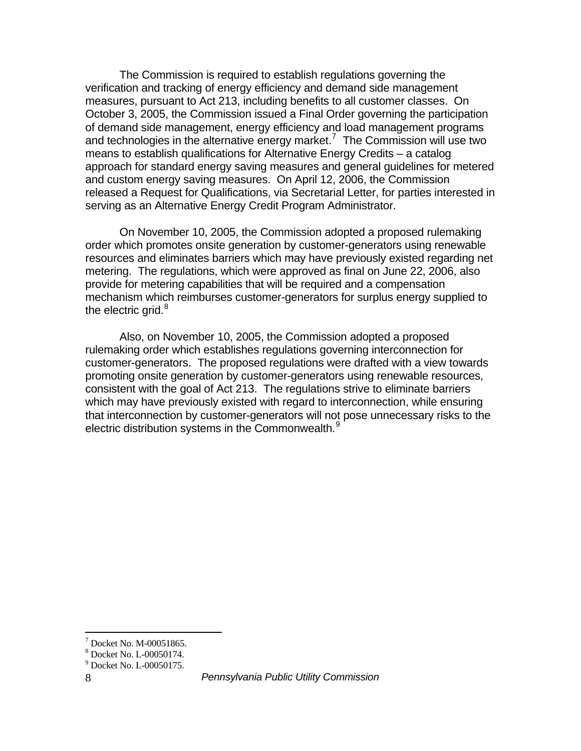The Commission is required to establish regulations governing the verification and tracking of energy efficiency and demand side management measures, pursuant to Act 213, including benefits to all customer classes. On October 3, 2005, the Commission issued a Final Order governing the participation of demand side management, energy efficiency and load management programs and technologies in the alternative energy market.[7] The Commission will use two means to establish qualifications for Alternative Energy Credits – a catalog approach for standard energy saving measures and general guidelines for metered and custom energy saving measures. On April 12, 2006, the Commission released a Request for Qualifications, via Secretarial Letter, for parties interested in serving as an Alternative Energy Credit Program Administrator.

On November 10, 2005, the Commission adopted a proposed rulemaking order which promotes onsite generation by customer-generators using renewable resources and eliminates barriers which may have previously existed regarding net metering. The regulations, which were approved as final on June 22, 2006, also provide for metering capabilities that will be required and a compensation mechanism which reimburses customer-generators for surplus energy supplied to the electric grid.[8]

Also, on November 10, 2005, the Commission adopted a proposed rulemaking order which establishes regulations governing interconnection for customer-generators. The proposed regulations were drafted with a view towards promoting onsite generation by customer-generators using renewable resources, consistent with the goal of Act 213. The regulations strive to eliminate barriers which may have previously existed with regard to interconnection, while ensuring that interconnection by customer-generators will not pose unnecessary risks to the electric distribution systems in the Commonwealth.[9]

---

[7] Docket No. M-00051865.
[8] Docket No. L-00050174.
[9] Docket No. L-00050175.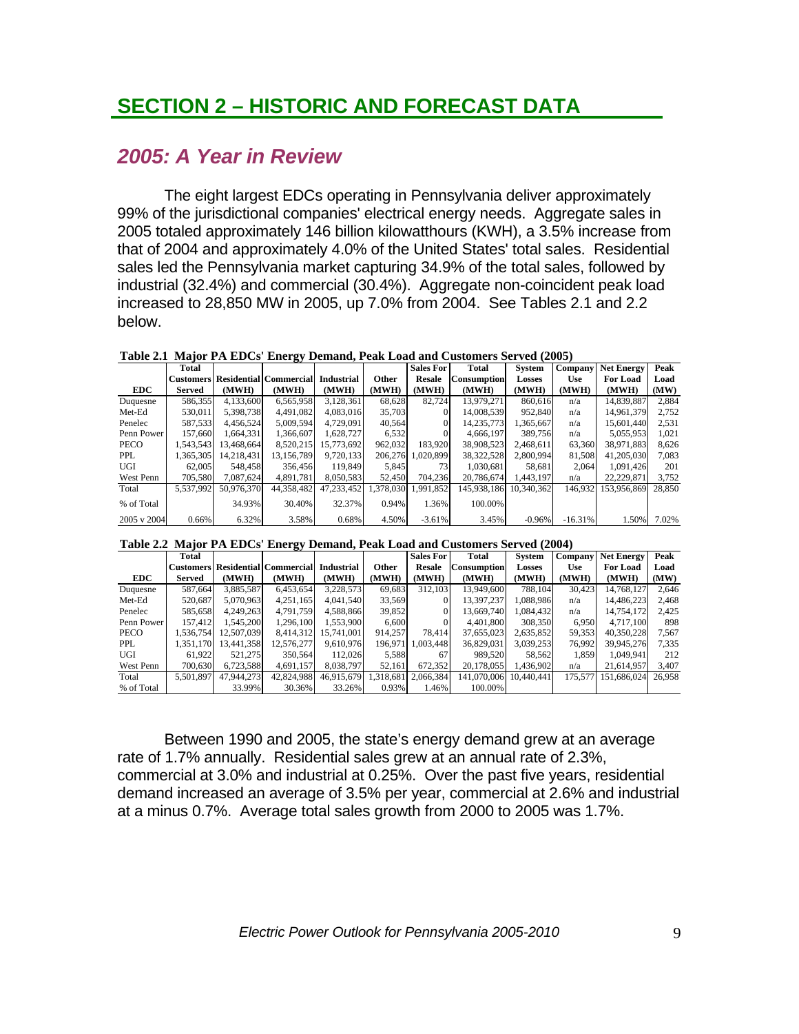# SECTION 2 – HISTORIC AND FORECAST DATA

## *2005: A Year in Review*

The eight largest EDCs operating in Pennsylvania deliver approximately 99% of the jurisdictional companies' electrical energy needs. Aggregate sales in 2005 totaled approximately 146 billion kilowatthours (KWH), a 3.5% increase from that of 2004 and approximately 4.0% of the United States' total sales. Residential sales led the Pennsylvania market capturing 34.9% of the total sales, followed by industrial (32.4%) and commercial (30.4%). Aggregate non-coincident peak load increased to 28,850 MW in 2005, up 7.0% from 2004. See Tables 2.1 and 2.2 below.

**Table 2.1 Major PA EDCs' Energy Demand, Peak Load and Customers Served (2005)**

| EDC | Total Customers Served | Residential (MWH) | Commercial (MWH) | Industrial (MWH) | Other (MWH) | Sales For Resale (MWH) | Total Consumption (MWH) | System Losses (MWH) | Company Use (MWH) | Net Energy For Load (MWH) | Peak Load (MW) |
|---|---|---|---|---|---|---|---|---|---|---|---|
| Duquesne | 586,355 | 4,133,600 | 6,565,958 | 3,128,361 | 68,628 | 82,724 | 13,979,271 | 860,616 | n/a | 14,839,887 | 2,884 |
| Met-Ed | 530,011 | 5,398,738 | 4,491,082 | 4,083,016 | 35,703 | 0 | 14,008,539 | 952,840 | n/a | 14,961,379 | 2,752 |
| Penelec | 587,533 | 4,456,524 | 5,009,594 | 4,729,091 | 40,564 | 0 | 14,235,773 | 1,365,667 | n/a | 15,601,440 | 2,531 |
| Penn Power | 157,660 | 1,664,331 | 1,366,607 | 1,628,727 | 6,532 | 0 | 4,666,197 | 389,756 | n/a | 5,055,953 | 1,021 |
| PECO | 1,543,543 | 13,468,664 | 8,520,215 | 15,773,692 | 962,032 | 183,920 | 38,908,523 | 2,468,611 | 63,360 | 38,971,883 | 8,626 |
| PPL | 1,365,305 | 14,218,431 | 13,156,789 | 9,720,133 | 206,276 | 1,020,899 | 38,322,528 | 2,800,994 | 81,508 | 41,205,030 | 7,083 |
| UGI | 62,005 | 548,458 | 356,456 | 119,849 | 5,845 | 73 | 1,030,681 | 58,681 | 2,064 | 1,091,426 | 201 |
| West Penn | 705,580 | 7,087,624 | 4,891,781 | 8,050,583 | 52,450 | 704,236 | 20,786,674 | 1,443,197 | n/a | 22,229,871 | 3,752 |
| Total | 5,537,992 | 50,976,370 | 44,358,482 | 47,233,452 | 1,378,030 | 1,991,852 | 145,938,186 | 10,340,362 | 146,932 | 153,956,869 | 28,850 |
| % of Total | | 34.93% | 30.40% | 32.37% | 0.94% | 1.36% | 100.00% | | | | |
| 2005 v 2004 | 0.66% | 6.32% | 3.58% | 0.68% | 4.50% | -3.61% | 3.45% | -0.96% | -16.31% | 1.50% | 7.02% |

**Table 2.2 Major PA EDCs' Energy Demand, Peak Load and Customers Served (2004)**

| EDC | Total Customers Served | Residential (MWH) | Commercial (MWH) | Industrial (MWH) | Other (MWH) | Sales For Resale (MWH) | Total Consumption (MWH) | System Losses (MWH) | Company Use (MWH) | Net Energy For Load (MWH) | Peak Load (MW) |
|---|---|---|---|---|---|---|---|---|---|---|---|
| Duquesne | 587,664 | 3,885,587 | 6,453,654 | 3,228,573 | 69,683 | 312,103 | 13,949,600 | 788,104 | 30,423 | 14,768,127 | 2,646 |
| Met-Ed | 520,687 | 5,070,963 | 4,251,165 | 4,041,540 | 33,569 | 0 | 13,397,237 | 1,088,986 | n/a | 14,486,223 | 2,468 |
| Penelec | 585,658 | 4,249,263 | 4,791,759 | 4,588,866 | 39,852 | 0 | 13,669,740 | 1,084,432 | n/a | 14,754,172 | 2,425 |
| Penn Power | 157,412 | 1,545,200 | 1,296,100 | 1,553,900 | 6,600 | 0 | 4,401,800 | 308,350 | 6,950 | 4,717,100 | 898 |
| PECO | 1,536,754 | 12,507,039 | 8,414,312 | 15,741,001 | 914,257 | 78,414 | 37,655,023 | 2,635,852 | 59,353 | 40,350,228 | 7,567 |
| PPL | 1,351,170 | 13,441,358 | 12,576,277 | 9,610,976 | 196,971 | 1,003,448 | 36,829,031 | 3,039,253 | 76,992 | 39,945,276 | 7,335 |
| UGI | 61,922 | 521,275 | 350,564 | 112,026 | 5,588 | 67 | 989,520 | 58,562 | 1,859 | 1,049,941 | 212 |
| West Penn | 700,630 | 6,723,588 | 4,691,157 | 8,038,797 | 52,161 | 672,352 | 20,178,055 | 1,436,902 | n/a | 21,614,957 | 3,407 |
| Total | 5,501,897 | 47,944,273 | 42,824,988 | 46,915,679 | 1,318,681 | 2,066,384 | 141,070,006 | 10,440,441 | 175,577 | 151,686,024 | 26,958 |
| % of Total | | 33.99% | 30.36% | 33.26% | 0.93% | 1.46% | 100.00% | | | | |

Between 1990 and 2005, the state's energy demand grew at an average rate of 1.7% annually. Residential sales grew at an annual rate of 2.3%, commercial at 3.0% and industrial at 0.25%. Over the past five years, residential demand increased an average of 3.5% per year, commercial at 2.6% and industrial at a minus 0.7%. Average total sales growth from 2000 to 2005 was 1.7%.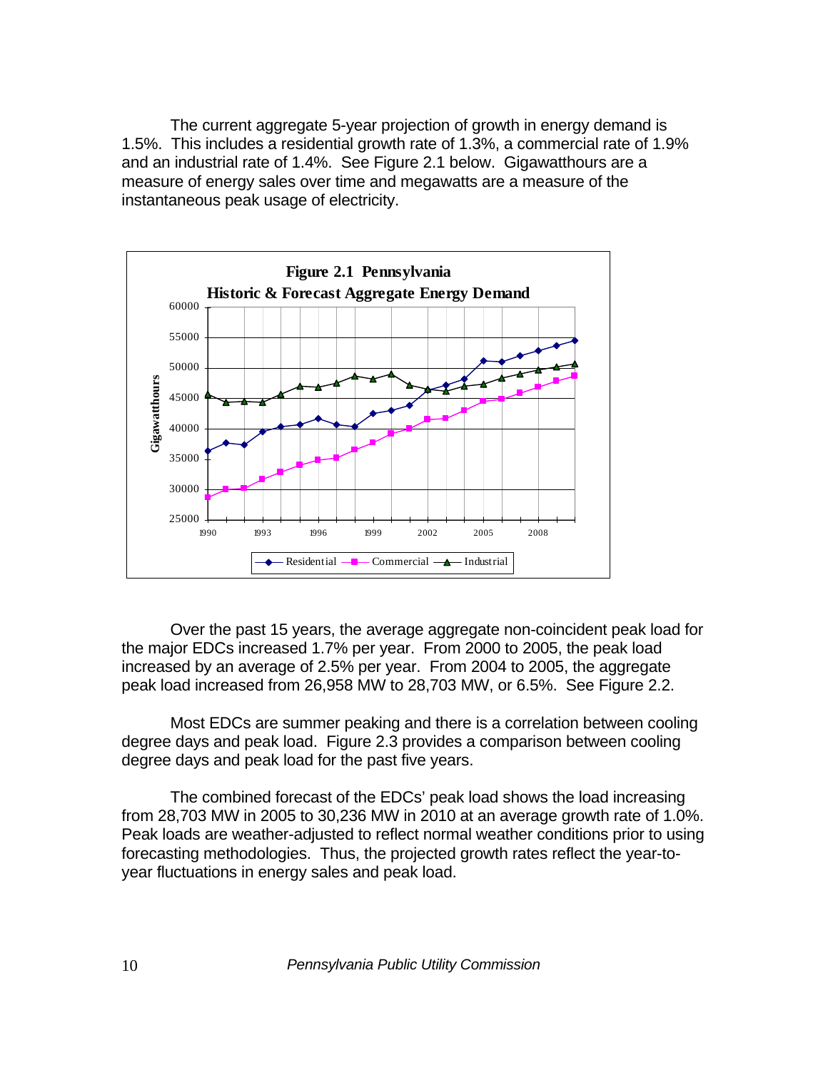The current aggregate 5-year projection of growth in energy demand is 1.5%. This includes a residential growth rate of 1.3%, a commercial rate of 1.9% and an industrial rate of 1.4%. See Figure 2.1 below. Gigawatthours are a measure of energy sales over time and megawatts are a measure of the instantaneous peak usage of electricity.

**Figure 2.1 Pennsylvania Historic & Forecast Aggregate Energy Demand**

Over the past 15 years, the average aggregate non-coincident peak load for the major EDCs increased 1.7% per year. From 2000 to 2005, the peak load increased by an average of 2.5% per year. From 2004 to 2005, the aggregate peak load increased from 26,958 MW to 28,703 MW, or 6.5%. See Figure 2.2.

Most EDCs are summer peaking and there is a correlation between cooling degree days and peak load. Figure 2.3 provides a comparison between cooling degree days and peak load for the past five years.

The combined forecast of the EDCs' peak load shows the load increasing from 28,703 MW in 2005 to 30,236 MW in 2010 at an average growth rate of 1.0%. Peak loads are weather-adjusted to reflect normal weather conditions prior to using forecasting methodologies. Thus, the projected growth rates reflect the year-to-year fluctuations in energy sales and peak load.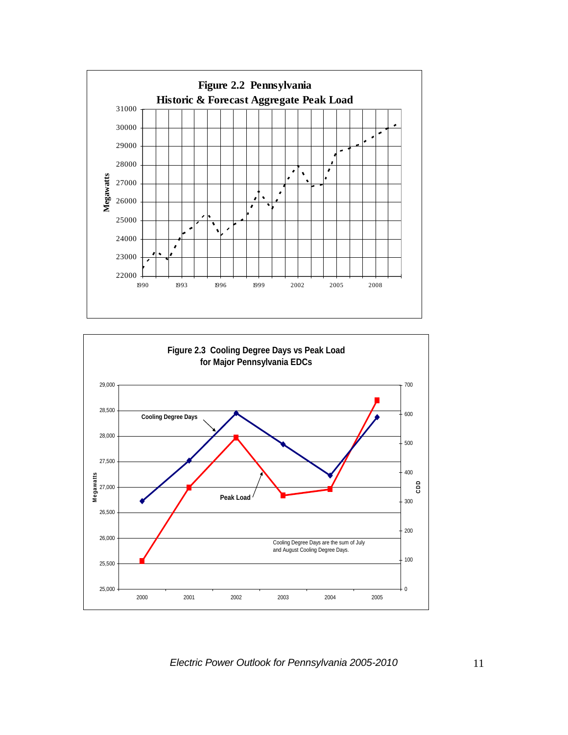**Figure 2.2 Pennsylvania Historic & Forecast Aggregate Peak Load**

**Figure 2.3 Cooling Degree Days vs Peak Load for Major Pennsylvania EDCs**

Cooling Degree Days are the sum of July and August Cooling Degree Days.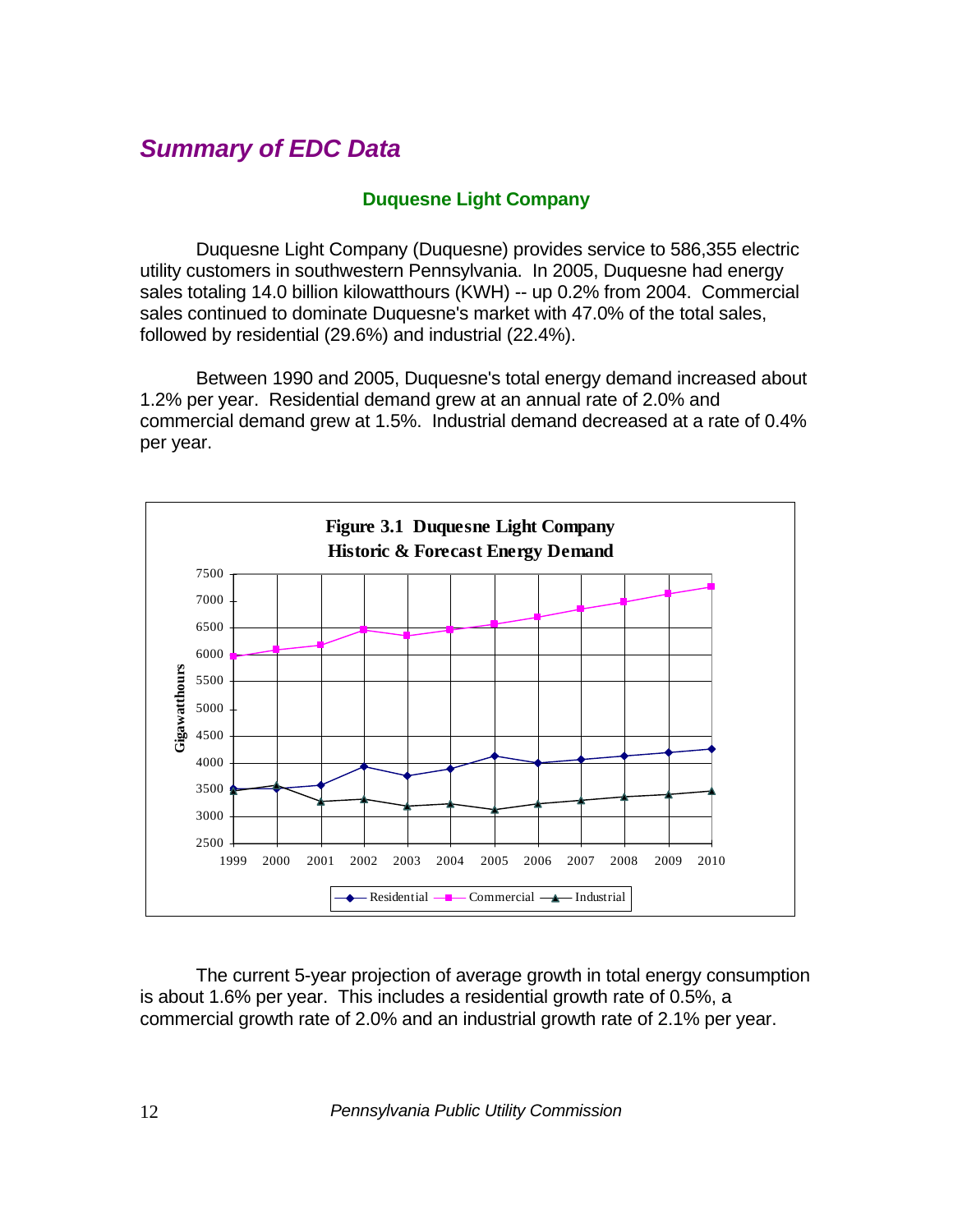## *Summary of EDC Data*

### Duquesne Light Company

Duquesne Light Company (Duquesne) provides service to 586,355 electric utility customers in southwestern Pennsylvania. In 2005, Duquesne had energy sales totaling 14.0 billion kilowatthours (KWH) -- up 0.2% from 2004. Commercial sales continued to dominate Duquesne's market with 47.0% of the total sales, followed by residential (29.6%) and industrial (22.4%).

Between 1990 and 2005, Duquesne's total energy demand increased about 1.2% per year. Residential demand grew at an annual rate of 2.0% and commercial demand grew at 1.5%. Industrial demand decreased at a rate of 0.4% per year.

**Figure 3.1 Duquesne Light Company Historic & Forecast Energy Demand**

The current 5-year projection of average growth in total energy consumption is about 1.6% per year. This includes a residential growth rate of 0.5%, a commercial growth rate of 2.0% and an industrial growth rate of 2.1% per year.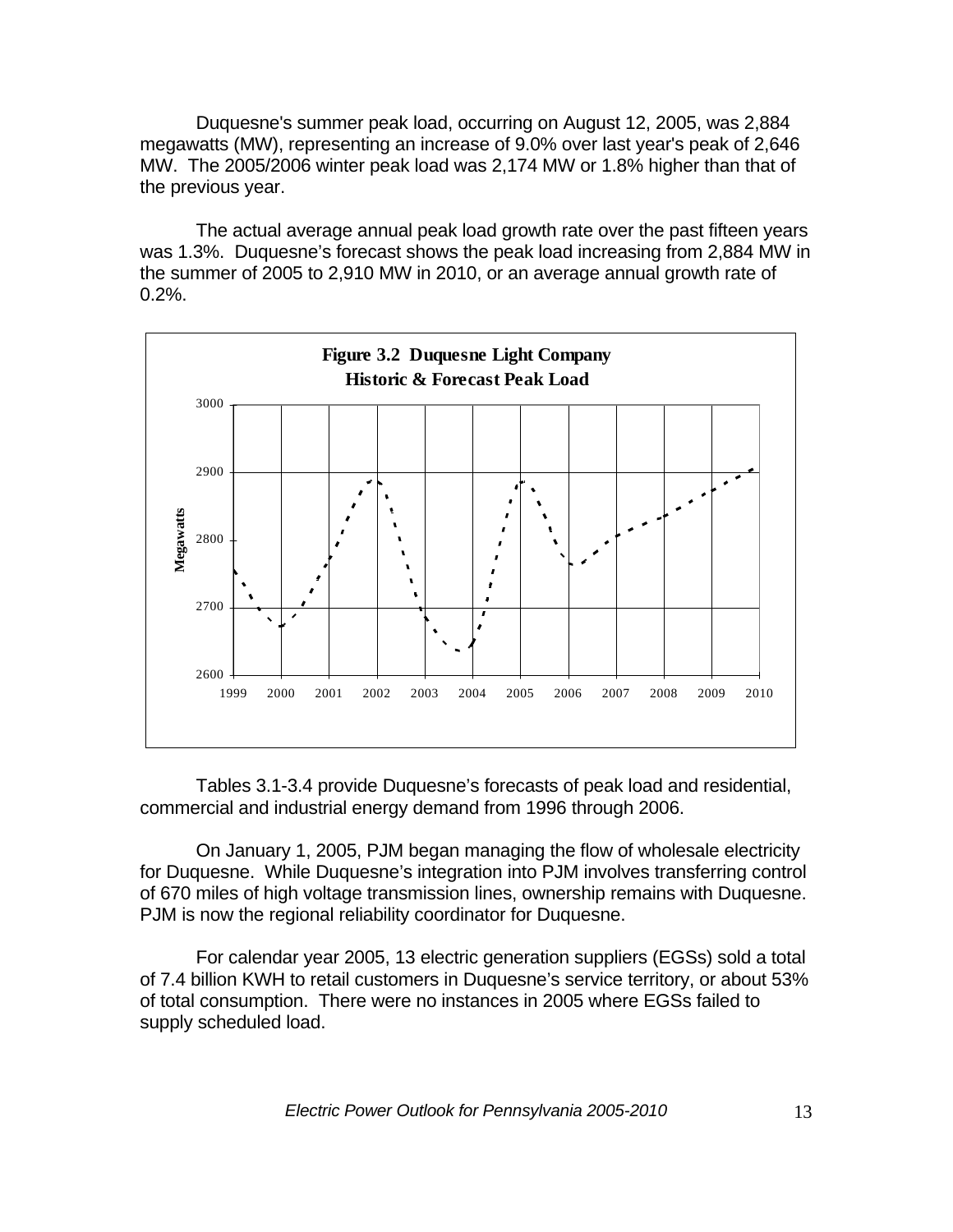Duquesne's summer peak load, occurring on August 12, 2005, was 2,884 megawatts (MW), representing an increase of 9.0% over last year's peak of 2,646 MW. The 2005/2006 winter peak load was 2,174 MW or 1.8% higher than that of the previous year.

The actual average annual peak load growth rate over the past fifteen years was 1.3%. Duquesne's forecast shows the peak load increasing from 2,884 MW in the summer of 2005 to 2,910 MW in 2010, or an average annual growth rate of 0.2%.

**Figure 3.2 Duquesne Light Company Historic & Forecast Peak Load**

Tables 3.1-3.4 provide Duquesne's forecasts of peak load and residential, commercial and industrial energy demand from 1996 through 2006.

On January 1, 2005, PJM began managing the flow of wholesale electricity for Duquesne. While Duquesne's integration into PJM involves transferring control of 670 miles of high voltage transmission lines, ownership remains with Duquesne. PJM is now the regional reliability coordinator for Duquesne.

For calendar year 2005, 13 electric generation suppliers (EGSs) sold a total of 7.4 billion KWH to retail customers in Duquesne's service territory, or about 53% of total consumption. There were no instances in 2005 where EGSs failed to supply scheduled load.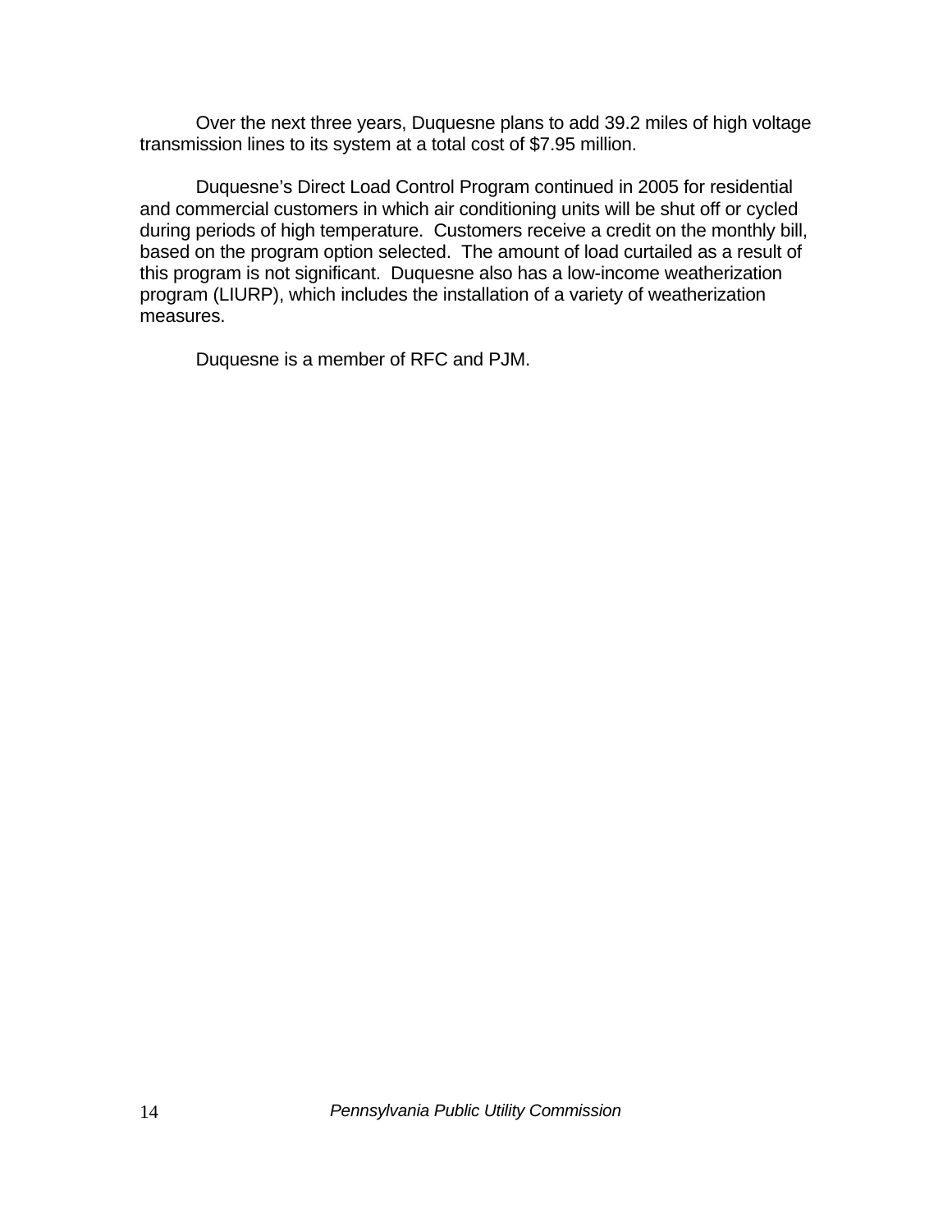Over the next three years, Duquesne plans to add 39.2 miles of high voltage transmission lines to its system at a total cost of $7.95 million.

Duquesne's Direct Load Control Program continued in 2005 for residential and commercial customers in which air conditioning units will be shut off or cycled during periods of high temperature. Customers receive a credit on the monthly bill, based on the program option selected. The amount of load curtailed as a result of this program is not significant. Duquesne also has a low-income weatherization program (LIURP), which includes the installation of a variety of weatherization measures.

Duquesne is a member of RFC and PJM.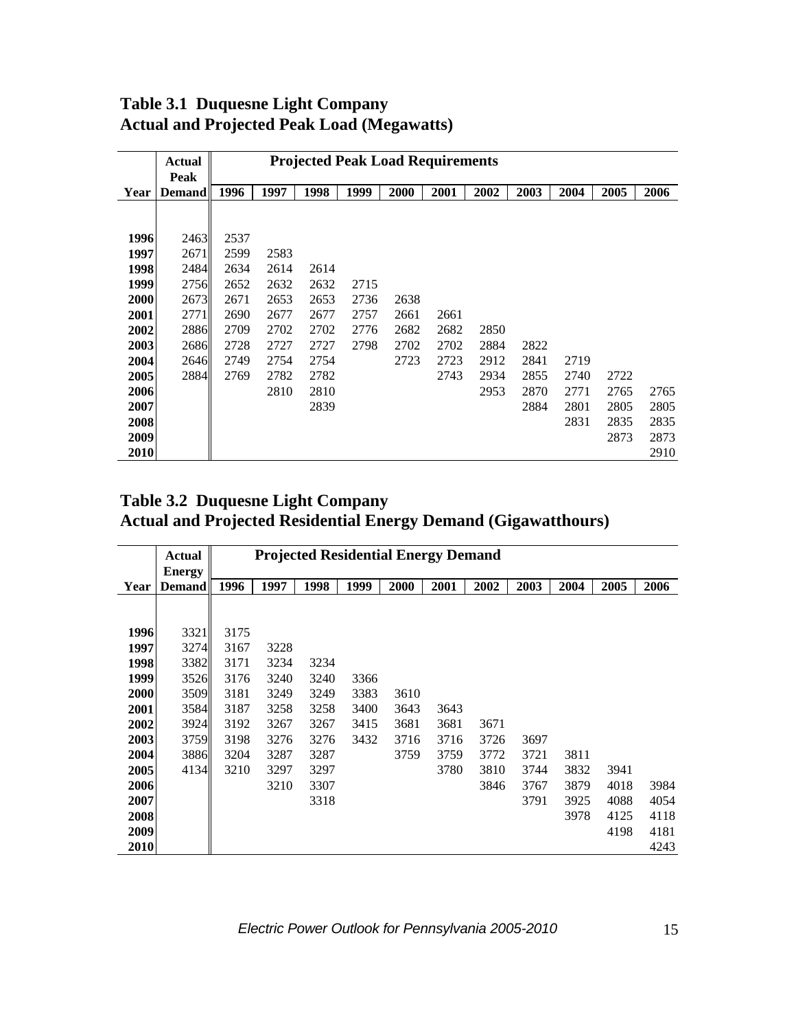## Table 3.1 Duquesne Light Company
## Actual and Projected Peak Load (Megawatts)

| Year | Actual Peak Demand | Projected Peak Load Requirements | | | | | | | | | | |
|---|---|---|---|---|---|---|---|---|---|---|---|---|
| | | 1996 | 1997 | 1998 | 1999 | 2000 | 2001 | 2002 | 2003 | 2004 | 2005 | 2006 |
| 1996 | 2463 | 2537 | | | | | | | | | | |
| 1997 | 2671 | 2599 | 2583 | | | | | | | | | |
| 1998 | 2484 | 2634 | 2614 | 2614 | | | | | | | | |
| 1999 | 2756 | 2652 | 2632 | 2632 | 2715 | | | | | | | |
| 2000 | 2673 | 2671 | 2653 | 2653 | 2736 | 2638 | | | | | | |
| 2001 | 2771 | 2690 | 2677 | 2677 | 2757 | 2661 | 2661 | | | | | |
| 2002 | 2886 | 2709 | 2702 | 2702 | 2776 | 2682 | 2682 | 2850 | | | | |
| 2003 | 2686 | 2728 | 2727 | 2727 | 2798 | 2702 | 2702 | 2884 | 2822 | | | |
| 2004 | 2646 | 2749 | 2754 | 2754 | | 2723 | 2723 | 2912 | 2841 | 2719 | | |
| 2005 | 2884 | 2769 | 2782 | 2782 | | | 2743 | 2934 | 2855 | 2740 | 2722 | |
| 2006 | | | 2810 | 2810 | | | | 2953 | 2870 | 2771 | 2765 | 2765 |
| 2007 | | | | 2839 | | | | | 2884 | 2801 | 2805 | 2805 |
| 2008 | | | | | | | | | | 2831 | 2835 | 2835 |
| 2009 | | | | | | | | | | | 2873 | 2873 |
| 2010 | | | | | | | | | | | | 2910 |

## Table 3.2 Duquesne Light Company
## Actual and Projected Residential Energy Demand (Gigawatthours)

| Year | Actual Energy Demand | Projected Residential Energy Demand | | | | | | | | | | |
|---|---|---|---|---|---|---|---|---|---|---|---|---|
| | | 1996 | 1997 | 1998 | 1999 | 2000 | 2001 | 2002 | 2003 | 2004 | 2005 | 2006 |
| 1996 | 3321 | 3175 | | | | | | | | | | |
| 1997 | 3274 | 3167 | 3228 | | | | | | | | | |
| 1998 | 3382 | 3171 | 3234 | 3234 | | | | | | | | |
| 1999 | 3526 | 3176 | 3240 | 3240 | 3366 | | | | | | | |
| 2000 | 3509 | 3181 | 3249 | 3249 | 3383 | 3610 | | | | | | |
| 2001 | 3584 | 3187 | 3258 | 3258 | 3400 | 3643 | 3643 | | | | | |
| 2002 | 3924 | 3192 | 3267 | 3267 | 3415 | 3681 | 3681 | 3671 | | | | |
| 2003 | 3759 | 3198 | 3276 | 3276 | 3432 | 3716 | 3716 | 3726 | 3697 | | | |
| 2004 | 3886 | 3204 | 3287 | 3287 | | 3759 | 3759 | 3772 | 3721 | 3811 | | |
| 2005 | 4134 | 3210 | 3297 | 3297 | | | 3780 | 3810 | 3744 | 3832 | 3941 | |
| 2006 | | | 3210 | 3307 | | | | 3846 | 3767 | 3879 | 4018 | 3984 |
| 2007 | | | | 3318 | | | | | 3791 | 3925 | 4088 | 4054 |
| 2008 | | | | | | | | | | 3978 | 4125 | 4118 |
| 2009 | | | | | | | | | | | 4198 | 4181 |
| 2010 | | | | | | | | | | | | 4243 |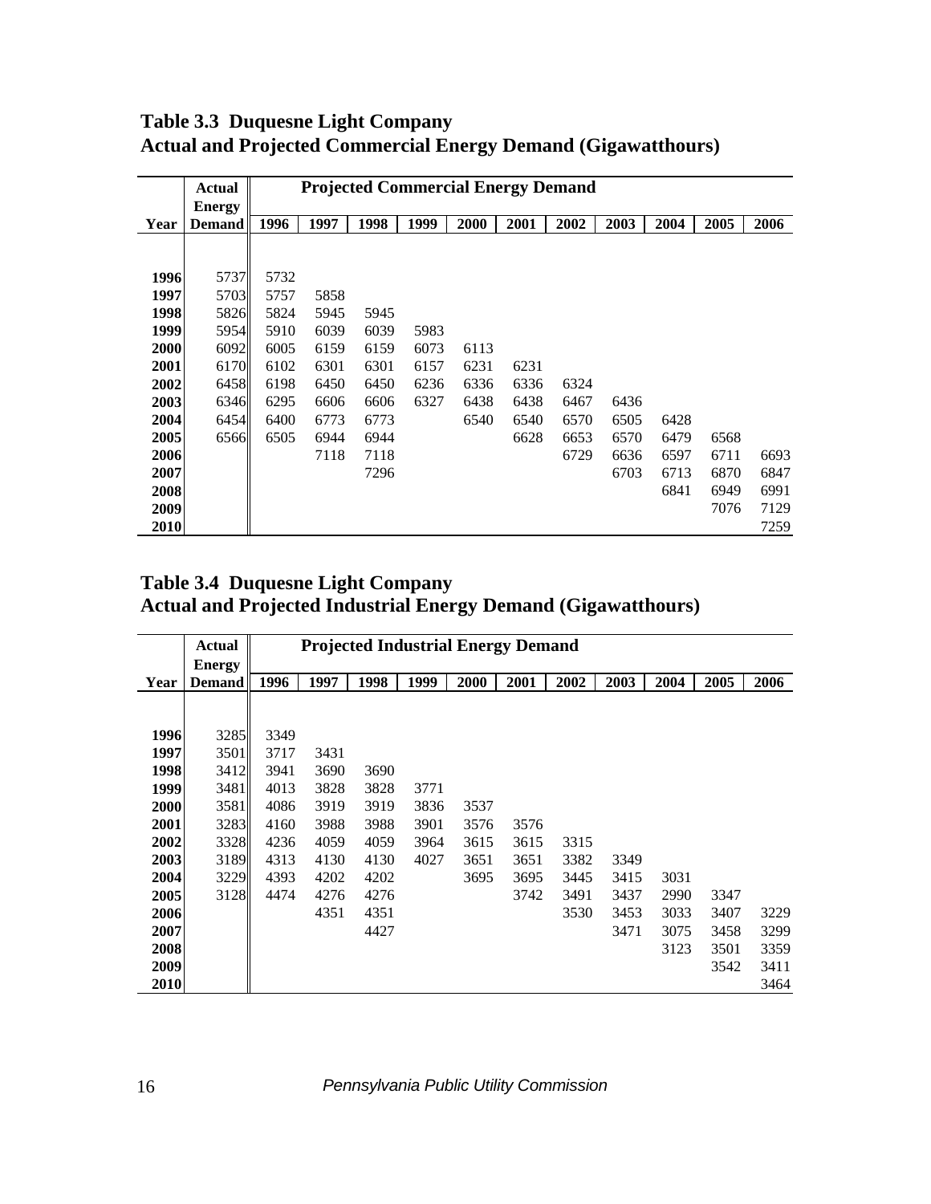## Table 3.3 Duquesne Light Company
## Actual and Projected Commercial Energy Demand (Gigawatthours)

| Year | Actual Energy Demand | Projected Commercial Energy Demand | | | | | | | | | | |
|---|---|---|---|---|---|---|---|---|---|---|---|---|
| | | 1996 | 1997 | 1998 | 1999 | 2000 | 2001 | 2002 | 2003 | 2004 | 2005 | 2006 |
| 1996 | 5737 | 5732 | | | | | | | | | | |
| 1997 | 5703 | 5757 | 5858 | | | | | | | | | |
| 1998 | 5826 | 5824 | 5945 | 5945 | | | | | | | | |
| 1999 | 5954 | 5910 | 6039 | 6039 | 5983 | | | | | | | |
| 2000 | 6092 | 6005 | 6159 | 6159 | 6073 | 6113 | | | | | | |
| 2001 | 6170 | 6102 | 6301 | 6301 | 6157 | 6231 | 6231 | | | | | |
| 2002 | 6458 | 6198 | 6450 | 6450 | 6236 | 6336 | 6336 | 6324 | | | | |
| 2003 | 6346 | 6295 | 6606 | 6606 | 6327 | 6438 | 6438 | 6467 | 6436 | | | |
| 2004 | 6454 | 6400 | 6773 | 6773 | | 6540 | 6540 | 6570 | 6505 | 6428 | | |
| 2005 | 6566 | 6505 | 6944 | 6944 | | | 6628 | 6653 | 6570 | 6479 | 6568 | |
| 2006 | | | 7118 | 7118 | | | | 6729 | 6636 | 6597 | 6711 | 6693 |
| 2007 | | | | 7296 | | | | | 6703 | 6713 | 6870 | 6847 |
| 2008 | | | | | | | | | | 6841 | 6949 | 6991 |
| 2009 | | | | | | | | | | | 7076 | 7129 |
| 2010 | | | | | | | | | | | | 7259 |

## Table 3.4 Duquesne Light Company
## Actual and Projected Industrial Energy Demand (Gigawatthours)

| Year | Actual Energy Demand | Projected Industrial Energy Demand | | | | | | | | | | |
|---|---|---|---|---|---|---|---|---|---|---|---|---|
| | | 1996 | 1997 | 1998 | 1999 | 2000 | 2001 | 2002 | 2003 | 2004 | 2005 | 2006 |
| 1996 | 3285 | 3349 | | | | | | | | | | |
| 1997 | 3501 | 3717 | 3431 | | | | | | | | | |
| 1998 | 3412 | 3941 | 3690 | 3690 | | | | | | | | |
| 1999 | 3481 | 4013 | 3828 | 3828 | 3771 | | | | | | | |
| 2000 | 3581 | 4086 | 3919 | 3919 | 3836 | 3537 | | | | | | |
| 2001 | 3283 | 4160 | 3988 | 3988 | 3901 | 3576 | 3576 | | | | | |
| 2002 | 3328 | 4236 | 4059 | 4059 | 3964 | 3615 | 3615 | 3315 | | | | |
| 2003 | 3189 | 4313 | 4130 | 4130 | 4027 | 3651 | 3651 | 3382 | 3349 | | | |
| 2004 | 3229 | 4393 | 4202 | 4202 | | 3695 | 3695 | 3445 | 3415 | 3031 | | |
| 2005 | 3128 | 4474 | 4276 | 4276 | | | 3742 | 3491 | 3437 | 2990 | 3347 | |
| 2006 | | | 4351 | 4351 | | | | 3530 | 3453 | 3033 | 3407 | 3229 |
| 2007 | | | | 4427 | | | | | 3471 | 3075 | 3458 | 3299 |
| 2008 | | | | | | | | | | 3123 | 3501 | 3359 |
| 2009 | | | | | | | | | | | 3542 | 3411 |
| 2010 | | | | | | | | | | | | 3464 |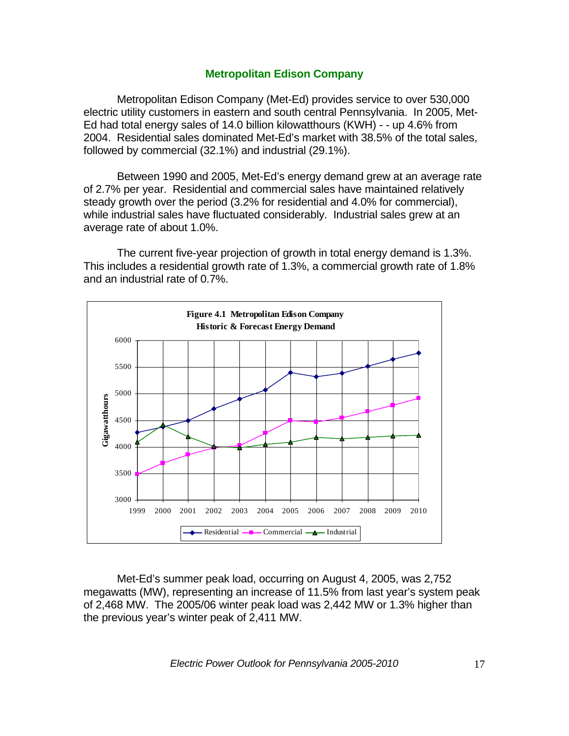## Metropolitan Edison Company

Metropolitan Edison Company (Met-Ed) provides service to over 530,000 electric utility customers in eastern and south central Pennsylvania. In 2005, Met-Ed had total energy sales of 14.0 billion kilowatthours (KWH) - - up 4.6% from 2004. Residential sales dominated Met-Ed's market with 38.5% of the total sales, followed by commercial (32.1%) and industrial (29.1%).

Between 1990 and 2005, Met-Ed's energy demand grew at an average rate of 2.7% per year. Residential and commercial sales have maintained relatively steady growth over the period (3.2% for residential and 4.0% for commercial), while industrial sales have fluctuated considerably. Industrial sales grew at an average rate of about 1.0%.

The current five-year projection of growth in total energy demand is 1.3%. This includes a residential growth rate of 1.3%, a commercial growth rate of 1.8% and an industrial rate of 0.7%.

**Figure 4.1 Metropolitan Edison Company**
**Historic & Forecast Energy Demand**

Met-Ed's summer peak load, occurring on August 4, 2005, was 2,752 megawatts (MW), representing an increase of 11.5% from last year's system peak of 2,468 MW. The 2005/06 winter peak load was 2,442 MW or 1.3% higher than the previous year's winter peak of 2,411 MW.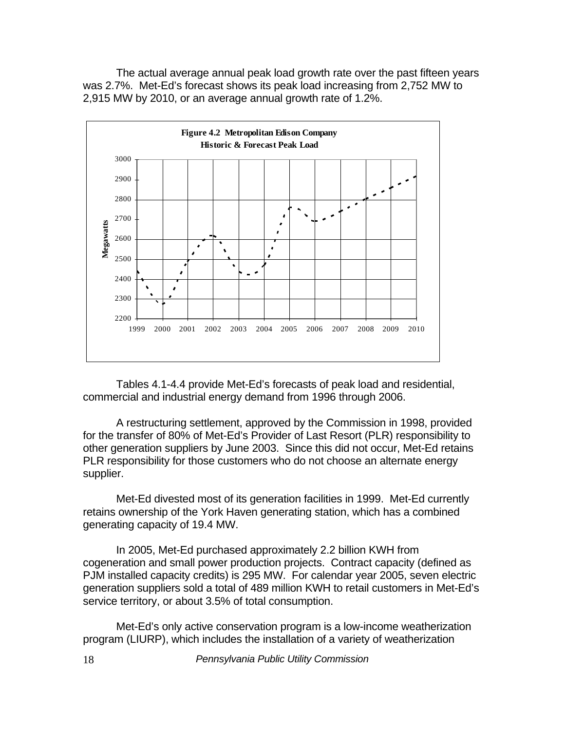The actual average annual peak load growth rate over the past fifteen years was 2.7%. Met-Ed's forecast shows its peak load increasing from 2,752 MW to 2,915 MW by 2010, or an average annual growth rate of 1.2%.

**Figure 4.2 Metropolitan Edison Company Historic & Forecast Peak Load**

Tables 4.1-4.4 provide Met-Ed's forecasts of peak load and residential, commercial and industrial energy demand from 1996 through 2006.

A restructuring settlement, approved by the Commission in 1998, provided for the transfer of 80% of Met-Ed's Provider of Last Resort (PLR) responsibility to other generation suppliers by June 2003. Since this did not occur, Met-Ed retains PLR responsibility for those customers who do not choose an alternate energy supplier.

Met-Ed divested most of its generation facilities in 1999. Met-Ed currently retains ownership of the York Haven generating station, which has a combined generating capacity of 19.4 MW.

In 2005, Met-Ed purchased approximately 2.2 billion KWH from cogeneration and small power production projects. Contract capacity (defined as PJM installed capacity credits) is 295 MW. For calendar year 2005, seven electric generation suppliers sold a total of 489 million KWH to retail customers in Met-Ed's service territory, or about 3.5% of total consumption.

Met-Ed's only active conservation program is a low-income weatherization program (LIURP), which includes the installation of a variety of weatherization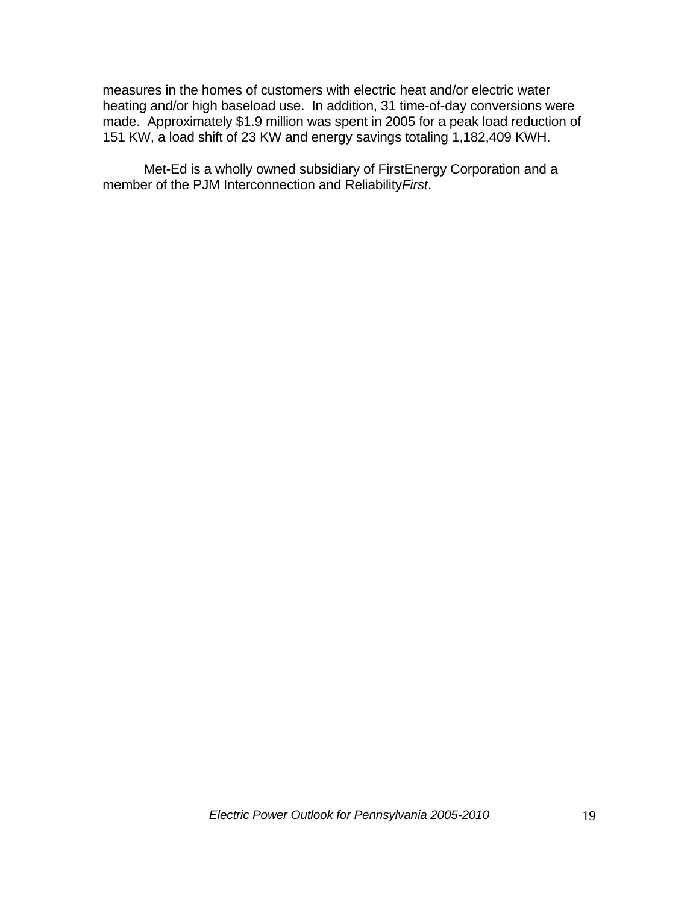measures in the homes of customers with electric heat and/or electric water heating and/or high baseload use.  In addition, 31 time-of-day conversions were made.  Approximately $1.9 million was spent in 2005 for a peak load reduction of 151 KW, a load shift of 23 KW and energy savings totaling 1,182,409 KWH.

Met-Ed is a wholly owned subsidiary of FirstEnergy Corporation and a member of the PJM Interconnection and Reliability*First*.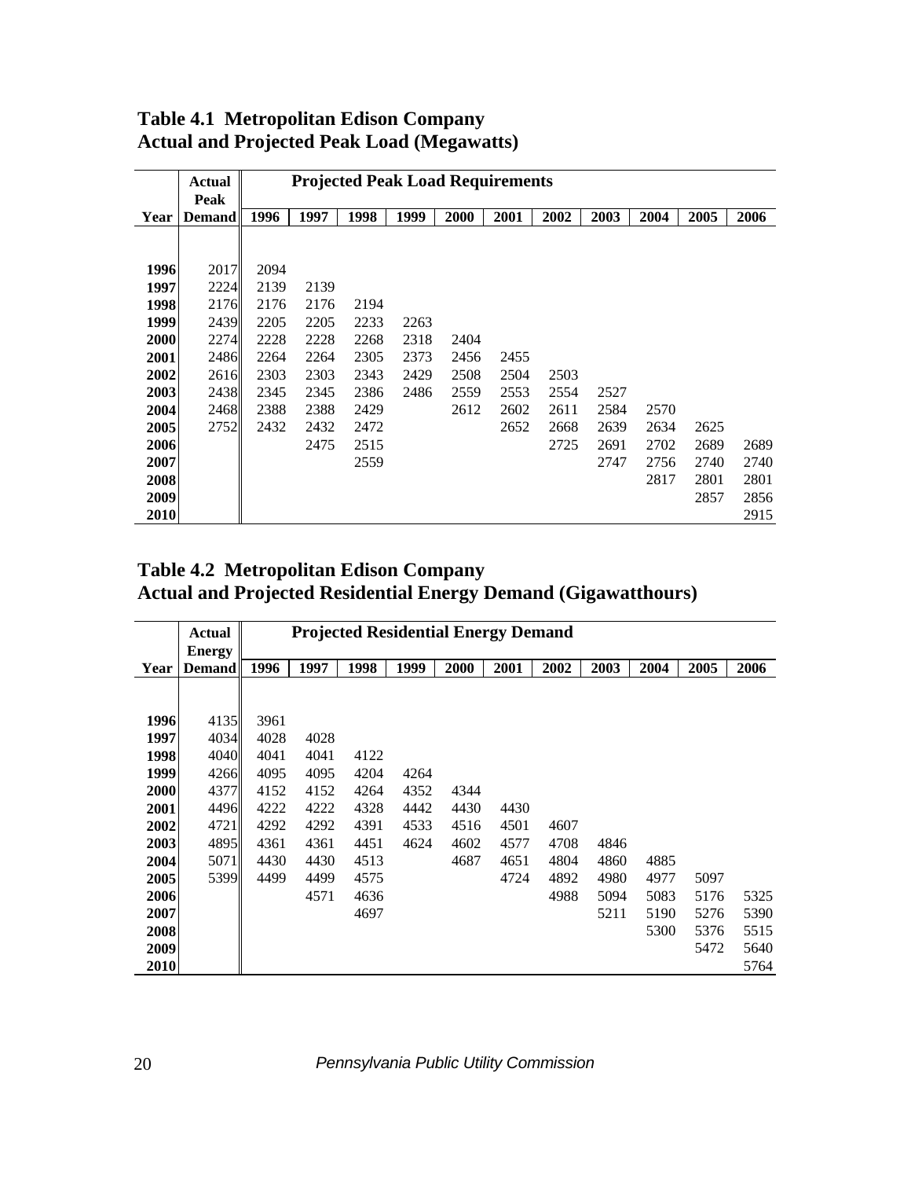**Table 4.1 Metropolitan Edison Company**
**Actual and Projected Peak Load (Megawatts)**

| | Actual Peak | Projected Peak Load Requirements | | | | | | | | | | |
|---|---|---|---|---|---|---|---|---|---|---|---|---|
| Year | Demand | 1996 | 1997 | 1998 | 1999 | 2000 | 2001 | 2002 | 2003 | 2004 | 2005 | 2006 |
| 1996 | 2017 | 2094 | | | | | | | | | | |
| 1997 | 2224 | 2139 | 2139 | | | | | | | | | |
| 1998 | 2176 | 2176 | 2176 | 2194 | | | | | | | | |
| 1999 | 2439 | 2205 | 2205 | 2233 | 2263 | | | | | | | |
| 2000 | 2274 | 2228 | 2228 | 2268 | 2318 | 2404 | | | | | | |
| 2001 | 2486 | 2264 | 2264 | 2305 | 2373 | 2456 | 2455 | | | | | |
| 2002 | 2616 | 2303 | 2303 | 2343 | 2429 | 2508 | 2504 | 2503 | | | | |
| 2003 | 2438 | 2345 | 2345 | 2386 | 2486 | 2559 | 2553 | 2554 | 2527 | | | |
| 2004 | 2468 | 2388 | 2388 | 2429 | | 2612 | 2602 | 2611 | 2584 | 2570 | | |
| 2005 | 2752 | 2432 | 2432 | 2472 | | | 2652 | 2668 | 2639 | 2634 | 2625 | |
| 2006 | | | 2475 | 2515 | | | | 2725 | 2691 | 2702 | 2689 | 2689 |
| 2007 | | | | 2559 | | | | | 2747 | 2756 | 2740 | 2740 |
| 2008 | | | | | | | | | | 2817 | 2801 | 2801 |
| 2009 | | | | | | | | | | | 2857 | 2856 |
| 2010 | | | | | | | | | | | | 2915 |

**Table 4.2 Metropolitan Edison Company**
**Actual and Projected Residential Energy Demand (Gigawatthours)**

| | Actual Energy | Projected Residential Energy Demand | | | | | | | | | | |
|---|---|---|---|---|---|---|---|---|---|---|---|---|
| Year | Demand | 1996 | 1997 | 1998 | 1999 | 2000 | 2001 | 2002 | 2003 | 2004 | 2005 | 2006 |
| 1996 | 4135 | 3961 | | | | | | | | | | |
| 1997 | 4034 | 4028 | 4028 | | | | | | | | | |
| 1998 | 4040 | 4041 | 4041 | 4122 | | | | | | | | |
| 1999 | 4266 | 4095 | 4095 | 4204 | 4264 | | | | | | | |
| 2000 | 4377 | 4152 | 4152 | 4264 | 4352 | 4344 | | | | | | |
| 2001 | 4496 | 4222 | 4222 | 4328 | 4442 | 4430 | 4430 | | | | | |
| 2002 | 4721 | 4292 | 4292 | 4391 | 4533 | 4516 | 4501 | 4607 | | | | |
| 2003 | 4895 | 4361 | 4361 | 4451 | 4624 | 4602 | 4577 | 4708 | 4846 | | | |
| 2004 | 5071 | 4430 | 4430 | 4513 | | 4687 | 4651 | 4804 | 4860 | 4885 | | |
| 2005 | 5399 | 4499 | 4499 | 4575 | | | 4724 | 4892 | 4980 | 4977 | 5097 | |
| 2006 | | | 4571 | 4636 | | | | 4988 | 5094 | 5083 | 5176 | 5325 |
| 2007 | | | | 4697 | | | | | 5211 | 5190 | 5276 | 5390 |
| 2008 | | | | | | | | | | 5300 | 5376 | 5515 |
| 2009 | | | | | | | | | | | 5472 | 5640 |
| 2010 | | | | | | | | | | | | 5764 |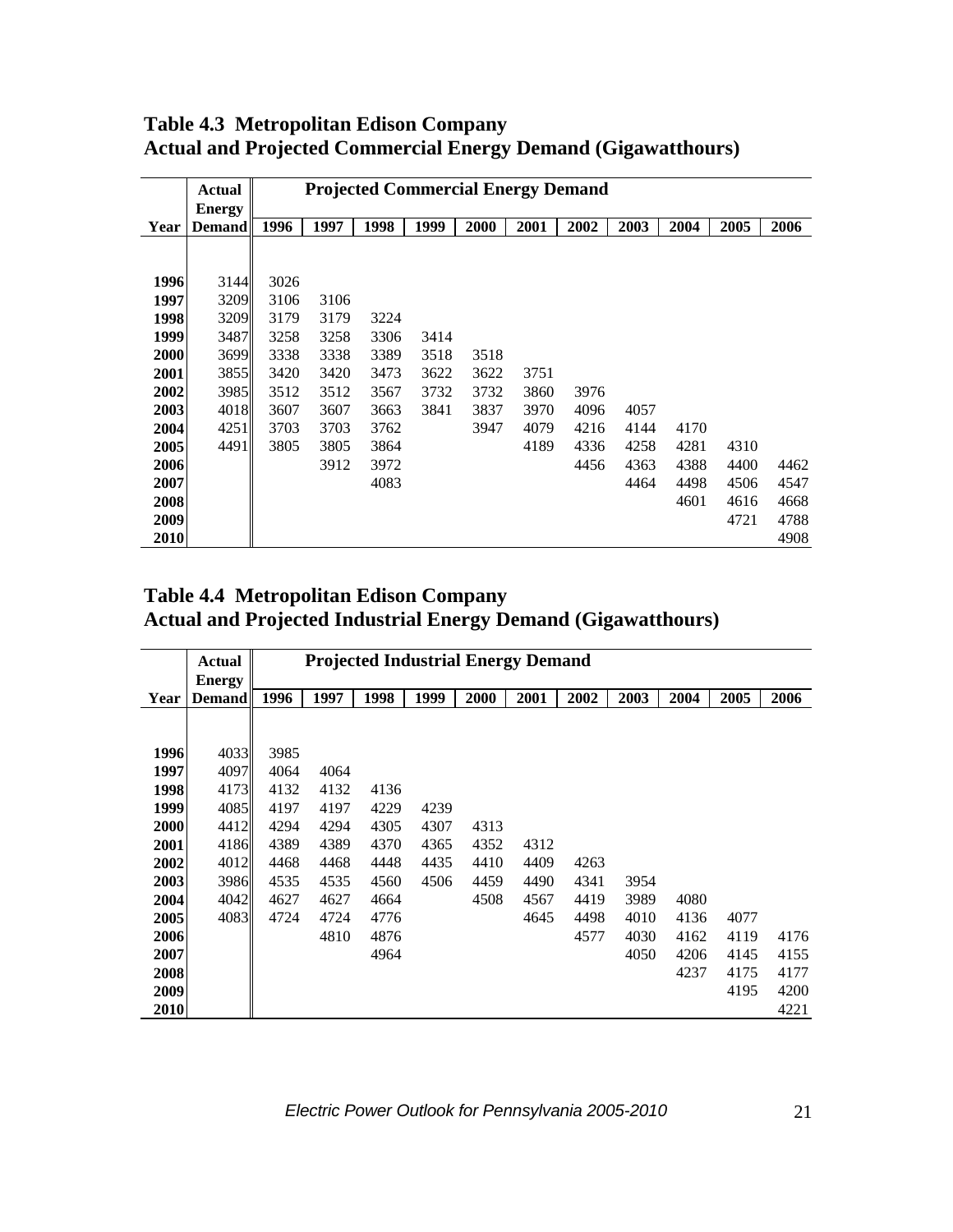## Table 4.3 Metropolitan Edison Company
## Actual and Projected Commercial Energy Demand (Gigawatthours)

| | Actual Energy | Projected Commercial Energy Demand | | | | | | | | | | |
|---|---|---|---|---|---|---|---|---|---|---|---|---|
| Year | Demand | 1996 | 1997 | 1998 | 1999 | 2000 | 2001 | 2002 | 2003 | 2004 | 2005 | 2006 |
| 1996 | 3144 | 3026 | | | | | | | | | | |
| 1997 | 3209 | 3106 | 3106 | | | | | | | | | |
| 1998 | 3209 | 3179 | 3179 | 3224 | | | | | | | | |
| 1999 | 3487 | 3258 | 3258 | 3306 | 3414 | | | | | | | |
| 2000 | 3699 | 3338 | 3338 | 3389 | 3518 | 3518 | | | | | | |
| 2001 | 3855 | 3420 | 3420 | 3473 | 3622 | 3622 | 3751 | | | | | |
| 2002 | 3985 | 3512 | 3512 | 3567 | 3732 | 3732 | 3860 | 3976 | | | | |
| 2003 | 4018 | 3607 | 3607 | 3663 | 3841 | 3837 | 3970 | 4096 | 4057 | | | |
| 2004 | 4251 | 3703 | 3703 | 3762 | | 3947 | 4079 | 4216 | 4144 | 4170 | | |
| 2005 | 4491 | 3805 | 3805 | 3864 | | | 4189 | 4336 | 4258 | 4281 | 4310 | |
| 2006 | | | 3912 | 3972 | | | | 4456 | 4363 | 4388 | 4400 | 4462 |
| 2007 | | | | 4083 | | | | | 4464 | 4498 | 4506 | 4547 |
| 2008 | | | | | | | | | | 4601 | 4616 | 4668 |
| 2009 | | | | | | | | | | | 4721 | 4788 |
| 2010 | | | | | | | | | | | | 4908 |

## Table 4.4 Metropolitan Edison Company
## Actual and Projected Industrial Energy Demand (Gigawatthours)

| | Actual Energy | Projected Industrial Energy Demand | | | | | | | | | | |
|---|---|---|---|---|---|---|---|---|---|---|---|---|
| Year | Demand | 1996 | 1997 | 1998 | 1999 | 2000 | 2001 | 2002 | 2003 | 2004 | 2005 | 2006 |
| 1996 | 4033 | 3985 | | | | | | | | | | |
| 1997 | 4097 | 4064 | 4064 | | | | | | | | | |
| 1998 | 4173 | 4132 | 4132 | 4136 | | | | | | | | |
| 1999 | 4085 | 4197 | 4197 | 4229 | 4239 | | | | | | | |
| 2000 | 4412 | 4294 | 4294 | 4305 | 4307 | 4313 | | | | | | |
| 2001 | 4186 | 4389 | 4389 | 4370 | 4365 | 4352 | 4312 | | | | | |
| 2002 | 4012 | 4468 | 4468 | 4448 | 4435 | 4410 | 4409 | 4263 | | | | |
| 2003 | 3986 | 4535 | 4535 | 4560 | 4506 | 4459 | 4490 | 4341 | 3954 | | | |
| 2004 | 4042 | 4627 | 4627 | 4664 | | 4508 | 4567 | 4419 | 3989 | 4080 | | |
| 2005 | 4083 | 4724 | 4724 | 4776 | | | 4645 | 4498 | 4010 | 4136 | 4077 | |
| 2006 | | | 4810 | 4876 | | | | 4577 | 4030 | 4162 | 4119 | 4176 |
| 2007 | | | | 4964 | | | | | 4050 | 4206 | 4145 | 4155 |
| 2008 | | | | | | | | | | 4237 | 4175 | 4177 |
| 2009 | | | | | | | | | | | 4195 | 4200 |
| 2010 | | | | | | | | | | | | 4221 |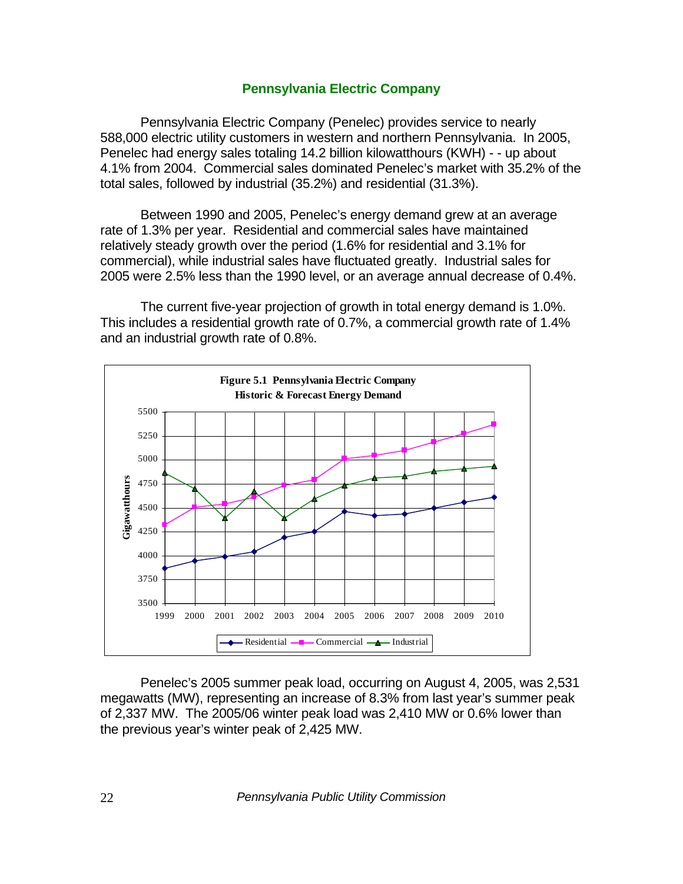## Pennsylvania Electric Company

Pennsylvania Electric Company (Penelec) provides service to nearly 588,000 electric utility customers in western and northern Pennsylvania. In 2005, Penelec had energy sales totaling 14.2 billion kilowatthours (KWH) - - up about 4.1% from 2004. Commercial sales dominated Penelec's market with 35.2% of the total sales, followed by industrial (35.2%) and residential (31.3%).

Between 1990 and 2005, Penelec's energy demand grew at an average rate of 1.3% per year. Residential and commercial sales have maintained relatively steady growth over the period (1.6% for residential and 3.1% for commercial), while industrial sales have fluctuated greatly. Industrial sales for 2005 were 2.5% less than the 1990 level, or an average annual decrease of 0.4%.

The current five-year projection of growth in total energy demand is 1.0%. This includes a residential growth rate of 0.7%, a commercial growth rate of 1.4% and an industrial growth rate of 0.8%.

**Figure 5.1 Pennsylvania Electric Company Historic & Forecast Energy Demand**

Penelec's 2005 summer peak load, occurring on August 4, 2005, was 2,531 megawatts (MW), representing an increase of 8.3% from last year's summer peak of 2,337 MW. The 2005/06 winter peak load was 2,410 MW or 0.6% lower than the previous year's winter peak of 2,425 MW.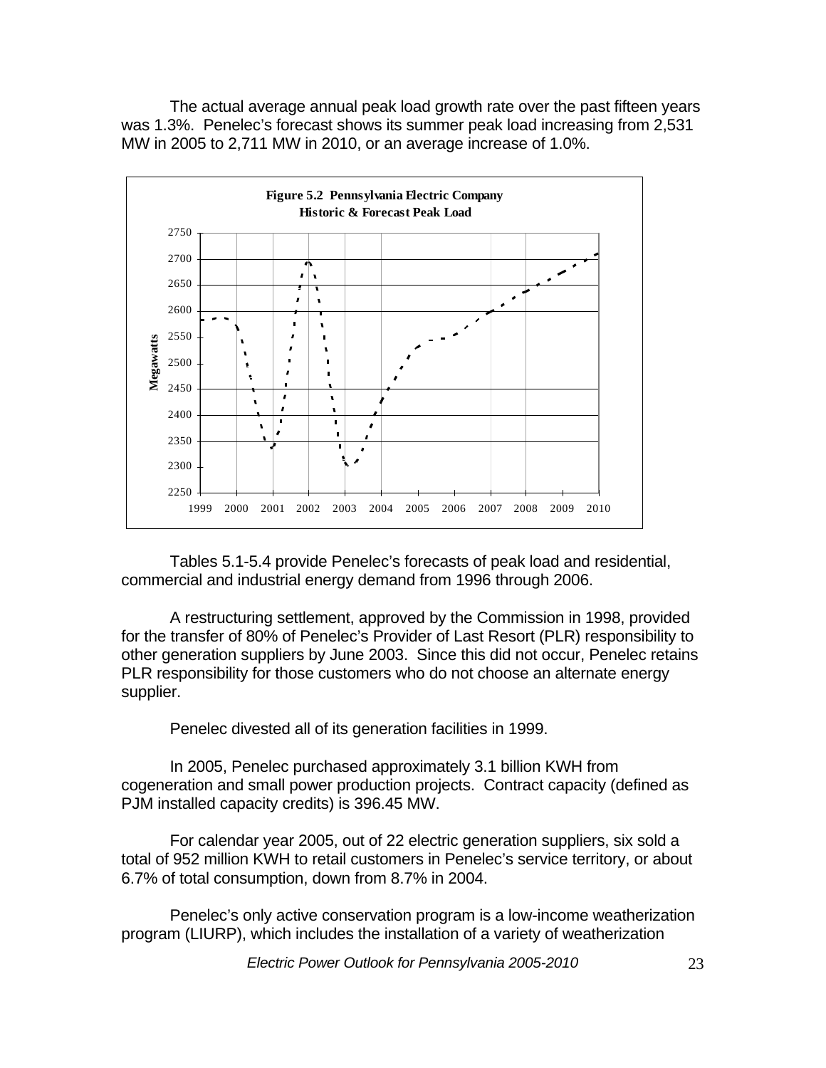The actual average annual peak load growth rate over the past fifteen years was 1.3%. Penelec's forecast shows its summer peak load increasing from 2,531 MW in 2005 to 2,711 MW in 2010, or an average increase of 1.0%.

**Figure 5.2 Pennsylvania Electric Company Historic & Forecast Peak Load**

Tables 5.1-5.4 provide Penelec's forecasts of peak load and residential, commercial and industrial energy demand from 1996 through 2006.

A restructuring settlement, approved by the Commission in 1998, provided for the transfer of 80% of Penelec's Provider of Last Resort (PLR) responsibility to other generation suppliers by June 2003. Since this did not occur, Penelec retains PLR responsibility for those customers who do not choose an alternate energy supplier.

Penelec divested all of its generation facilities in 1999.

In 2005, Penelec purchased approximately 3.1 billion KWH from cogeneration and small power production projects. Contract capacity (defined as PJM installed capacity credits) is 396.45 MW.

For calendar year 2005, out of 22 electric generation suppliers, six sold a total of 952 million KWH to retail customers in Penelec's service territory, or about 6.7% of total consumption, down from 8.7% in 2004.

Penelec's only active conservation program is a low-income weatherization program (LIURP), which includes the installation of a variety of weatherization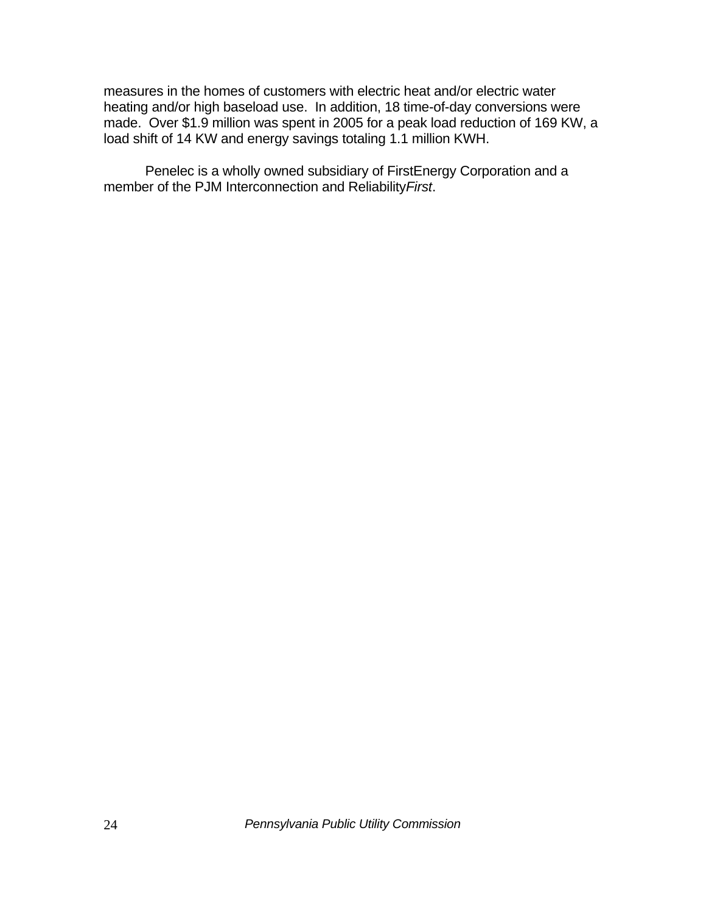measures in the homes of customers with electric heat and/or electric water heating and/or high baseload use. In addition, 18 time-of-day conversions were made. Over $1.9 million was spent in 2005 for a peak load reduction of 169 KW, a load shift of 14 KW and energy savings totaling 1.1 million KWH.

Penelec is a wholly owned subsidiary of FirstEnergy Corporation and a member of the PJM Interconnection and Reliability*First*.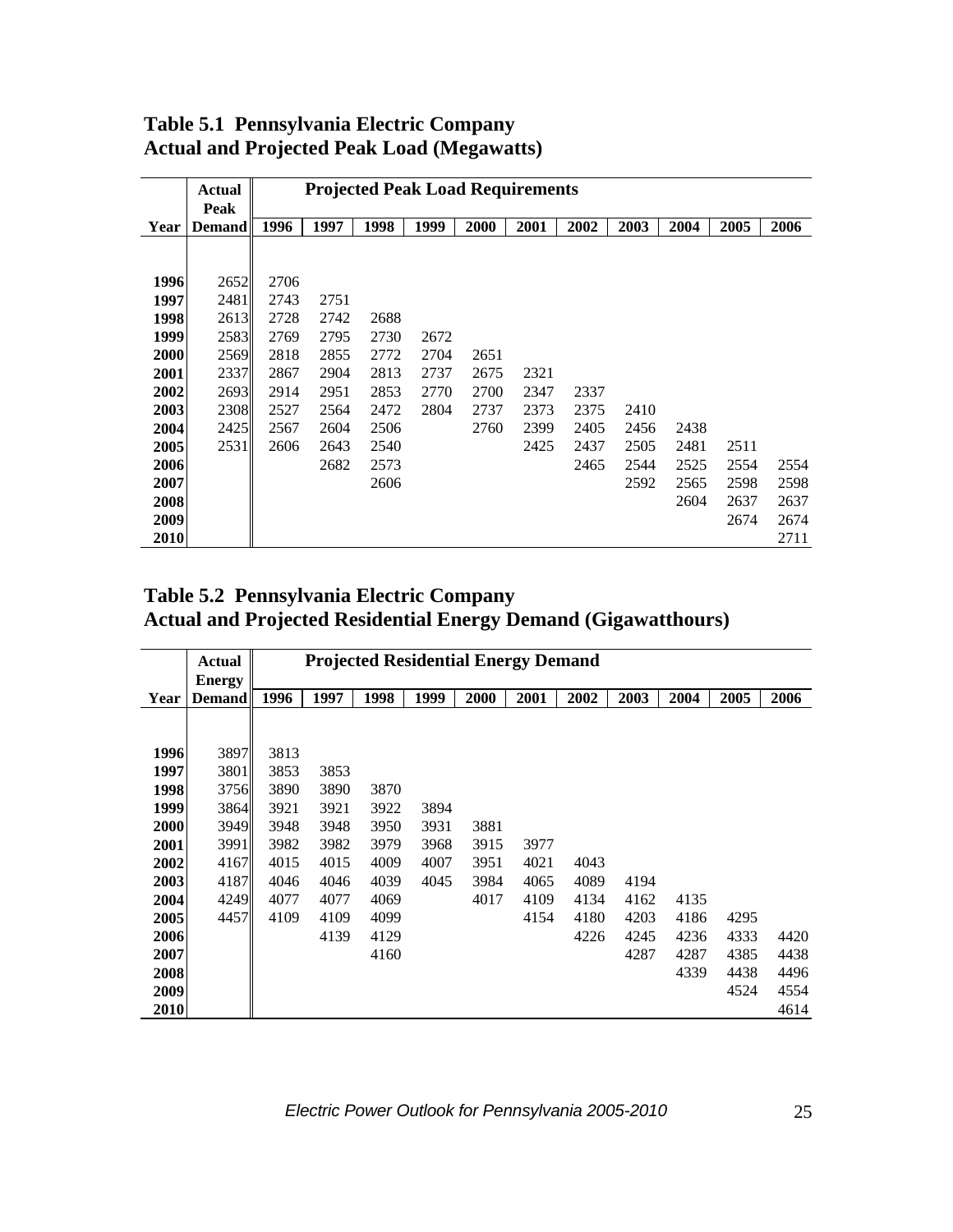**Table 5.1 Pennsylvania Electric Company**
**Actual and Projected Peak Load (Megawatts)**

| Year | Actual Peak Demand | Projected Peak Load Requirements | | | | | | | | | | |
|---|---|---|---|---|---|---|---|---|---|---|---|---|
| | | 1996 | 1997 | 1998 | 1999 | 2000 | 2001 | 2002 | 2003 | 2004 | 2005 | 2006 |
| 1996 | 2652 | 2706 | | | | | | | | | | |
| 1997 | 2481 | 2743 | 2751 | | | | | | | | | |
| 1998 | 2613 | 2728 | 2742 | 2688 | | | | | | | | |
| 1999 | 2583 | 2769 | 2795 | 2730 | 2672 | | | | | | | |
| 2000 | 2569 | 2818 | 2855 | 2772 | 2704 | 2651 | | | | | | |
| 2001 | 2337 | 2867 | 2904 | 2813 | 2737 | 2675 | 2321 | | | | | |
| 2002 | 2693 | 2914 | 2951 | 2853 | 2770 | 2700 | 2347 | 2337 | | | | |
| 2003 | 2308 | 2527 | 2564 | 2472 | 2804 | 2737 | 2373 | 2375 | 2410 | | | |
| 2004 | 2425 | 2567 | 2604 | 2506 | | 2760 | 2399 | 2405 | 2456 | 2438 | | |
| 2005 | 2531 | 2606 | 2643 | 2540 | | | 2425 | 2437 | 2505 | 2481 | 2511 | |
| 2006 | | | 2682 | 2573 | | | | 2465 | 2544 | 2525 | 2554 | 2554 |
| 2007 | | | | 2606 | | | | | 2592 | 2565 | 2598 | 2598 |
| 2008 | | | | | | | | | | 2604 | 2637 | 2637 |
| 2009 | | | | | | | | | | | 2674 | 2674 |
| 2010 | | | | | | | | | | | | 2711 |

**Table 5.2 Pennsylvania Electric Company**
**Actual and Projected Residential Energy Demand (Gigawatthours)**

| Year | Actual Energy Demand | Projected Residential Energy Demand | | | | | | | | | | |
|---|---|---|---|---|---|---|---|---|---|---|---|---|
| | | 1996 | 1997 | 1998 | 1999 | 2000 | 2001 | 2002 | 2003 | 2004 | 2005 | 2006 |
| 1996 | 3897 | 3813 | | | | | | | | | | |
| 1997 | 3801 | 3853 | 3853 | | | | | | | | | |
| 1998 | 3756 | 3890 | 3890 | 3870 | | | | | | | | |
| 1999 | 3864 | 3921 | 3921 | 3922 | 3894 | | | | | | | |
| 2000 | 3949 | 3948 | 3948 | 3950 | 3931 | 3881 | | | | | | |
| 2001 | 3991 | 3982 | 3982 | 3979 | 3968 | 3915 | 3977 | | | | | |
| 2002 | 4167 | 4015 | 4015 | 4009 | 4007 | 3951 | 4021 | 4043 | | | | |
| 2003 | 4187 | 4046 | 4046 | 4039 | 4045 | 3984 | 4065 | 4089 | 4194 | | | |
| 2004 | 4249 | 4077 | 4077 | 4069 | | 4017 | 4109 | 4134 | 4162 | 4135 | | |
| 2005 | 4457 | 4109 | 4109 | 4099 | | | 4154 | 4180 | 4203 | 4186 | 4295 | |
| 2006 | | | 4139 | 4129 | | | | 4226 | 4245 | 4236 | 4333 | 4420 |
| 2007 | | | | 4160 | | | | | 4287 | 4287 | 4385 | 4438 |
| 2008 | | | | | | | | | | 4339 | 4438 | 4496 |
| 2009 | | | | | | | | | | | 4524 | 4554 |
| 2010 | | | | | | | | | | | | 4614 |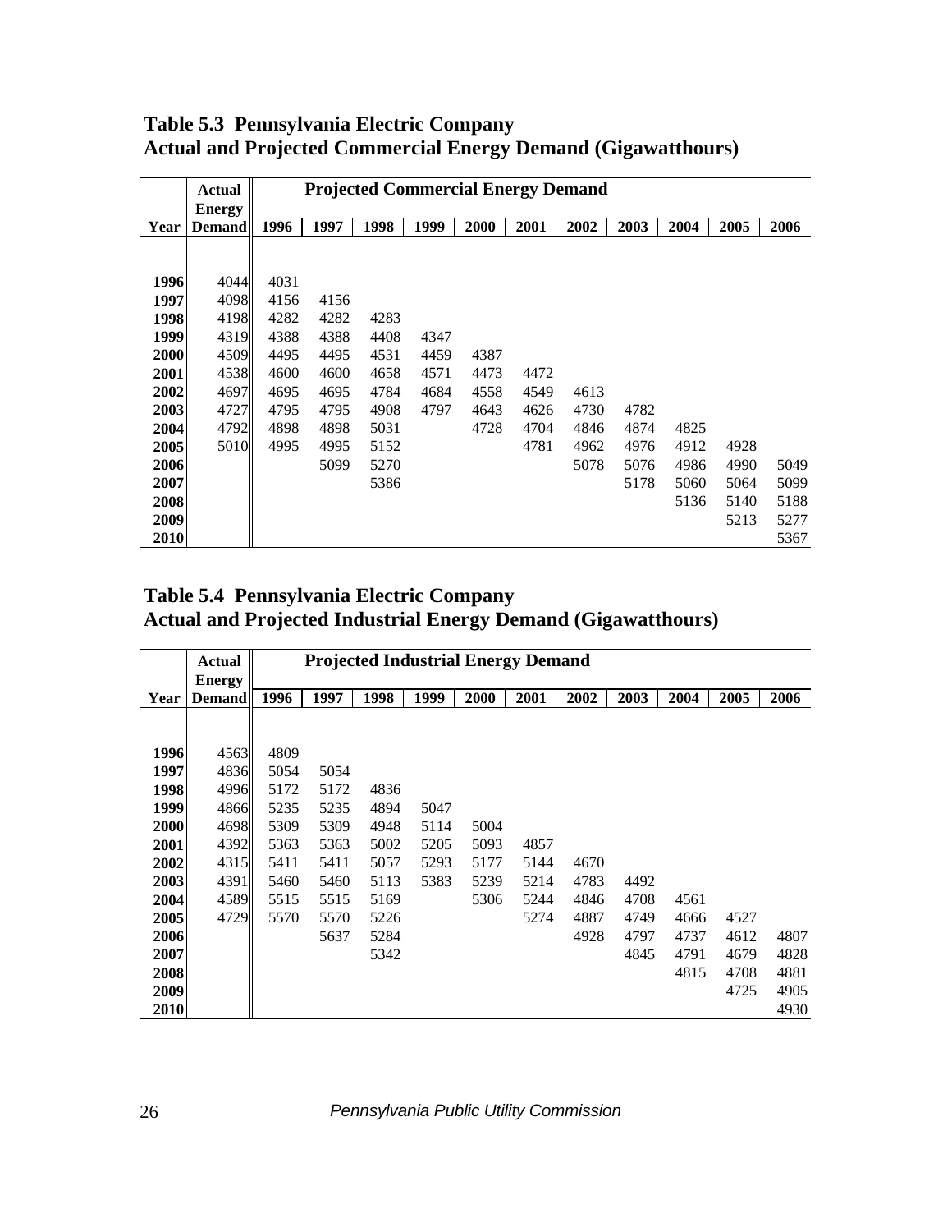**Table 5.3 Pennsylvania Electric Company**
**Actual and Projected Commercial Energy Demand (Gigawatthours)**

| Year | Actual Energy Demand | Projected Commercial Energy Demand | | | | | | | | | | |
|---|---|---|---|---|---|---|---|---|---|---|---|---|
| | | 1996 | 1997 | 1998 | 1999 | 2000 | 2001 | 2002 | 2003 | 2004 | 2005 | 2006 |
| 1996 | 4044 | 4031 | | | | | | | | | | |
| 1997 | 4098 | 4156 | 4156 | | | | | | | | | |
| 1998 | 4198 | 4282 | 4282 | 4283 | | | | | | | | |
| 1999 | 4319 | 4388 | 4388 | 4408 | 4347 | | | | | | | |
| 2000 | 4509 | 4495 | 4495 | 4531 | 4459 | 4387 | | | | | | |
| 2001 | 4538 | 4600 | 4600 | 4658 | 4571 | 4473 | 4472 | | | | | |
| 2002 | 4697 | 4695 | 4695 | 4784 | 4684 | 4558 | 4549 | 4613 | | | | |
| 2003 | 4727 | 4795 | 4795 | 4908 | 4797 | 4643 | 4626 | 4730 | 4782 | | | |
| 2004 | 4792 | 4898 | 4898 | 5031 | | 4728 | 4704 | 4846 | 4874 | 4825 | | |
| 2005 | 5010 | 4995 | 4995 | 5152 | | | 4781 | 4962 | 4976 | 4912 | 4928 | |
| 2006 | | | 5099 | 5270 | | | | 5078 | 5076 | 4986 | 4990 | 5049 |
| 2007 | | | | 5386 | | | | | 5178 | 5060 | 5064 | 5099 |
| 2008 | | | | | | | | | | 5136 | 5140 | 5188 |
| 2009 | | | | | | | | | | | 5213 | 5277 |
| 2010 | | | | | | | | | | | | 5367 |

**Table 5.4 Pennsylvania Electric Company**
**Actual and Projected Industrial Energy Demand (Gigawatthours)**

| Year | Actual Energy Demand | Projected Industrial Energy Demand | | | | | | | | | | |
|---|---|---|---|---|---|---|---|---|---|---|---|---|
| | | 1996 | 1997 | 1998 | 1999 | 2000 | 2001 | 2002 | 2003 | 2004 | 2005 | 2006 |
| 1996 | 4563 | 4809 | | | | | | | | | | |
| 1997 | 4836 | 5054 | 5054 | | | | | | | | | |
| 1998 | 4996 | 5172 | 5172 | 4836 | | | | | | | | |
| 1999 | 4866 | 5235 | 5235 | 4894 | 5047 | | | | | | | |
| 2000 | 4698 | 5309 | 5309 | 4948 | 5114 | 5004 | | | | | | |
| 2001 | 4392 | 5363 | 5363 | 5002 | 5205 | 5093 | 4857 | | | | | |
| 2002 | 4315 | 5411 | 5411 | 5057 | 5293 | 5177 | 5144 | 4670 | | | | |
| 2003 | 4391 | 5460 | 5460 | 5113 | 5383 | 5239 | 5214 | 4783 | 4492 | | | |
| 2004 | 4589 | 5515 | 5515 | 5169 | | 5306 | 5244 | 4846 | 4708 | 4561 | | |
| 2005 | 4729 | 5570 | 5570 | 5226 | | | 5274 | 4887 | 4749 | 4666 | 4527 | |
| 2006 | | | 5637 | 5284 | | | | 4928 | 4797 | 4737 | 4612 | 4807 |
| 2007 | | | | 5342 | | | | | 4845 | 4791 | 4679 | 4828 |
| 2008 | | | | | | | | | | 4815 | 4708 | 4881 |
| 2009 | | | | | | | | | | | 4725 | 4905 |
| 2010 | | | | | | | | | | | | 4930 |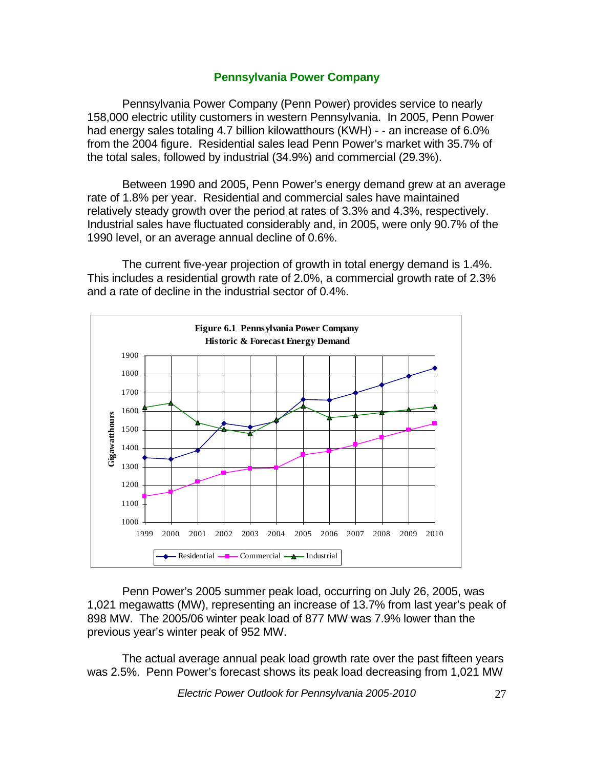## Pennsylvania Power Company

Pennsylvania Power Company (Penn Power) provides service to nearly 158,000 electric utility customers in western Pennsylvania. In 2005, Penn Power had energy sales totaling 4.7 billion kilowatthours (KWH) - - an increase of 6.0% from the 2004 figure. Residential sales lead Penn Power's market with 35.7% of the total sales, followed by industrial (34.9%) and commercial (29.3%).

Between 1990 and 2005, Penn Power's energy demand grew at an average rate of 1.8% per year. Residential and commercial sales have maintained relatively steady growth over the period at rates of 3.3% and 4.3%, respectively. Industrial sales have fluctuated considerably and, in 2005, were only 90.7% of the 1990 level, or an average annual decline of 0.6%.

The current five-year projection of growth in total energy demand is 1.4%. This includes a residential growth rate of 2.0%, a commercial growth rate of 2.3% and a rate of decline in the industrial sector of 0.4%.

**Figure 6.1 Pennsylvania Power Company Historic & Forecast Energy Demand**

Penn Power's 2005 summer peak load, occurring on July 26, 2005, was 1,021 megawatts (MW), representing an increase of 13.7% from last year's peak of 898 MW. The 2005/06 winter peak load of 877 MW was 7.9% lower than the previous year's winter peak of 952 MW.

The actual average annual peak load growth rate over the past fifteen years was 2.5%. Penn Power's forecast shows its peak load decreasing from 1,021 MW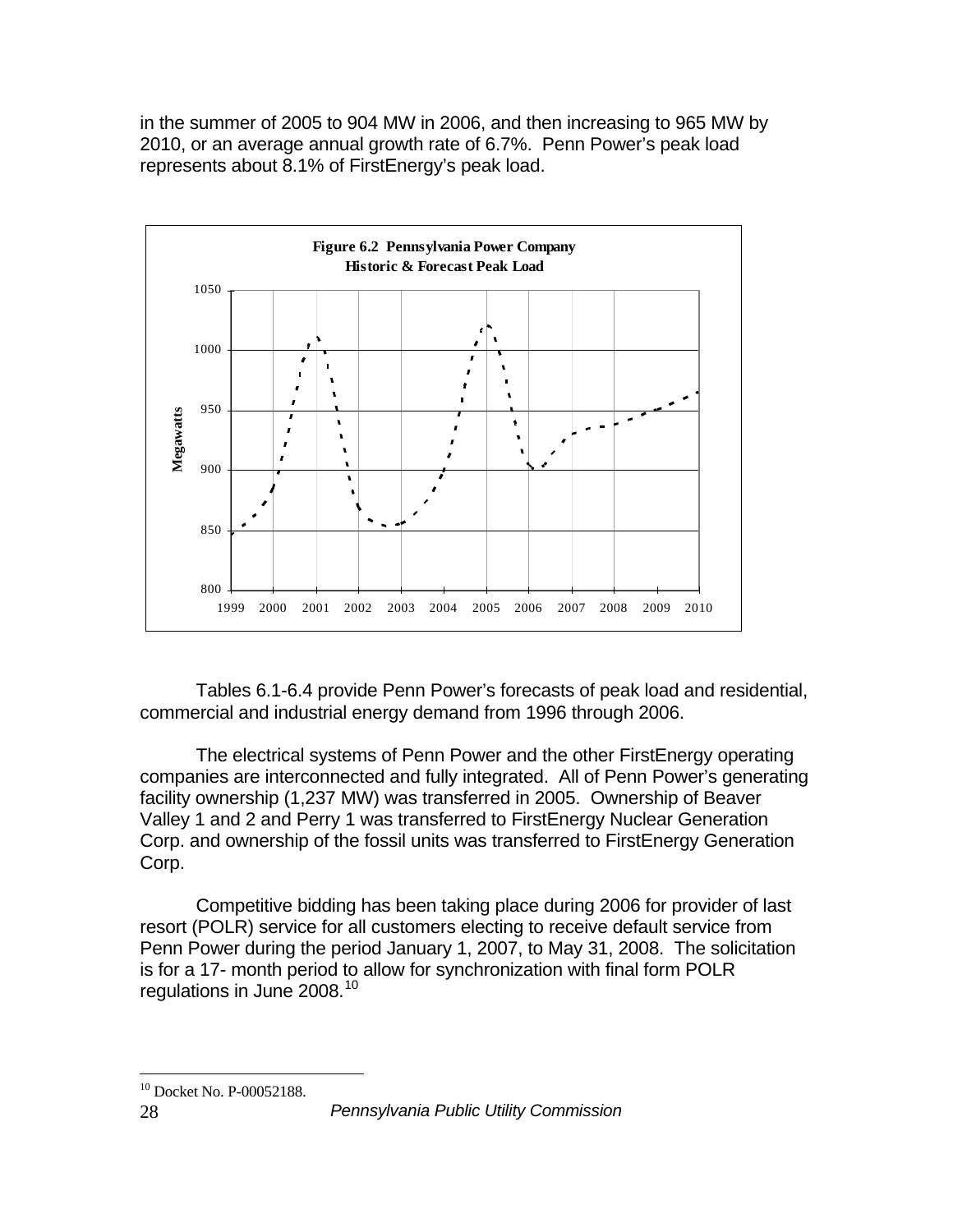in the summer of 2005 to 904 MW in 2006, and then increasing to 965 MW by 2010, or an average annual growth rate of 6.7%. Penn Power's peak load represents about 8.1% of FirstEnergy's peak load.

**Figure 6.2 Pennsylvania Power Company**
**Historic & Forecast Peak Load**

Tables 6.1-6.4 provide Penn Power's forecasts of peak load and residential, commercial and industrial energy demand from 1996 through 2006.

The electrical systems of Penn Power and the other FirstEnergy operating companies are interconnected and fully integrated. All of Penn Power's generating facility ownership (1,237 MW) was transferred in 2005. Ownership of Beaver Valley 1 and 2 and Perry 1 was transferred to FirstEnergy Nuclear Generation Corp. and ownership of the fossil units was transferred to FirstEnergy Generation Corp.

Competitive bidding has been taking place during 2006 for provider of last resort (POLR) service for all customers electing to receive default service from Penn Power during the period January 1, 2007, to May 31, 2008. The solicitation is for a 17- month period to allow for synchronization with final form POLR regulations in June 2008.[10]

[10] Docket No. P-00052188.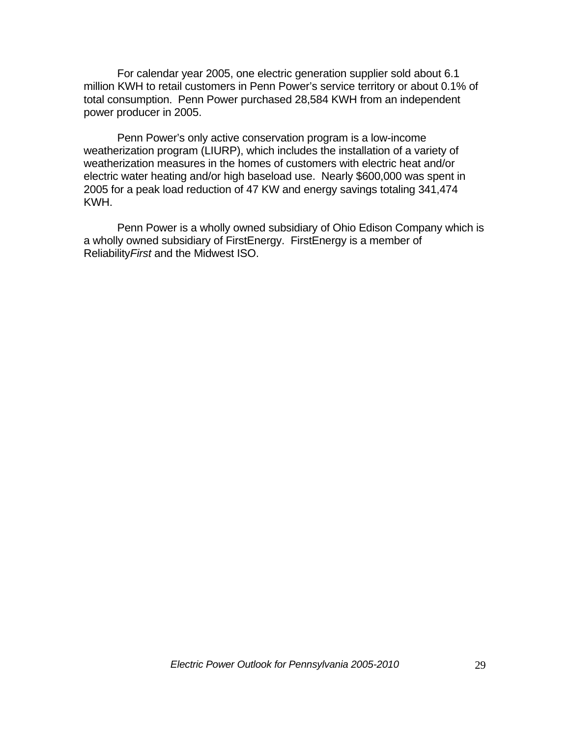For calendar year 2005, one electric generation supplier sold about 6.1 million KWH to retail customers in Penn Power's service territory or about 0.1% of total consumption. Penn Power purchased 28,584 KWH from an independent power producer in 2005.

Penn Power's only active conservation program is a low-income weatherization program (LIURP), which includes the installation of a variety of weatherization measures in the homes of customers with electric heat and/or electric water heating and/or high baseload use. Nearly $600,000 was spent in 2005 for a peak load reduction of 47 KW and energy savings totaling 341,474 KWH.

Penn Power is a wholly owned subsidiary of Ohio Edison Company which is a wholly owned subsidiary of FirstEnergy. FirstEnergy is a member of Reliability*First* and the Midwest ISO.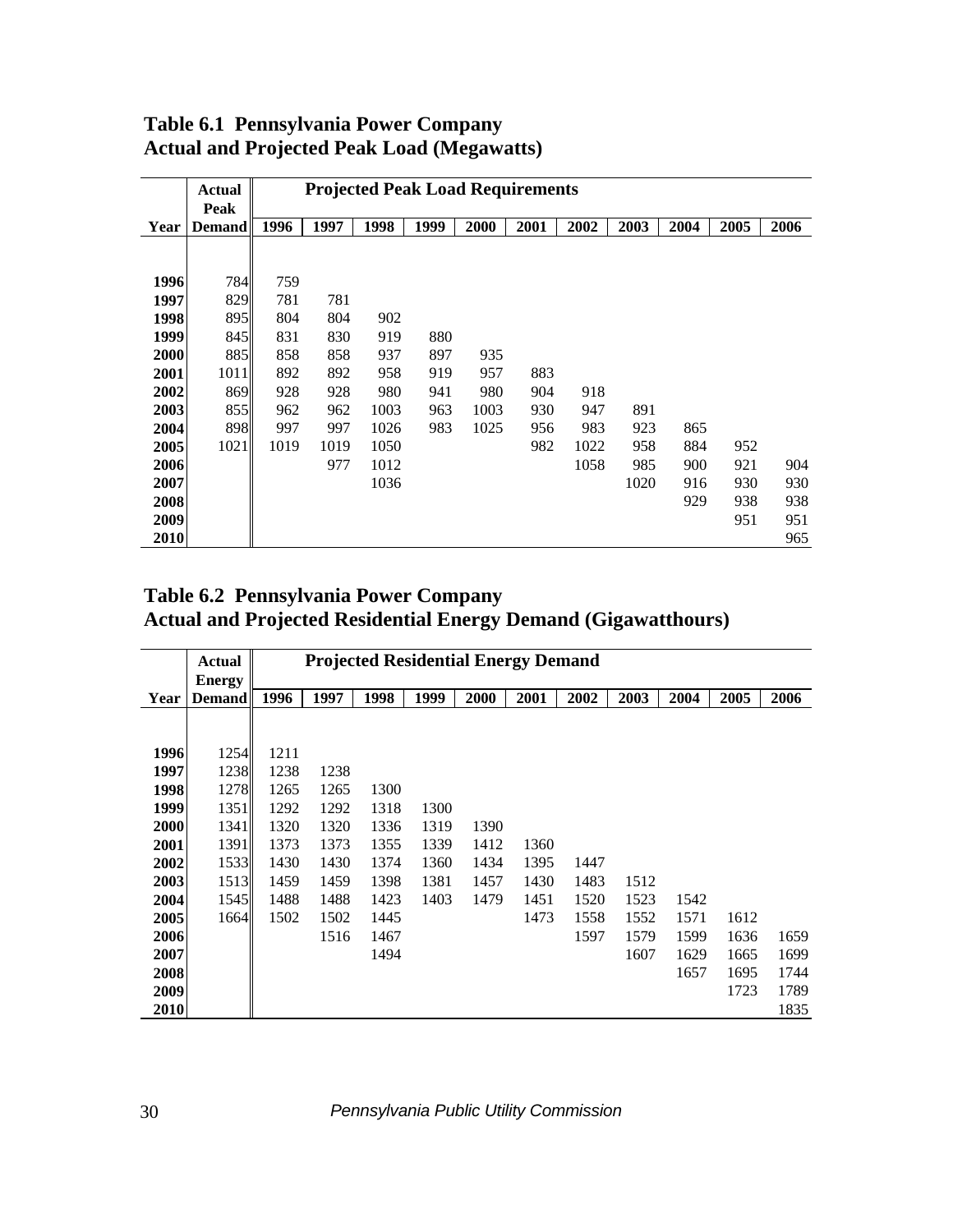## Table 6.1 Pennsylvania Power Company
## Actual and Projected Peak Load (Megawatts)

| Year | Actual Peak Demand | Projected Peak Load Requirements | | | | | | | | | | |
|---|---|---|---|---|---|---|---|---|---|---|---|---|
| | | 1996 | 1997 | 1998 | 1999 | 2000 | 2001 | 2002 | 2003 | 2004 | 2005 | 2006 |
| **1996** | 784 | 759 | | | | | | | | | | |
| **1997** | 829 | 781 | 781 | | | | | | | | | |
| **1998** | 895 | 804 | 804 | 902 | | | | | | | | |
| **1999** | 845 | 831 | 830 | 919 | 880 | | | | | | | |
| **2000** | 885 | 858 | 858 | 937 | 897 | 935 | | | | | | |
| **2001** | 1011 | 892 | 892 | 958 | 919 | 957 | 883 | | | | | |
| **2002** | 869 | 928 | 928 | 980 | 941 | 980 | 904 | 918 | | | | |
| **2003** | 855 | 962 | 962 | 1003 | 963 | 1003 | 930 | 947 | 891 | | | |
| **2004** | 898 | 997 | 997 | 1026 | 983 | 1025 | 956 | 983 | 923 | 865 | | |
| **2005** | 1021 | 1019 | 1019 | 1050 | | | 982 | 1022 | 958 | 884 | 952 | |
| **2006** | | | 977 | 1012 | | | | 1058 | 985 | 900 | 921 | 904 |
| **2007** | | | | 1036 | | | | | 1020 | 916 | 930 | 930 |
| **2008** | | | | | | | | | | 929 | 938 | 938 |
| **2009** | | | | | | | | | | | 951 | 951 |
| **2010** | | | | | | | | | | | | 965 |

## Table 6.2 Pennsylvania Power Company
## Actual and Projected Residential Energy Demand (Gigawatthours)

| Year | Actual Energy Demand | Projected Residential Energy Demand | | | | | | | | | | |
|---|---|---|---|---|---|---|---|---|---|---|---|---|
| | | 1996 | 1997 | 1998 | 1999 | 2000 | 2001 | 2002 | 2003 | 2004 | 2005 | 2006 |
| **1996** | 1254 | 1211 | | | | | | | | | | |
| **1997** | 1238 | 1238 | 1238 | | | | | | | | | |
| **1998** | 1278 | 1265 | 1265 | 1300 | | | | | | | | |
| **1999** | 1351 | 1292 | 1292 | 1318 | 1300 | | | | | | | |
| **2000** | 1341 | 1320 | 1320 | 1336 | 1319 | 1390 | | | | | | |
| **2001** | 1391 | 1373 | 1373 | 1355 | 1339 | 1412 | 1360 | | | | | |
| **2002** | 1533 | 1430 | 1430 | 1374 | 1360 | 1434 | 1395 | 1447 | | | | |
| **2003** | 1513 | 1459 | 1459 | 1398 | 1381 | 1457 | 1430 | 1483 | 1512 | | | |
| **2004** | 1545 | 1488 | 1488 | 1423 | 1403 | 1479 | 1451 | 1520 | 1523 | 1542 | | |
| **2005** | 1664 | 1502 | 1502 | 1445 | | | 1473 | 1558 | 1552 | 1571 | 1612 | |
| **2006** | | | 1516 | 1467 | | | | 1597 | 1579 | 1599 | 1636 | 1659 |
| **2007** | | | | 1494 | | | | | 1607 | 1629 | 1665 | 1699 |
| **2008** | | | | | | | | | | 1657 | 1695 | 1744 |
| **2009** | | | | | | | | | | | 1723 | 1789 |
| **2010** | | | | | | | | | | | | 1835 |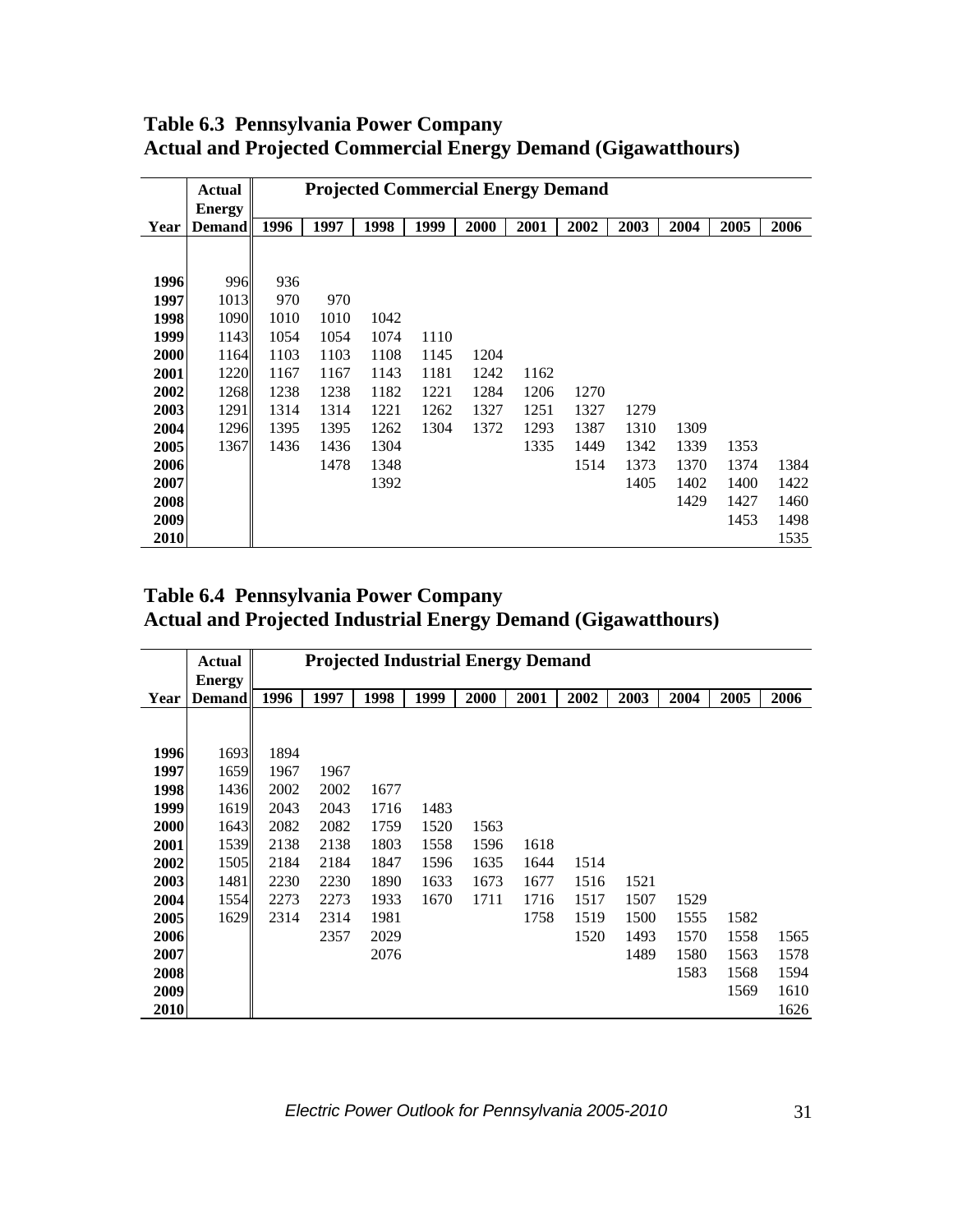**Table 6.3 Pennsylvania Power Company**
**Actual and Projected Commercial Energy Demand (Gigawatthours)**

| Year | Actual Energy Demand | Projected Commercial Energy Demand 1996 | 1997 | 1998 | 1999 | 2000 | 2001 | 2002 | 2003 | 2004 | 2005 | 2006 |
|---|---|---|---|---|---|---|---|---|---|---|---|---|
| **1996** | 996 | 936 | | | | | | | | | | |
| **1997** | 1013 | 970 | 970 | | | | | | | | | |
| **1998** | 1090 | 1010 | 1010 | 1042 | | | | | | | | |
| **1999** | 1143 | 1054 | 1054 | 1074 | 1110 | | | | | | | |
| **2000** | 1164 | 1103 | 1103 | 1108 | 1145 | 1204 | | | | | | |
| **2001** | 1220 | 1167 | 1167 | 1143 | 1181 | 1242 | 1162 | | | | | |
| **2002** | 1268 | 1238 | 1238 | 1182 | 1221 | 1284 | 1206 | 1270 | | | | |
| **2003** | 1291 | 1314 | 1314 | 1221 | 1262 | 1327 | 1251 | 1327 | 1279 | | | |
| **2004** | 1296 | 1395 | 1395 | 1262 | 1304 | 1372 | 1293 | 1387 | 1310 | 1309 | | |
| **2005** | 1367 | 1436 | 1436 | 1304 | | | 1335 | 1449 | 1342 | 1339 | 1353 | |
| **2006** | | | 1478 | 1348 | | | | 1514 | 1373 | 1370 | 1374 | 1384 |
| **2007** | | | | 1392 | | | | | 1405 | 1402 | 1400 | 1422 |
| **2008** | | | | | | | | | | 1429 | 1427 | 1460 |
| **2009** | | | | | | | | | | | 1453 | 1498 |
| **2010** | | | | | | | | | | | | 1535 |

**Table 6.4 Pennsylvania Power Company**
**Actual and Projected Industrial Energy Demand (Gigawatthours)**

| Year | Actual Energy Demand | Projected Industrial Energy Demand 1996 | 1997 | 1998 | 1999 | 2000 | 2001 | 2002 | 2003 | 2004 | 2005 | 2006 |
|---|---|---|---|---|---|---|---|---|---|---|---|---|
| **1996** | 1693 | 1894 | | | | | | | | | | |
| **1997** | 1659 | 1967 | 1967 | | | | | | | | | |
| **1998** | 1436 | 2002 | 2002 | 1677 | | | | | | | | |
| **1999** | 1619 | 2043 | 2043 | 1716 | 1483 | | | | | | | |
| **2000** | 1643 | 2082 | 2082 | 1759 | 1520 | 1563 | | | | | | |
| **2001** | 1539 | 2138 | 2138 | 1803 | 1558 | 1596 | 1618 | | | | | |
| **2002** | 1505 | 2184 | 2184 | 1847 | 1596 | 1635 | 1644 | 1514 | | | | |
| **2003** | 1481 | 2230 | 2230 | 1890 | 1633 | 1673 | 1677 | 1516 | 1521 | | | |
| **2004** | 1554 | 2273 | 2273 | 1933 | 1670 | 1711 | 1716 | 1517 | 1507 | 1529 | | |
| **2005** | 1629 | 2314 | 2314 | 1981 | | | 1758 | 1519 | 1500 | 1555 | 1582 | |
| **2006** | | | 2357 | 2029 | | | | 1520 | 1493 | 1570 | 1558 | 1565 |
| **2007** | | | | 2076 | | | | | 1489 | 1580 | 1563 | 1578 |
| **2008** | | | | | | | | | | 1583 | 1568 | 1594 |
| **2009** | | | | | | | | | | | 1569 | 1610 |
| **2010** | | | | | | | | | | | | 1626 |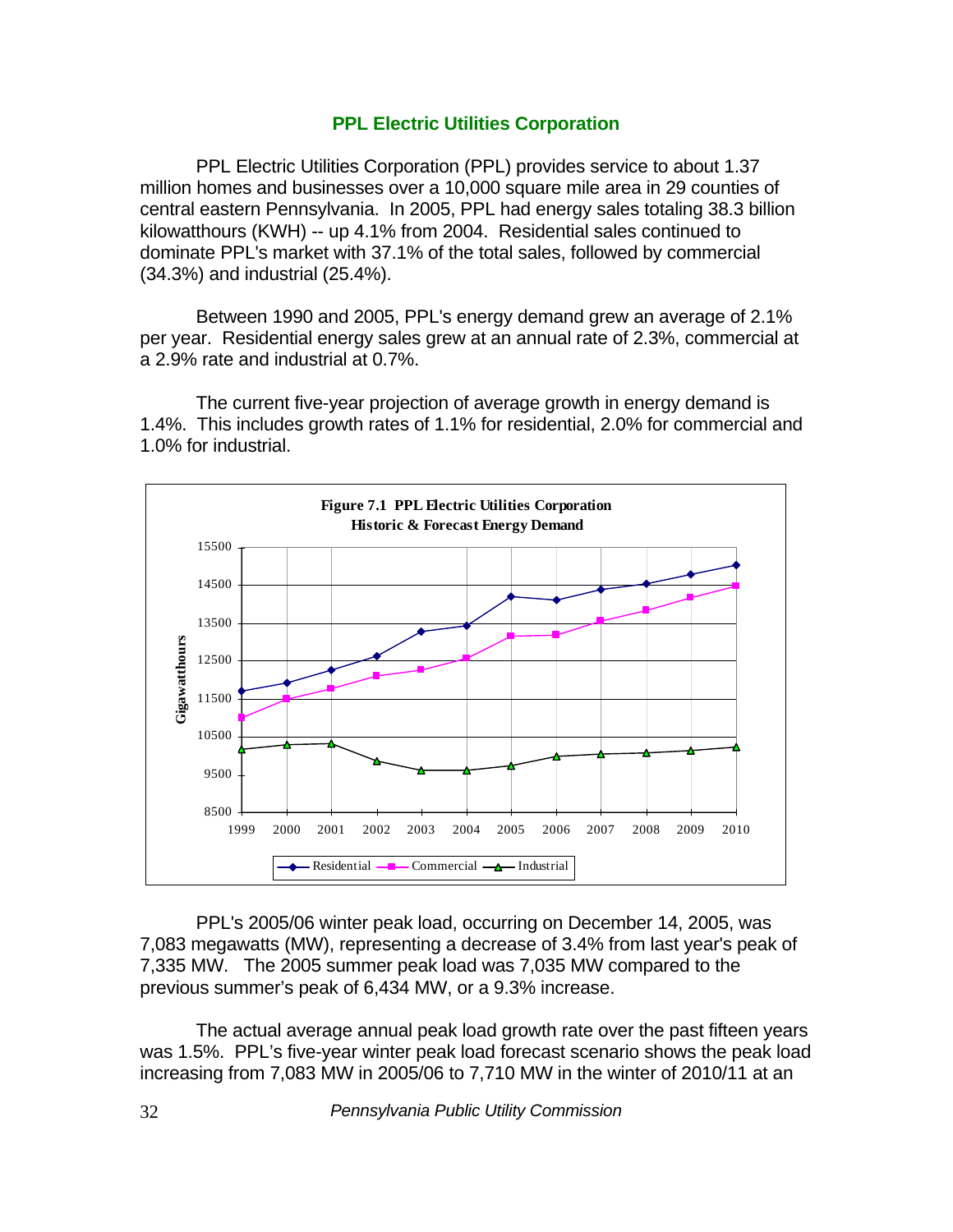## PPL Electric Utilities Corporation

PPL Electric Utilities Corporation (PPL) provides service to about 1.37 million homes and businesses over a 10,000 square mile area in 29 counties of central eastern Pennsylvania. In 2005, PPL had energy sales totaling 38.3 billion kilowatthours (KWH) -- up 4.1% from 2004. Residential sales continued to dominate PPL's market with 37.1% of the total sales, followed by commercial (34.3%) and industrial (25.4%).

Between 1990 and 2005, PPL's energy demand grew an average of 2.1% per year. Residential energy sales grew at an annual rate of 2.3%, commercial at a 2.9% rate and industrial at 0.7%.

The current five-year projection of average growth in energy demand is 1.4%. This includes growth rates of 1.1% for residential, 2.0% for commercial and 1.0% for industrial.

**Figure 7.1 PPL Electric Utilities Corporation Historic & Forecast Energy Demand**

PPL's 2005/06 winter peak load, occurring on December 14, 2005, was 7,083 megawatts (MW), representing a decrease of 3.4% from last year's peak of 7,335 MW. The 2005 summer peak load was 7,035 MW compared to the previous summer's peak of 6,434 MW, or a 9.3% increase.

The actual average annual peak load growth rate over the past fifteen years was 1.5%. PPL's five-year winter peak load forecast scenario shows the peak load increasing from 7,083 MW in 2005/06 to 7,710 MW in the winter of 2010/11 at an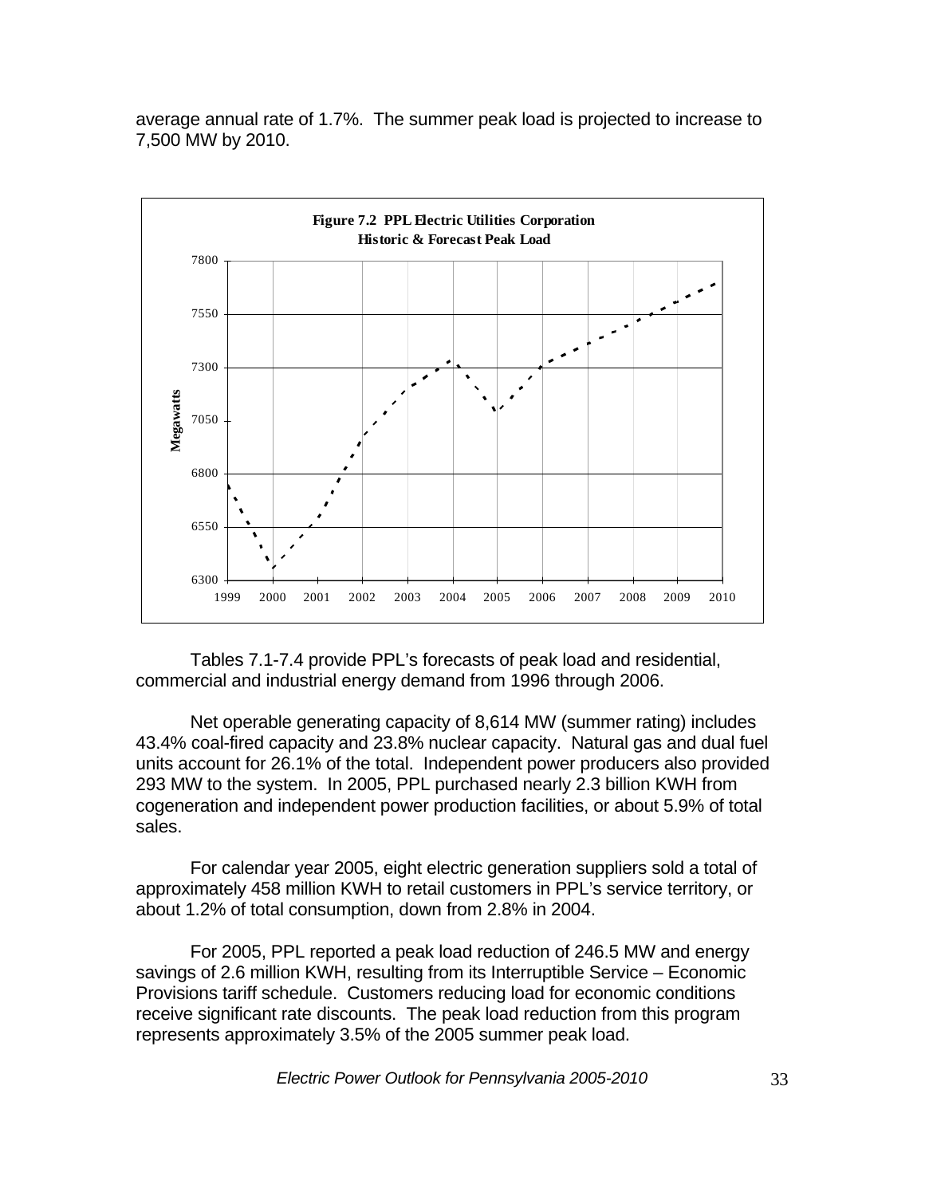average annual rate of 1.7%. The summer peak load is projected to increase to 7,500 MW by 2010.

**Figure 7.2 PPL Electric Utilities Corporation Historic & Forecast Peak Load**

Tables 7.1-7.4 provide PPL's forecasts of peak load and residential, commercial and industrial energy demand from 1996 through 2006.

Net operable generating capacity of 8,614 MW (summer rating) includes 43.4% coal-fired capacity and 23.8% nuclear capacity. Natural gas and dual fuel units account for 26.1% of the total. Independent power producers also provided 293 MW to the system. In 2005, PPL purchased nearly 2.3 billion KWH from cogeneration and independent power production facilities, or about 5.9% of total sales.

For calendar year 2005, eight electric generation suppliers sold a total of approximately 458 million KWH to retail customers in PPL's service territory, or about 1.2% of total consumption, down from 2.8% in 2004.

For 2005, PPL reported a peak load reduction of 246.5 MW and energy savings of 2.6 million KWH, resulting from its Interruptible Service – Economic Provisions tariff schedule. Customers reducing load for economic conditions receive significant rate discounts. The peak load reduction from this program represents approximately 3.5% of the 2005 summer peak load.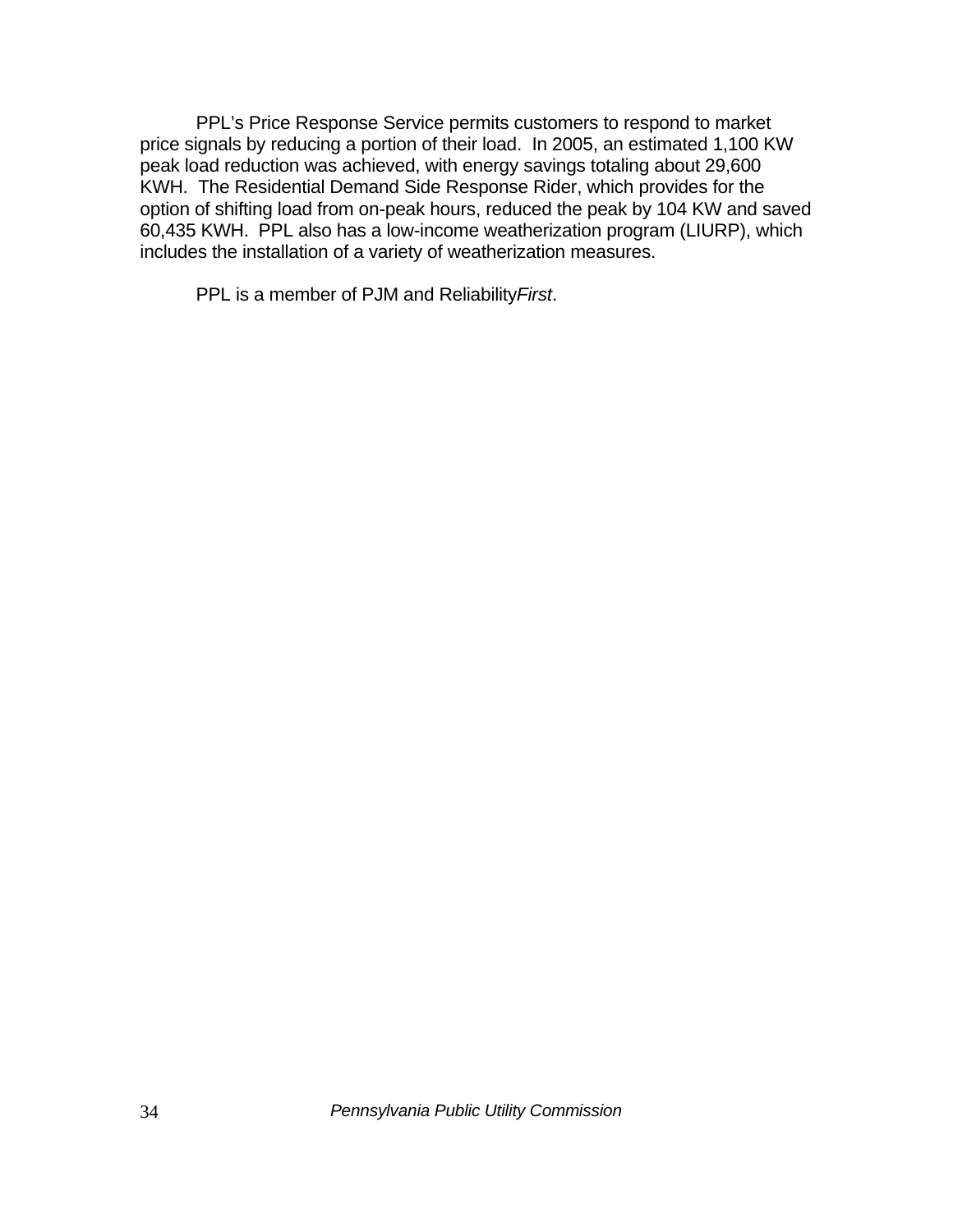PPL's Price Response Service permits customers to respond to market price signals by reducing a portion of their load. In 2005, an estimated 1,100 KW peak load reduction was achieved, with energy savings totaling about 29,600 KWH. The Residential Demand Side Response Rider, which provides for the option of shifting load from on-peak hours, reduced the peak by 104 KW and saved 60,435 KWH. PPL also has a low-income weatherization program (LIURP), which includes the installation of a variety of weatherization measures.

PPL is a member of PJM and Reliability*First*.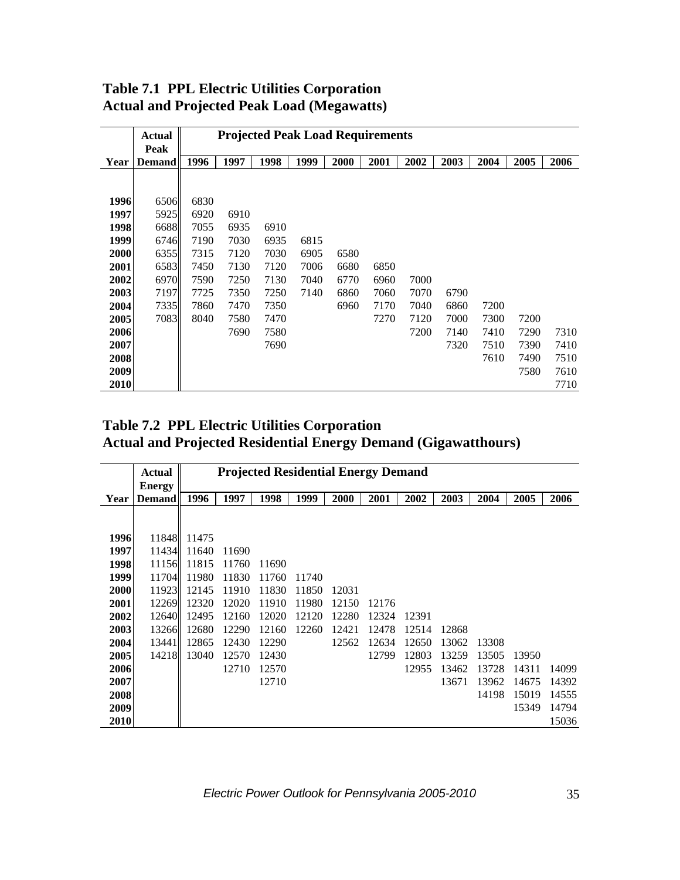## Table 7.1 PPL Electric Utilities Corporation
## Actual and Projected Peak Load (Megawatts)

| Year | Actual Peak Demand | Projected Peak Load Requirements 1996 | 1997 | 1998 | 1999 | 2000 | 2001 | 2002 | 2003 | 2004 | 2005 | 2006 |
|---|---|---|---|---|---|---|---|---|---|---|---|---|
| **1996** | 6506 | 6830 | | | | | | | | | | |
| **1997** | 5925 | 6920 | 6910 | | | | | | | | | |
| **1998** | 6688 | 7055 | 6935 | 6910 | | | | | | | | |
| **1999** | 6746 | 7190 | 7030 | 6935 | 6815 | | | | | | | |
| **2000** | 6355 | 7315 | 7120 | 7030 | 6905 | 6580 | | | | | | |
| **2001** | 6583 | 7450 | 7130 | 7120 | 7006 | 6680 | 6850 | | | | | |
| **2002** | 6970 | 7590 | 7250 | 7130 | 7040 | 6770 | 6960 | 7000 | | | | |
| **2003** | 7197 | 7725 | 7350 | 7250 | 7140 | 6860 | 7060 | 7070 | 6790 | | | |
| **2004** | 7335 | 7860 | 7470 | 7350 | | 6960 | 7170 | 7040 | 6860 | 7200 | | |
| **2005** | 7083 | 8040 | 7580 | 7470 | | | 7270 | 7120 | 7000 | 7300 | 7200 | |
| **2006** | | | 7690 | 7580 | | | | 7200 | 7140 | 7410 | 7290 | 7310 |
| **2007** | | | | 7690 | | | | | 7320 | 7510 | 7390 | 7410 |
| **2008** | | | | | | | | | | 7610 | 7490 | 7510 |
| **2009** | | | | | | | | | | | 7580 | 7610 |
| **2010** | | | | | | | | | | | | 7710 |

## Table 7.2 PPL Electric Utilities Corporation
## Actual and Projected Residential Energy Demand (Gigawatthours)

| Year | Actual Energy Demand | Projected Residential Energy Demand 1996 | 1997 | 1998 | 1999 | 2000 | 2001 | 2002 | 2003 | 2004 | 2005 | 2006 |
|---|---|---|---|---|---|---|---|---|---|---|---|---|
| **1996** | 11848 | 11475 | | | | | | | | | | |
| **1997** | 11434 | 11640 | 11690 | | | | | | | | | |
| **1998** | 11156 | 11815 | 11760 | 11690 | | | | | | | | |
| **1999** | 11704 | 11980 | 11830 | 11760 | 11740 | | | | | | | |
| **2000** | 11923 | 12145 | 11910 | 11830 | 11850 | 12031 | | | | | | |
| **2001** | 12269 | 12320 | 12020 | 11910 | 11980 | 12150 | 12176 | | | | | |
| **2002** | 12640 | 12495 | 12160 | 12020 | 12120 | 12280 | 12324 | 12391 | | | | |
| **2003** | 13266 | 12680 | 12290 | 12160 | 12260 | 12421 | 12478 | 12514 | 12868 | | | |
| **2004** | 13441 | 12865 | 12430 | 12290 | | 12562 | 12634 | 12650 | 13062 | 13308 | | |
| **2005** | 14218 | 13040 | 12570 | 12430 | | | 12799 | 12803 | 13259 | 13505 | 13950 | |
| **2006** | | | 12710 | 12570 | | | | 12955 | 13462 | 13728 | 14311 | 14099 |
| **2007** | | | | 12710 | | | | | 13671 | 13962 | 14675 | 14392 |
| **2008** | | | | | | | | | | 14198 | 15019 | 14555 |
| **2009** | | | | | | | | | | | 15349 | 14794 |
| **2010** | | | | | | | | | | | | 15036 |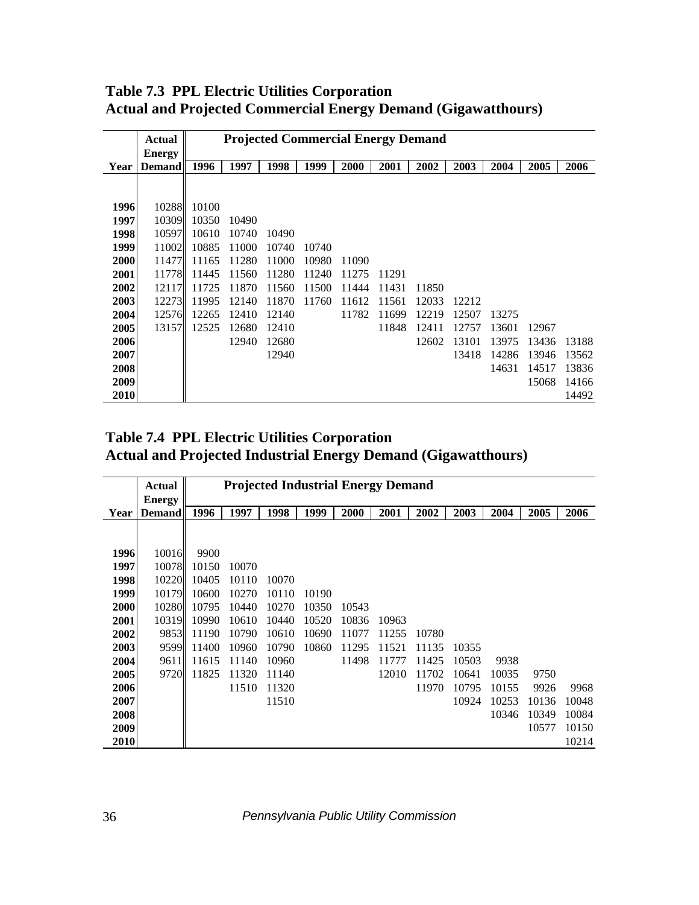**Table 7.3 PPL Electric Utilities Corporation**
**Actual and Projected Commercial Energy Demand (Gigawatthours)**

| | Actual Energy | Projected Commercial Energy Demand | | | | | | | | | | |
|---|---|---|---|---|---|---|---|---|---|---|---|---|
| Year | Demand | 1996 | 1997 | 1998 | 1999 | 2000 | 2001 | 2002 | 2003 | 2004 | 2005 | 2006 |
| 1996 | 10288 | 10100 | | | | | | | | | | |
| 1997 | 10309 | 10350 | 10490 | | | | | | | | | |
| 1998 | 10597 | 10610 | 10740 | 10490 | | | | | | | | |
| 1999 | 11002 | 10885 | 11000 | 10740 | 10740 | | | | | | | |
| 2000 | 11477 | 11165 | 11280 | 11000 | 10980 | 11090 | | | | | | |
| 2001 | 11778 | 11445 | 11560 | 11280 | 11240 | 11275 | 11291 | | | | | |
| 2002 | 12117 | 11725 | 11870 | 11560 | 11500 | 11444 | 11431 | 11850 | | | | |
| 2003 | 12273 | 11995 | 12140 | 11870 | 11760 | 11612 | 11561 | 12033 | 12212 | | | |
| 2004 | 12576 | 12265 | 12410 | 12140 | | 11782 | 11699 | 12219 | 12507 | 13275 | | |
| 2005 | 13157 | 12525 | 12680 | 12410 | | | 11848 | 12411 | 12757 | 13601 | 12967 | |
| 2006 | | | 12940 | 12680 | | | | 12602 | 13101 | 13975 | 13436 | 13188 |
| 2007 | | | | 12940 | | | | | 13418 | 14286 | 13946 | 13562 |
| 2008 | | | | | | | | | | 14631 | 14517 | 13836 |
| 2009 | | | | | | | | | | | 15068 | 14166 |
| 2010 | | | | | | | | | | | | 14492 |

**Table 7.4 PPL Electric Utilities Corporation**
**Actual and Projected Industrial Energy Demand (Gigawatthours)**

| | Actual Energy | Projected Industrial Energy Demand | | | | | | | | | | |
|---|---|---|---|---|---|---|---|---|---|---|---|---|
| Year | Demand | 1996 | 1997 | 1998 | 1999 | 2000 | 2001 | 2002 | 2003 | 2004 | 2005 | 2006 |
| 1996 | 10016 | 9900 | | | | | | | | | | |
| 1997 | 10078 | 10150 | 10070 | | | | | | | | | |
| 1998 | 10220 | 10405 | 10110 | 10070 | | | | | | | | |
| 1999 | 10179 | 10600 | 10270 | 10110 | 10190 | | | | | | | |
| 2000 | 10280 | 10795 | 10440 | 10270 | 10350 | 10543 | | | | | | |
| 2001 | 10319 | 10990 | 10610 | 10440 | 10520 | 10836 | 10963 | | | | | |
| 2002 | 9853 | 11190 | 10790 | 10610 | 10690 | 11077 | 11255 | 10780 | | | | |
| 2003 | 9599 | 11400 | 10960 | 10790 | 10860 | 11295 | 11521 | 11135 | 10355 | | | |
| 2004 | 9611 | 11615 | 11140 | 10960 | | 11498 | 11777 | 11425 | 10503 | 9938 | | |
| 2005 | 9720 | 11825 | 11320 | 11140 | | | 12010 | 11702 | 10641 | 10035 | 9750 | |
| 2006 | | | 11510 | 11320 | | | | 11970 | 10795 | 10155 | 9926 | 9968 |
| 2007 | | | | 11510 | | | | | 10924 | 10253 | 10136 | 10048 |
| 2008 | | | | | | | | | | 10346 | 10349 | 10084 |
| 2009 | | | | | | | | | | | 10577 | 10150 |
| 2010 | | | | | | | | | | | | 10214 |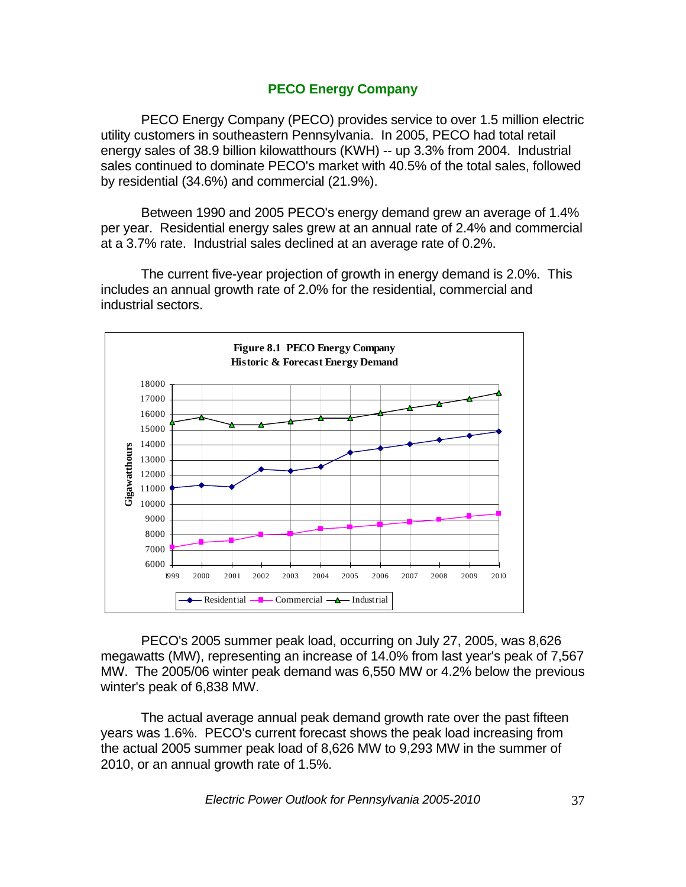## PECO Energy Company

PECO Energy Company (PECO) provides service to over 1.5 million electric utility customers in southeastern Pennsylvania. In 2005, PECO had total retail energy sales of 38.9 billion kilowatthours (KWH) -- up 3.3% from 2004. Industrial sales continued to dominate PECO's market with 40.5% of the total sales, followed by residential (34.6%) and commercial (21.9%).

Between 1990 and 2005 PECO's energy demand grew an average of 1.4% per year. Residential energy sales grew at an annual rate of 2.4% and commercial at a 3.7% rate. Industrial sales declined at an average rate of 0.2%.

The current five-year projection of growth in energy demand is 2.0%. This includes an annual growth rate of 2.0% for the residential, commercial and industrial sectors.

**Figure 8.1 PECO Energy Company**
**Historic & Forecast Energy Demand**

PECO's 2005 summer peak load, occurring on July 27, 2005, was 8,626 megawatts (MW), representing an increase of 14.0% from last year's peak of 7,567 MW. The 2005/06 winter peak demand was 6,550 MW or 4.2% below the previous winter's peak of 6,838 MW.

The actual average annual peak demand growth rate over the past fifteen years was 1.6%. PECO's current forecast shows the peak load increasing from the actual 2005 summer peak load of 8,626 MW to 9,293 MW in the summer of 2010, or an annual growth rate of 1.5%.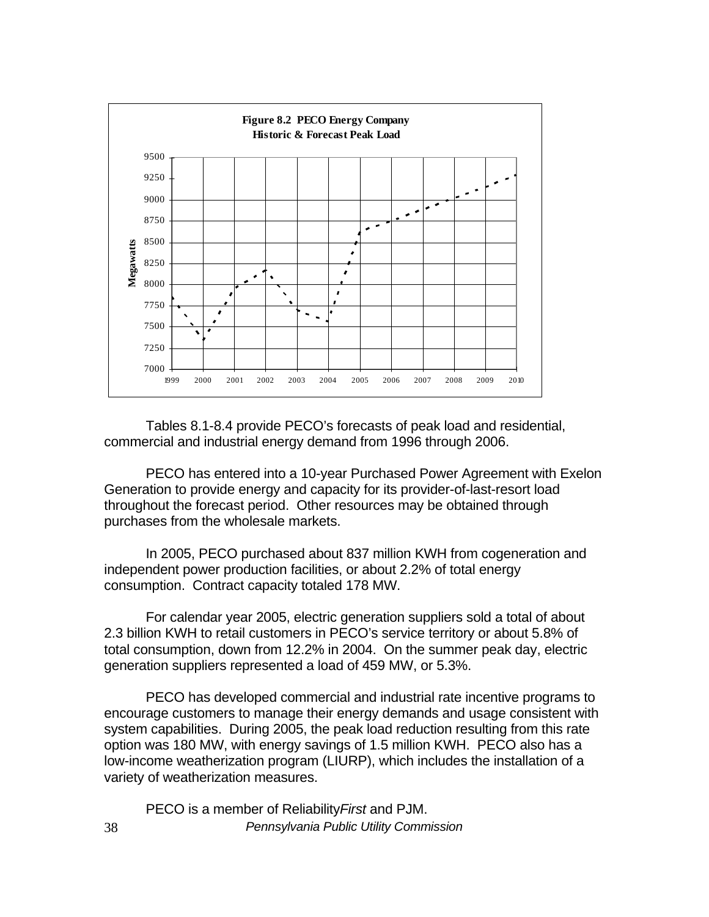**Figure 8.2 PECO Energy Company**
**Historic & Forecast Peak Load**

Tables 8.1-8.4 provide PECO's forecasts of peak load and residential, commercial and industrial energy demand from 1996 through 2006.

PECO has entered into a 10-year Purchased Power Agreement with Exelon Generation to provide energy and capacity for its provider-of-last-resort load throughout the forecast period. Other resources may be obtained through purchases from the wholesale markets.

In 2005, PECO purchased about 837 million KWH from cogeneration and independent power production facilities, or about 2.2% of total energy consumption. Contract capacity totaled 178 MW.

For calendar year 2005, electric generation suppliers sold a total of about 2.3 billion KWH to retail customers in PECO's service territory or about 5.8% of total consumption, down from 12.2% in 2004. On the summer peak day, electric generation suppliers represented a load of 459 MW, or 5.3%.

PECO has developed commercial and industrial rate incentive programs to encourage customers to manage their energy demands and usage consistent with system capabilities. During 2005, the peak load reduction resulting from this rate option was 180 MW, with energy savings of 1.5 million KWH. PECO also has a low-income weatherization program (LIURP), which includes the installation of a variety of weatherization measures.

PECO is a member of Reliability*First* and PJM.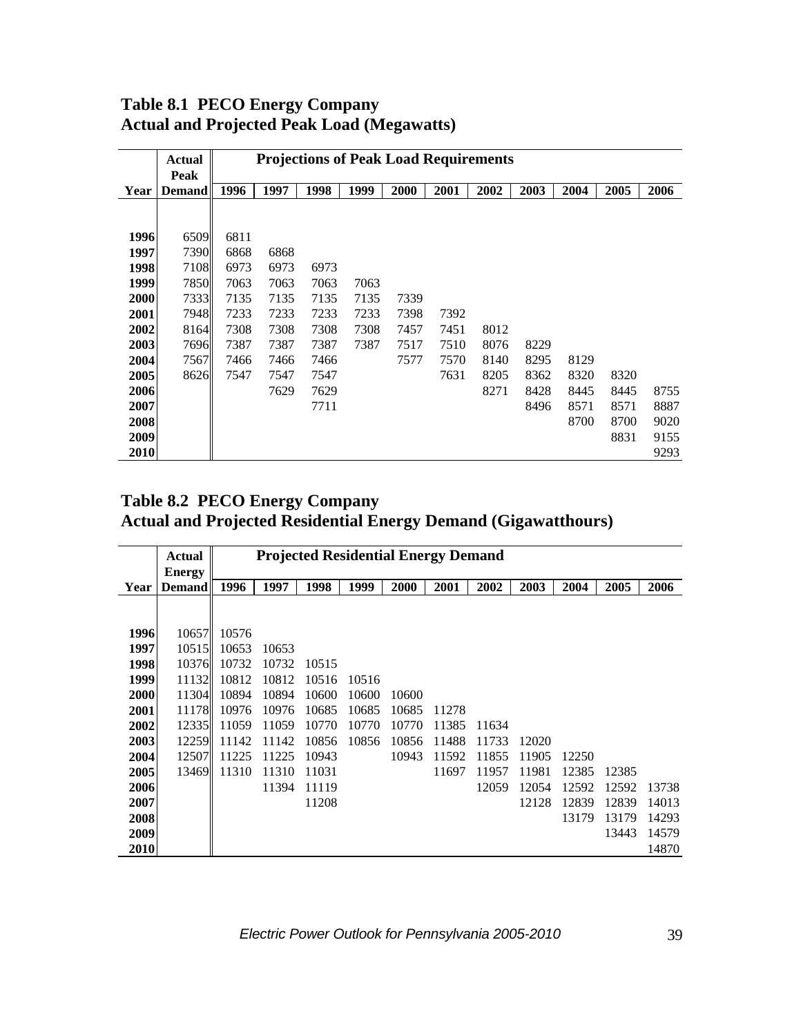## Table 8.1 PECO Energy Company
## Actual and Projected Peak Load (Megawatts)

| Year | Actual Peak Demand | Projections of Peak Load Requirements | | | | | | | | | | |
|---|---|---|---|---|---|---|---|---|---|---|---|---|
| | | 1996 | 1997 | 1998 | 1999 | 2000 | 2001 | 2002 | 2003 | 2004 | 2005 | 2006 |
| 1996 | 6509 | 6811 | | | | | | | | | | |
| 1997 | 7390 | 6868 | 6868 | | | | | | | | | |
| 1998 | 7108 | 6973 | 6973 | 6973 | | | | | | | | |
| 1999 | 7850 | 7063 | 7063 | 7063 | 7063 | | | | | | | |
| 2000 | 7333 | 7135 | 7135 | 7135 | 7135 | 7339 | | | | | | |
| 2001 | 7948 | 7233 | 7233 | 7233 | 7233 | 7398 | 7392 | | | | | |
| 2002 | 8164 | 7308 | 7308 | 7308 | 7308 | 7457 | 7451 | 8012 | | | | |
| 2003 | 7696 | 7387 | 7387 | 7387 | 7387 | 7517 | 7510 | 8076 | 8229 | | | |
| 2004 | 7567 | 7466 | 7466 | 7466 | | 7577 | 7570 | 8140 | 8295 | 8129 | | |
| 2005 | 8626 | 7547 | 7547 | 7547 | | | 7631 | 8205 | 8362 | 8320 | 8320 | |
| 2006 | | | 7629 | 7629 | | | | 8271 | 8428 | 8445 | 8445 | 8755 |
| 2007 | | | | 7711 | | | | | 8496 | 8571 | 8571 | 8887 |
| 2008 | | | | | | | | | | 8700 | 8700 | 9020 |
| 2009 | | | | | | | | | | | 8831 | 9155 |
| 2010 | | | | | | | | | | | | 9293 |

## Table 8.2 PECO Energy Company
## Actual and Projected Residential Energy Demand (Gigawatthours)

| Year | Actual Energy Demand | Projected Residential Energy Demand | | | | | | | | | | |
|---|---|---|---|---|---|---|---|---|---|---|---|---|
| | | 1996 | 1997 | 1998 | 1999 | 2000 | 2001 | 2002 | 2003 | 2004 | 2005 | 2006 |
| 1996 | 10657 | 10576 | | | | | | | | | | |
| 1997 | 10515 | 10653 | 10653 | | | | | | | | | |
| 1998 | 10376 | 10732 | 10732 | 10515 | | | | | | | | |
| 1999 | 11132 | 10812 | 10812 | 10516 | 10516 | | | | | | | |
| 2000 | 11304 | 10894 | 10894 | 10600 | 10600 | 10600 | | | | | | |
| 2001 | 11178 | 10976 | 10976 | 10685 | 10685 | 10685 | 11278 | | | | | |
| 2002 | 12335 | 11059 | 11059 | 10770 | 10770 | 10770 | 11385 | 11634 | | | | |
| 2003 | 12259 | 11142 | 11142 | 10856 | 10856 | 10856 | 11488 | 11733 | 12020 | | | |
| 2004 | 12507 | 11225 | 11225 | 10943 | | 10943 | 11592 | 11855 | 11905 | 12250 | | |
| 2005 | 13469 | 11310 | 11310 | 11031 | | | 11697 | 11957 | 11981 | 12385 | 12385 | |
| 2006 | | | 11394 | 11119 | | | | 12059 | 12054 | 12592 | 12592 | 13738 |
| 2007 | | | | 11208 | | | | | 12128 | 12839 | 12839 | 14013 |
| 2008 | | | | | | | | | | 13179 | 13179 | 14293 |
| 2009 | | | | | | | | | | | 13443 | 14579 |
| 2010 | | | | | | | | | | | | 14870 |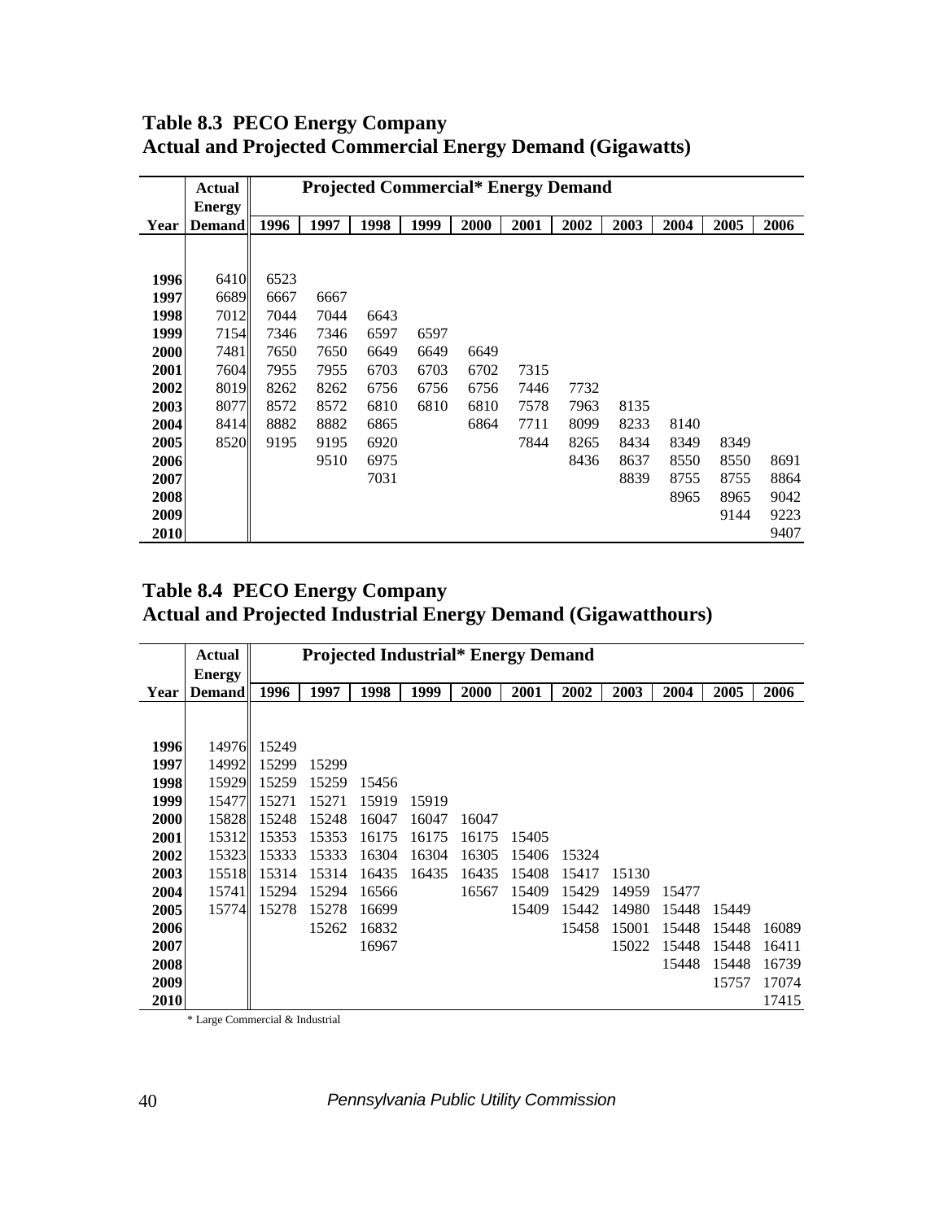## Table 8.3 PECO Energy Company
## Actual and Projected Commercial Energy Demand (Gigawatts)

| Year | Actual Energy Demand | Projected Commercial* Energy Demand | | | | | | | | | | |
|---|---|---|---|---|---|---|---|---|---|---|---|---|
| | | 1996 | 1997 | 1998 | 1999 | 2000 | 2001 | 2002 | 2003 | 2004 | 2005 | 2006 |
| 1996 | 6410 | 6523 | | | | | | | | | | |
| 1997 | 6689 | 6667 | 6667 | | | | | | | | | |
| 1998 | 7012 | 7044 | 7044 | 6643 | | | | | | | | |
| 1999 | 7154 | 7346 | 7346 | 6597 | 6597 | | | | | | | |
| 2000 | 7481 | 7650 | 7650 | 6649 | 6649 | 6649 | | | | | | |
| 2001 | 7604 | 7955 | 7955 | 6703 | 6703 | 6702 | 7315 | | | | | |
| 2002 | 8019 | 8262 | 8262 | 6756 | 6756 | 6756 | 7446 | 7732 | | | | |
| 2003 | 8077 | 8572 | 8572 | 6810 | 6810 | 6810 | 7578 | 7963 | 8135 | | | |
| 2004 | 8414 | 8882 | 8882 | 6865 | | 6864 | 7711 | 8099 | 8233 | 8140 | | |
| 2005 | 8520 | 9195 | 9195 | 6920 | | | 7844 | 8265 | 8434 | 8349 | 8349 | |
| 2006 | | | 9510 | 6975 | | | | 8436 | 8637 | 8550 | 8550 | 8691 |
| 2007 | | | | 7031 | | | | | 8839 | 8755 | 8755 | 8864 |
| 2008 | | | | | | | | | | 8965 | 8965 | 9042 |
| 2009 | | | | | | | | | | | 9144 | 9223 |
| 2010 | | | | | | | | | | | | 9407 |

## Table 8.4 PECO Energy Company
## Actual and Projected Industrial Energy Demand (Gigawatthours)

| Year | Actual Energy Demand | Projected Industrial* Energy Demand | | | | | | | | | | |
|---|---|---|---|---|---|---|---|---|---|---|---|---|
| | | 1996 | 1997 | 1998 | 1999 | 2000 | 2001 | 2002 | 2003 | 2004 | 2005 | 2006 |
| 1996 | 14976 | 15249 | | | | | | | | | | |
| 1997 | 14992 | 15299 | 15299 | | | | | | | | | |
| 1998 | 15929 | 15259 | 15259 | 15456 | | | | | | | | |
| 1999 | 15477 | 15271 | 15271 | 15919 | 15919 | | | | | | | |
| 2000 | 15828 | 15248 | 15248 | 16047 | 16047 | 16047 | | | | | | |
| 2001 | 15312 | 15353 | 15353 | 16175 | 16175 | 16175 | 15405 | | | | | |
| 2002 | 15323 | 15333 | 15333 | 16304 | 16304 | 16305 | 15406 | 15324 | | | | |
| 2003 | 15518 | 15314 | 15314 | 16435 | 16435 | 16435 | 15408 | 15417 | 15130 | | | |
| 2004 | 15741 | 15294 | 15294 | 16566 | | 16567 | 15409 | 15429 | 14959 | 15477 | | |
| 2005 | 15774 | 15278 | 15278 | 16699 | | | 15409 | 15442 | 14980 | 15448 | 15449 | |
| 2006 | | | 15262 | 16832 | | | | 15458 | 15001 | 15448 | 15448 | 16089 |
| 2007 | | | | 16967 | | | | | 15022 | 15448 | 15448 | 16411 |
| 2008 | | | | | | | | | | 15448 | 15448 | 16739 |
| 2009 | | | | | | | | | | | 15757 | 17074 |
| 2010 | | | | | | | | | | | | 17415 |

* Large Commercial & Industrial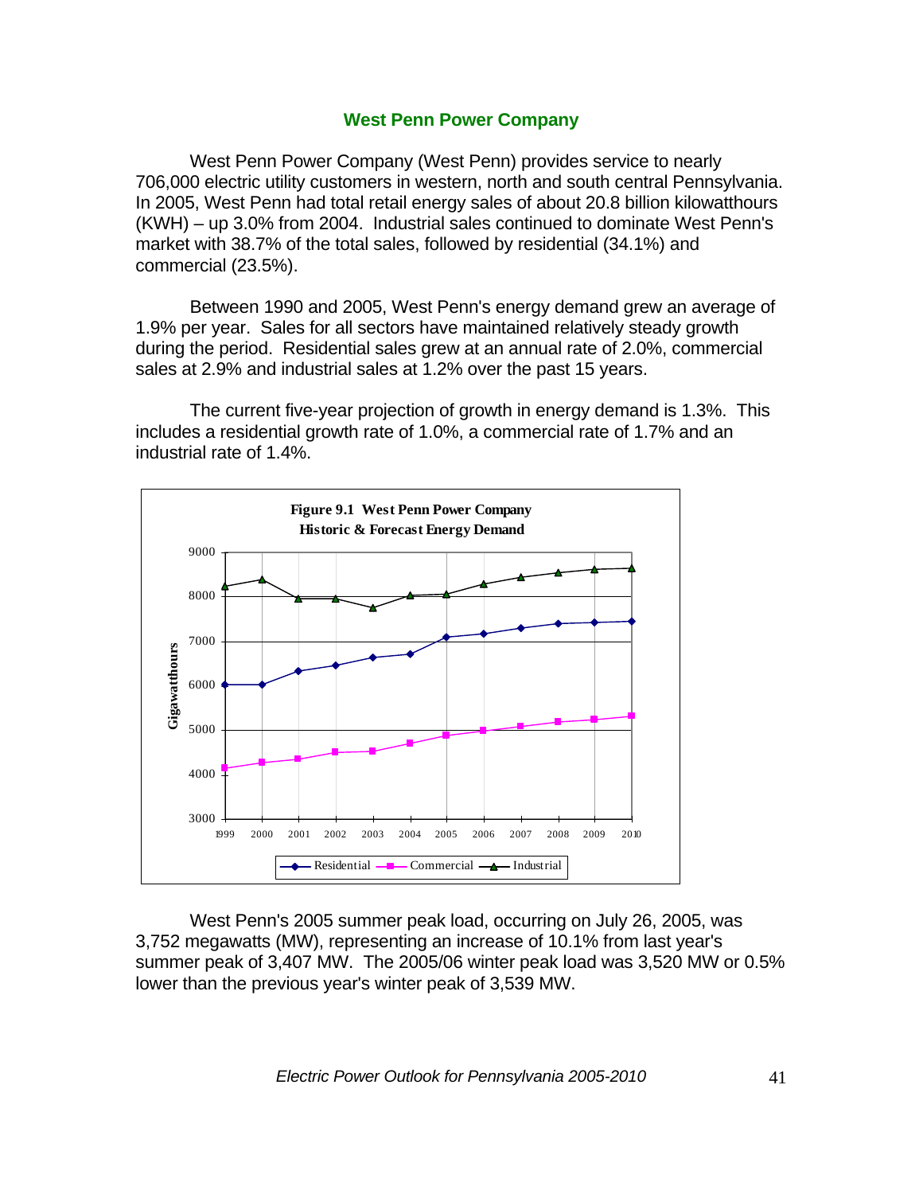## West Penn Power Company

West Penn Power Company (West Penn) provides service to nearly 706,000 electric utility customers in western, north and south central Pennsylvania. In 2005, West Penn had total retail energy sales of about 20.8 billion kilowatthours (KWH) – up 3.0% from 2004. Industrial sales continued to dominate West Penn's market with 38.7% of the total sales, followed by residential (34.1%) and commercial (23.5%).

Between 1990 and 2005, West Penn's energy demand grew an average of 1.9% per year. Sales for all sectors have maintained relatively steady growth during the period. Residential sales grew at an annual rate of 2.0%, commercial sales at 2.9% and industrial sales at 1.2% over the past 15 years.

The current five-year projection of growth in energy demand is 1.3%. This includes a residential growth rate of 1.0%, a commercial rate of 1.7% and an industrial rate of 1.4%.

**Figure 9.1 West Penn Power Company Historic & Forecast Energy Demand**

West Penn's 2005 summer peak load, occurring on July 26, 2005, was 3,752 megawatts (MW), representing an increase of 10.1% from last year's summer peak of 3,407 MW. The 2005/06 winter peak load was 3,520 MW or 0.5% lower than the previous year's winter peak of 3,539 MW.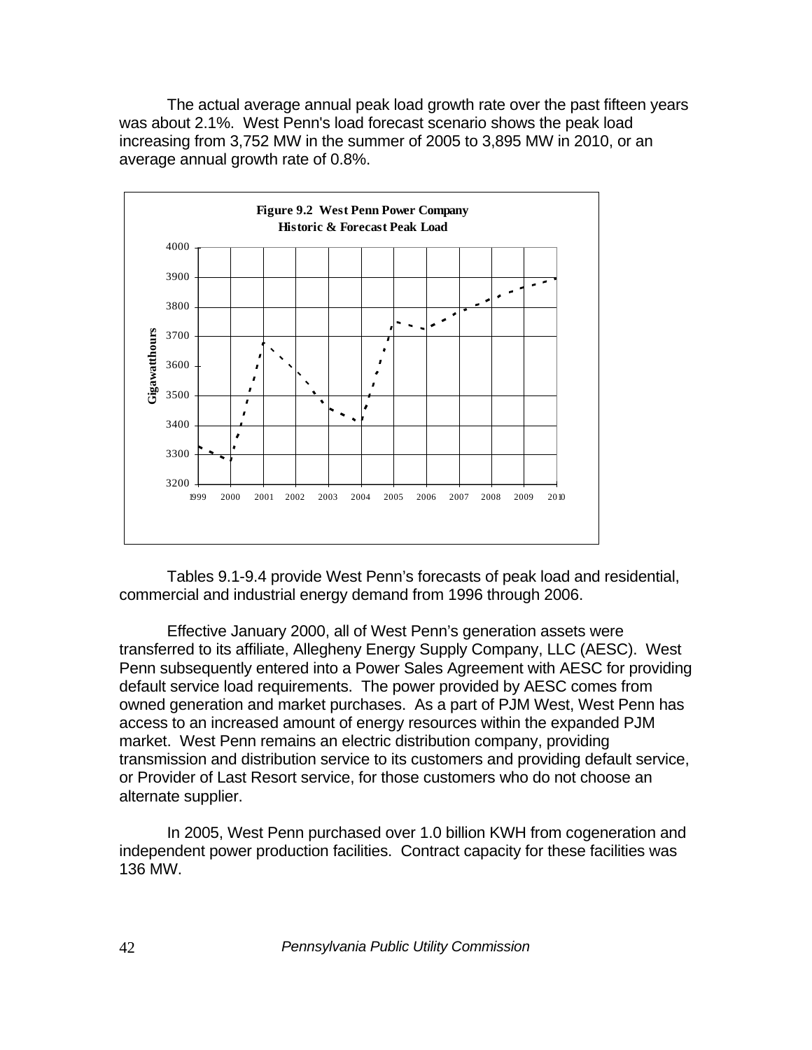The actual average annual peak load growth rate over the past fifteen years was about 2.1%. West Penn's load forecast scenario shows the peak load increasing from 3,752 MW in the summer of 2005 to 3,895 MW in 2010, or an average annual growth rate of 0.8%.

**Figure 9.2 West Penn Power Company Historic & Forecast Peak Load**

Tables 9.1-9.4 provide West Penn's forecasts of peak load and residential, commercial and industrial energy demand from 1996 through 2006.

Effective January 2000, all of West Penn's generation assets were transferred to its affiliate, Allegheny Energy Supply Company, LLC (AESC). West Penn subsequently entered into a Power Sales Agreement with AESC for providing default service load requirements. The power provided by AESC comes from owned generation and market purchases. As a part of PJM West, West Penn has access to an increased amount of energy resources within the expanded PJM market. West Penn remains an electric distribution company, providing transmission and distribution service to its customers and providing default service, or Provider of Last Resort service, for those customers who do not choose an alternate supplier.

In 2005, West Penn purchased over 1.0 billion KWH from cogeneration and independent power production facilities. Contract capacity for these facilities was 136 MW.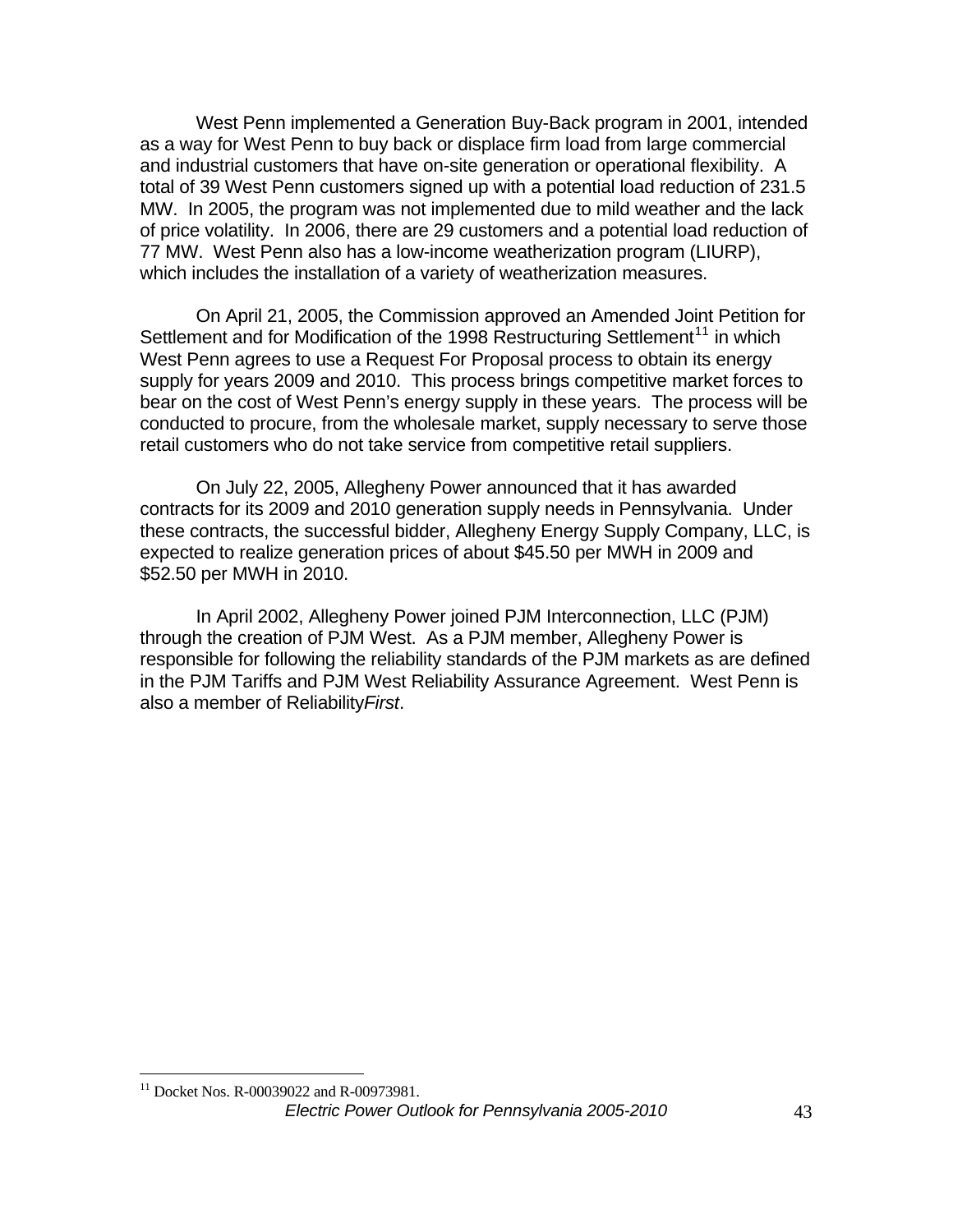West Penn implemented a Generation Buy-Back program in 2001, intended as a way for West Penn to buy back or displace firm load from large commercial and industrial customers that have on-site generation or operational flexibility. A total of 39 West Penn customers signed up with a potential load reduction of 231.5 MW. In 2005, the program was not implemented due to mild weather and the lack of price volatility. In 2006, there are 29 customers and a potential load reduction of 77 MW. West Penn also has a low-income weatherization program (LIURP), which includes the installation of a variety of weatherization measures.

On April 21, 2005, the Commission approved an Amended Joint Petition for Settlement and for Modification of the 1998 Restructuring Settlement[11] in which West Penn agrees to use a Request For Proposal process to obtain its energy supply for years 2009 and 2010. This process brings competitive market forces to bear on the cost of West Penn's energy supply in these years. The process will be conducted to procure, from the wholesale market, supply necessary to serve those retail customers who do not take service from competitive retail suppliers.

On July 22, 2005, Allegheny Power announced that it has awarded contracts for its 2009 and 2010 generation supply needs in Pennsylvania. Under these contracts, the successful bidder, Allegheny Energy Supply Company, LLC, is expected to realize generation prices of about $45.50 per MWH in 2009 and $52.50 per MWH in 2010.

In April 2002, Allegheny Power joined PJM Interconnection, LLC (PJM) through the creation of PJM West. As a PJM member, Allegheny Power is responsible for following the reliability standards of the PJM markets as are defined in the PJM Tariffs and PJM West Reliability Assurance Agreement. West Penn is also a member of Reliability*First*.

[11] Docket Nos. R-00039022 and R-00973981.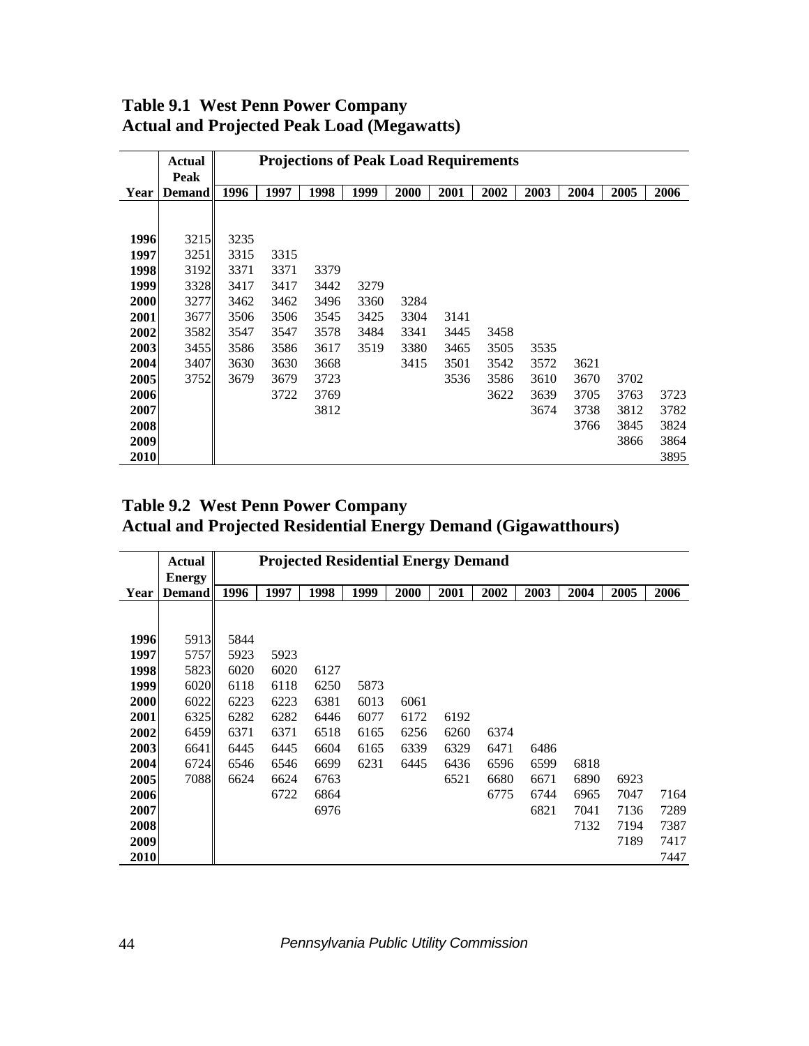## Table 9.1 West Penn Power Company
## Actual and Projected Peak Load (Megawatts)

| | Actual Peak | Projections of Peak Load Requirements | | | | | | | | | | |
|---|---|---|---|---|---|---|---|---|---|---|---|---|
| Year | Demand | 1996 | 1997 | 1998 | 1999 | 2000 | 2001 | 2002 | 2003 | 2004 | 2005 | 2006 |
| 1996 | 3215 | 3235 | | | | | | | | | | |
| 1997 | 3251 | 3315 | 3315 | | | | | | | | | |
| 1998 | 3192 | 3371 | 3371 | 3379 | | | | | | | | |
| 1999 | 3328 | 3417 | 3417 | 3442 | 3279 | | | | | | | |
| 2000 | 3277 | 3462 | 3462 | 3496 | 3360 | 3284 | | | | | | |
| 2001 | 3677 | 3506 | 3506 | 3545 | 3425 | 3304 | 3141 | | | | | |
| 2002 | 3582 | 3547 | 3547 | 3578 | 3484 | 3341 | 3445 | 3458 | | | | |
| 2003 | 3455 | 3586 | 3586 | 3617 | 3519 | 3380 | 3465 | 3505 | 3535 | | | |
| 2004 | 3407 | 3630 | 3630 | 3668 | | 3415 | 3501 | 3542 | 3572 | 3621 | | |
| 2005 | 3752 | 3679 | 3679 | 3723 | | | 3536 | 3586 | 3610 | 3670 | 3702 | |
| 2006 | | | 3722 | 3769 | | | | 3622 | 3639 | 3705 | 3763 | 3723 |
| 2007 | | | | 3812 | | | | | 3674 | 3738 | 3812 | 3782 |
| 2008 | | | | | | | | | | 3766 | 3845 | 3824 |
| 2009 | | | | | | | | | | | 3866 | 3864 |
| 2010 | | | | | | | | | | | | 3895 |

## Table 9.2 West Penn Power Company
## Actual and Projected Residential Energy Demand (Gigawatthours)

| | Actual Energy | Projected Residential Energy Demand | | | | | | | | | | |
|---|---|---|---|---|---|---|---|---|---|---|---|---|
| Year | Demand | 1996 | 1997 | 1998 | 1999 | 2000 | 2001 | 2002 | 2003 | 2004 | 2005 | 2006 |
| 1996 | 5913 | 5844 | | | | | | | | | | |
| 1997 | 5757 | 5923 | 5923 | | | | | | | | | |
| 1998 | 5823 | 6020 | 6020 | 6127 | | | | | | | | |
| 1999 | 6020 | 6118 | 6118 | 6250 | 5873 | | | | | | | |
| 2000 | 6022 | 6223 | 6223 | 6381 | 6013 | 6061 | | | | | | |
| 2001 | 6325 | 6282 | 6282 | 6446 | 6077 | 6172 | 6192 | | | | | |
| 2002 | 6459 | 6371 | 6371 | 6518 | 6165 | 6256 | 6260 | 6374 | | | | |
| 2003 | 6641 | 6445 | 6445 | 6604 | 6165 | 6339 | 6329 | 6471 | 6486 | | | |
| 2004 | 6724 | 6546 | 6546 | 6699 | 6231 | 6445 | 6436 | 6596 | 6599 | 6818 | | |
| 2005 | 7088 | 6624 | 6624 | 6763 | | | 6521 | 6680 | 6671 | 6890 | 6923 | |
| 2006 | | | 6722 | 6864 | | | | 6775 | 6744 | 6965 | 7047 | 7164 |
| 2007 | | | | 6976 | | | | | 6821 | 7041 | 7136 | 7289 |
| 2008 | | | | | | | | | | 7132 | 7194 | 7387 |
| 2009 | | | | | | | | | | | 7189 | 7417 |
| 2010 | | | | | | | | | | | | 7447 |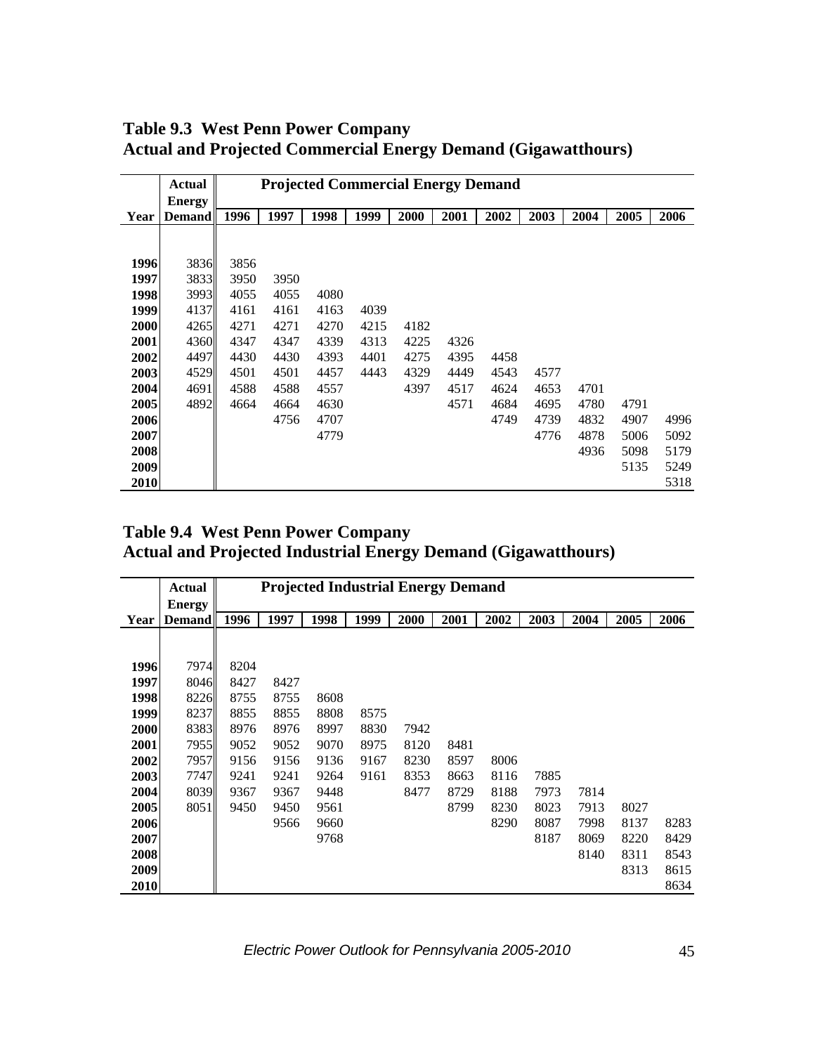**Table 9.3 West Penn Power Company**
**Actual and Projected Commercial Energy Demand (Gigawatthours)**

| | Actual Energy | Projected Commercial Energy Demand | | | | | | | | | | |
|---|---|---|---|---|---|---|---|---|---|---|---|---|
| Year | Demand | 1996 | 1997 | 1998 | 1999 | 2000 | 2001 | 2002 | 2003 | 2004 | 2005 | 2006 |
| 1996 | 3836 | 3856 | | | | | | | | | | |
| 1997 | 3833 | 3950 | 3950 | | | | | | | | | |
| 1998 | 3993 | 4055 | 4055 | 4080 | | | | | | | | |
| 1999 | 4137 | 4161 | 4161 | 4163 | 4039 | | | | | | | |
| 2000 | 4265 | 4271 | 4271 | 4270 | 4215 | 4182 | | | | | | |
| 2001 | 4360 | 4347 | 4347 | 4339 | 4313 | 4225 | 4326 | | | | | |
| 2002 | 4497 | 4430 | 4430 | 4393 | 4401 | 4275 | 4395 | 4458 | | | | |
| 2003 | 4529 | 4501 | 4501 | 4457 | 4443 | 4329 | 4449 | 4543 | 4577 | | | |
| 2004 | 4691 | 4588 | 4588 | 4557 | | 4397 | 4517 | 4624 | 4653 | 4701 | | |
| 2005 | 4892 | 4664 | 4664 | 4630 | | | 4571 | 4684 | 4695 | 4780 | 4791 | |
| 2006 | | | 4756 | 4707 | | | | 4749 | 4739 | 4832 | 4907 | 4996 |
| 2007 | | | | 4779 | | | | | 4776 | 4878 | 5006 | 5092 |
| 2008 | | | | | | | | | | 4936 | 5098 | 5179 |
| 2009 | | | | | | | | | | | 5135 | 5249 |
| 2010 | | | | | | | | | | | | 5318 |

**Table 9.4 West Penn Power Company**
**Actual and Projected Industrial Energy Demand (Gigawatthours)**

| | Actual Energy | Projected Industrial Energy Demand | | | | | | | | | | |
|---|---|---|---|---|---|---|---|---|---|---|---|---|
| Year | Demand | 1996 | 1997 | 1998 | 1999 | 2000 | 2001 | 2002 | 2003 | 2004 | 2005 | 2006 |
| 1996 | 7974 | 8204 | | | | | | | | | | |
| 1997 | 8046 | 8427 | 8427 | | | | | | | | | |
| 1998 | 8226 | 8755 | 8755 | 8608 | | | | | | | | |
| 1999 | 8237 | 8855 | 8855 | 8808 | 8575 | | | | | | | |
| 2000 | 8383 | 8976 | 8976 | 8997 | 8830 | 7942 | | | | | | |
| 2001 | 7955 | 9052 | 9052 | 9070 | 8975 | 8120 | 8481 | | | | | |
| 2002 | 7957 | 9156 | 9156 | 9136 | 9167 | 8230 | 8597 | 8006 | | | | |
| 2003 | 7747 | 9241 | 9241 | 9264 | 9161 | 8353 | 8663 | 8116 | 7885 | | | |
| 2004 | 8039 | 9367 | 9367 | 9448 | | 8477 | 8729 | 8188 | 7973 | 7814 | | |
| 2005 | 8051 | 9450 | 9450 | 9561 | | | 8799 | 8230 | 8023 | 7913 | 8027 | |
| 2006 | | | 9566 | 9660 | | | | 8290 | 8087 | 7998 | 8137 | 8283 |
| 2007 | | | | 9768 | | | | | 8187 | 8069 | 8220 | 8429 |
| 2008 | | | | | | | | | | 8140 | 8311 | 8543 |
| 2009 | | | | | | | | | | | 8313 | 8615 |
| 2010 | | | | | | | | | | | | 8634 |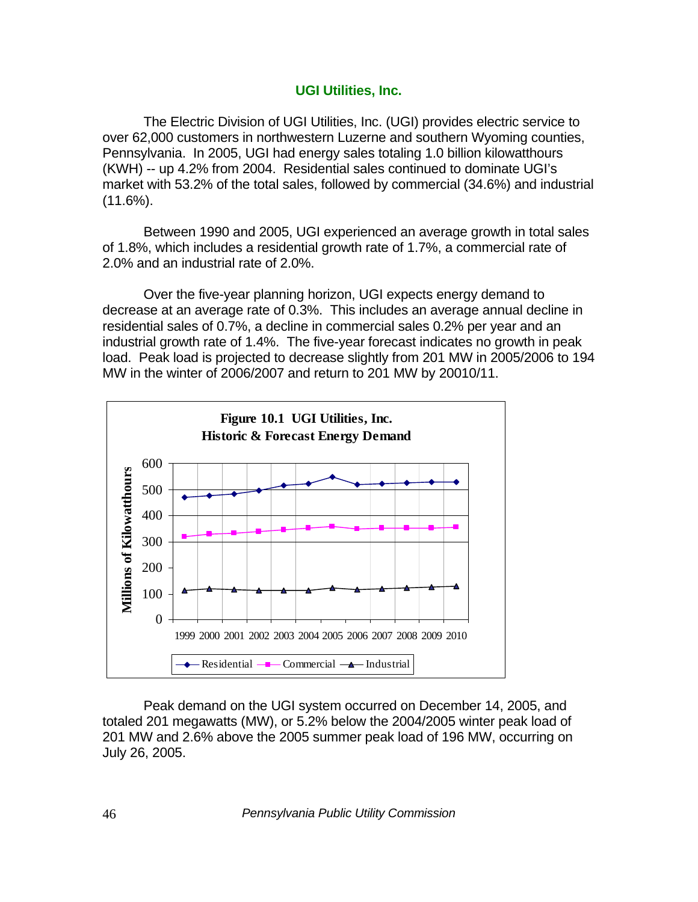## UGI Utilities, Inc.

The Electric Division of UGI Utilities, Inc. (UGI) provides electric service to over 62,000 customers in northwestern Luzerne and southern Wyoming counties, Pennsylvania. In 2005, UGI had energy sales totaling 1.0 billion kilowatthours (KWH) -- up 4.2% from 2004. Residential sales continued to dominate UGI's market with 53.2% of the total sales, followed by commercial (34.6%) and industrial (11.6%).

Between 1990 and 2005, UGI experienced an average growth in total sales of 1.8%, which includes a residential growth rate of 1.7%, a commercial rate of 2.0% and an industrial rate of 2.0%.

Over the five-year planning horizon, UGI expects energy demand to decrease at an average rate of 0.3%. This includes an average annual decline in residential sales of 0.7%, a decline in commercial sales 0.2% per year and an industrial growth rate of 1.4%. The five-year forecast indicates no growth in peak load. Peak load is projected to decrease slightly from 201 MW in 2005/2006 to 194 MW in the winter of 2006/2007 and return to 201 MW by 20010/11.

**Figure 10.1 UGI Utilities, Inc.**
**Historic & Forecast Energy Demand**

Peak demand on the UGI system occurred on December 14, 2005, and totaled 201 megawatts (MW), or 5.2% below the 2004/2005 winter peak load of 201 MW and 2.6% above the 2005 summer peak load of 196 MW, occurring on July 26, 2005.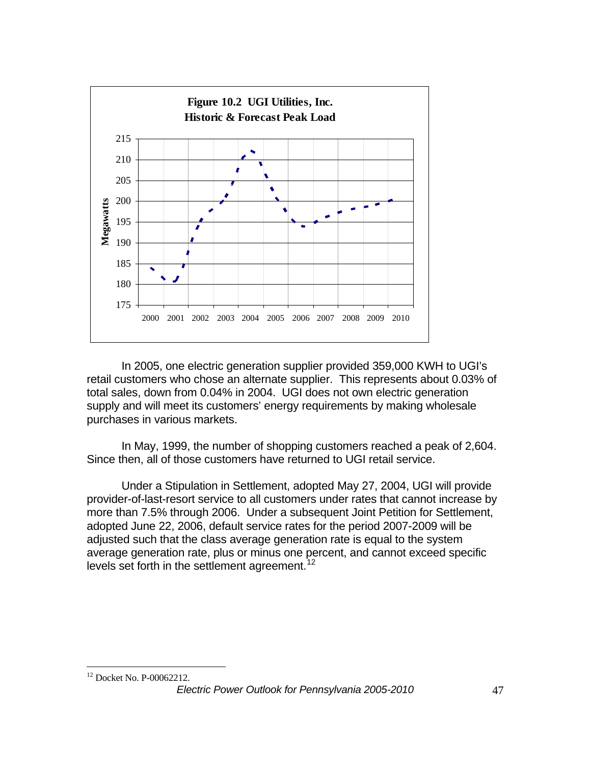**Figure 10.2 UGI Utilities, Inc. Historic & Forecast Peak Load**

In 2005, one electric generation supplier provided 359,000 KWH to UGI's retail customers who chose an alternate supplier. This represents about 0.03% of total sales, down from 0.04% in 2004. UGI does not own electric generation supply and will meet its customers' energy requirements by making wholesale purchases in various markets.

In May, 1999, the number of shopping customers reached a peak of 2,604. Since then, all of those customers have returned to UGI retail service.

Under a Stipulation in Settlement, adopted May 27, 2004, UGI will provide provider-of-last-resort service to all customers under rates that cannot increase by more than 7.5% through 2006. Under a subsequent Joint Petition for Settlement, adopted June 22, 2006, default service rates for the period 2007-2009 will be adjusted such that the class average generation rate is equal to the system average generation rate, plus or minus one percent, and cannot exceed specific levels set forth in the settlement agreement.[12]

[12] Docket No. P-00062212.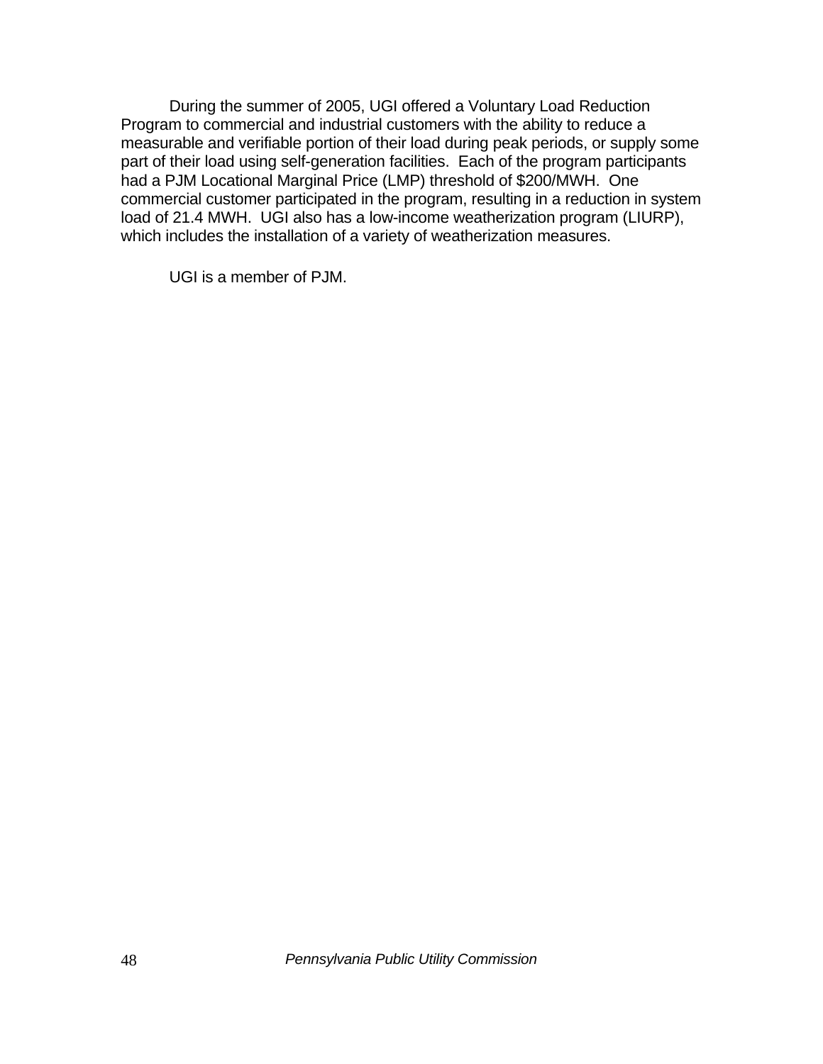During the summer of 2005, UGI offered a Voluntary Load Reduction Program to commercial and industrial customers with the ability to reduce a measurable and verifiable portion of their load during peak periods, or supply some part of their load using self-generation facilities. Each of the program participants had a PJM Locational Marginal Price (LMP) threshold of $200/MWH. One commercial customer participated in the program, resulting in a reduction in system load of 21.4 MWH. UGI also has a low-income weatherization program (LIURP), which includes the installation of a variety of weatherization measures.

UGI is a member of PJM.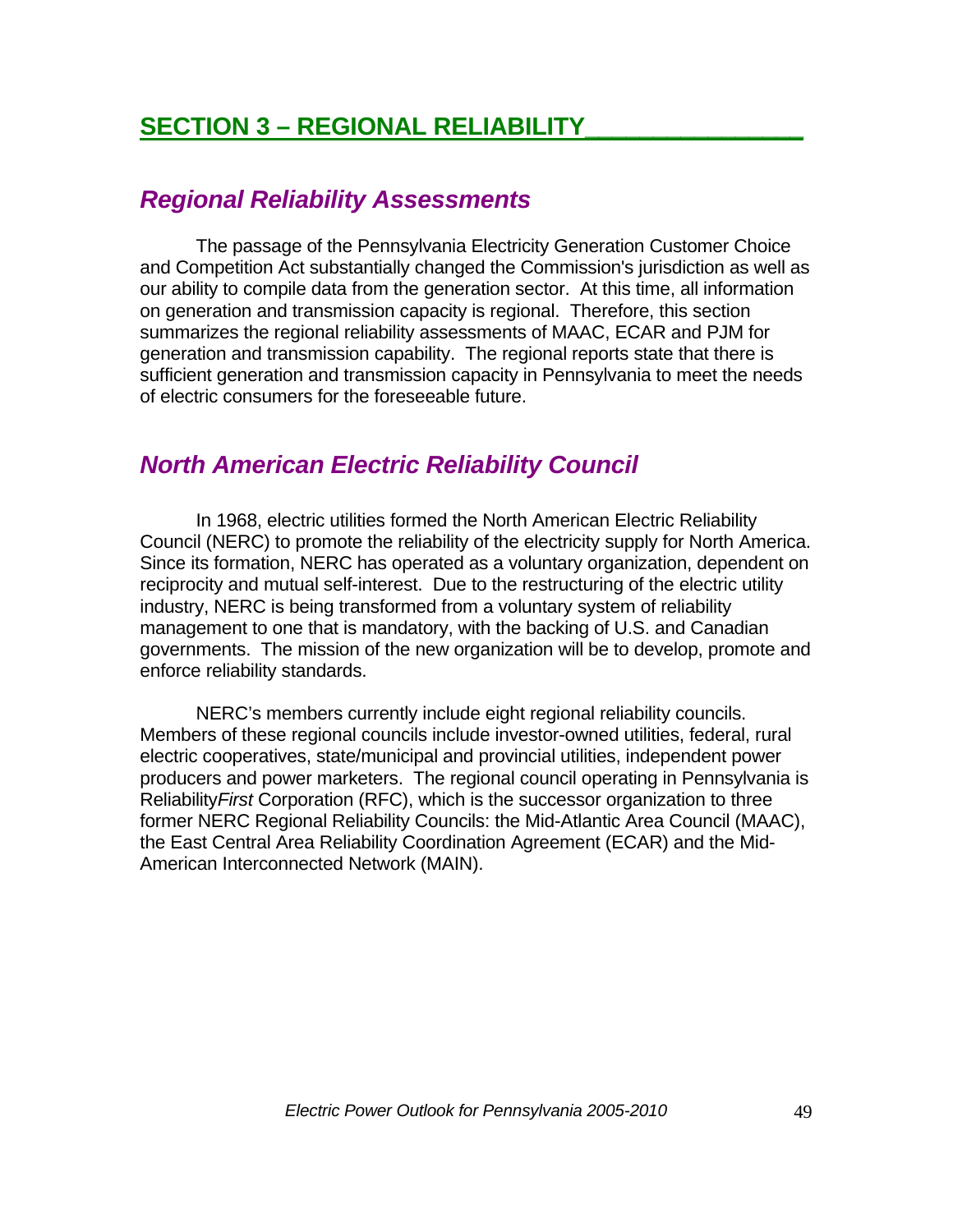# SECTION 3 – REGIONAL RELIABILITY

## *Regional Reliability Assessments*

The passage of the Pennsylvania Electricity Generation Customer Choice and Competition Act substantially changed the Commission's jurisdiction as well as our ability to compile data from the generation sector. At this time, all information on generation and transmission capacity is regional. Therefore, this section summarizes the regional reliability assessments of MAAC, ECAR and PJM for generation and transmission capability. The regional reports state that there is sufficient generation and transmission capacity in Pennsylvania to meet the needs of electric consumers for the foreseeable future.

## *North American Electric Reliability Council*

In 1968, electric utilities formed the North American Electric Reliability Council (NERC) to promote the reliability of the electricity supply for North America. Since its formation, NERC has operated as a voluntary organization, dependent on reciprocity and mutual self-interest. Due to the restructuring of the electric utility industry, NERC is being transformed from a voluntary system of reliability management to one that is mandatory, with the backing of U.S. and Canadian governments. The mission of the new organization will be to develop, promote and enforce reliability standards.

NERC's members currently include eight regional reliability councils. Members of these regional councils include investor-owned utilities, federal, rural electric cooperatives, state/municipal and provincial utilities, independent power producers and power marketers. The regional council operating in Pennsylvania is Reliability*First* Corporation (RFC), which is the successor organization to three former NERC Regional Reliability Councils: the Mid-Atlantic Area Council (MAAC), the East Central Area Reliability Coordination Agreement (ECAR) and the Mid-American Interconnected Network (MAIN).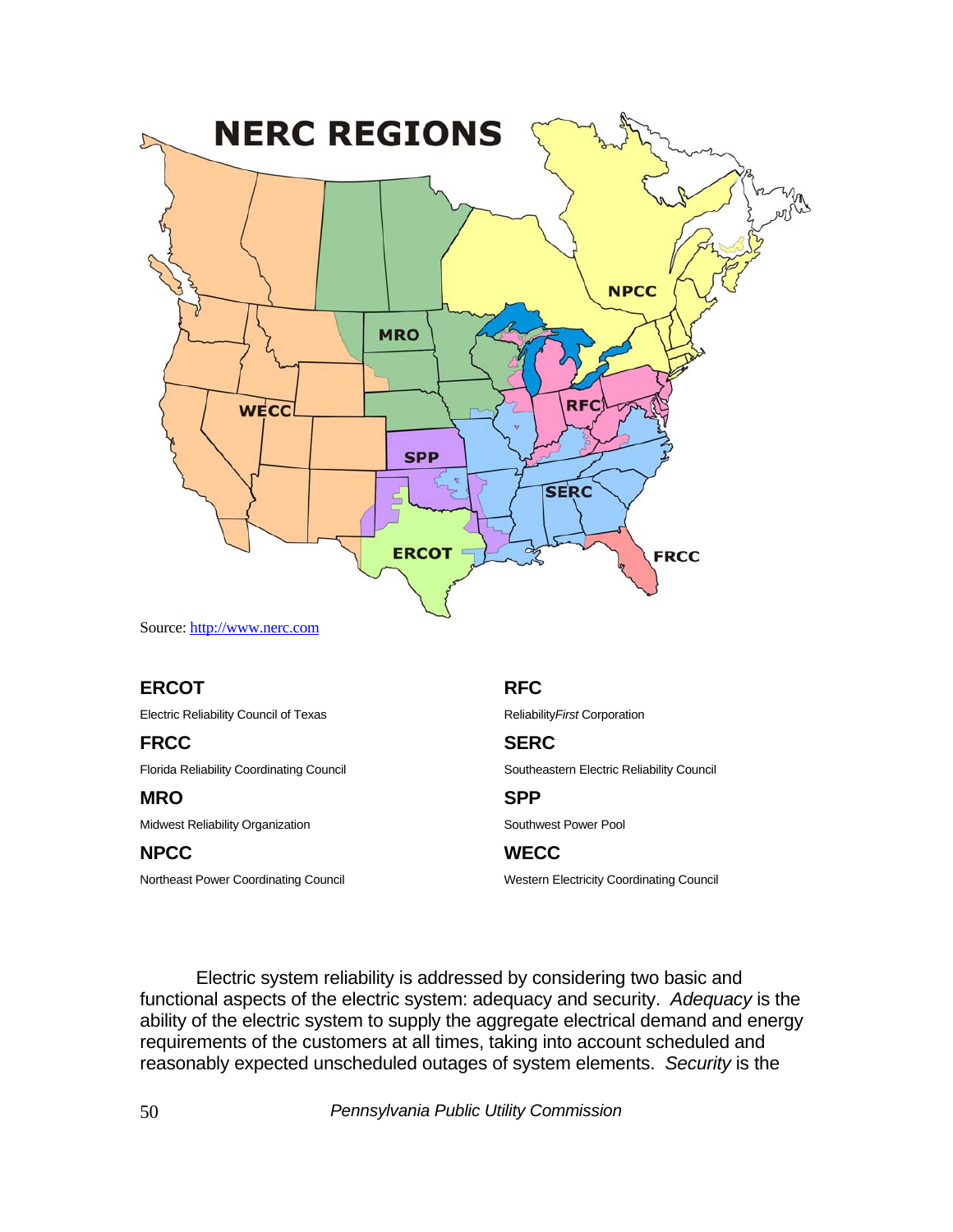# NERC REGIONS

Source: http://www.nerc.com

**ERCOT**

Electric Reliability Council of Texas

**FRCC**

Florida Reliability Coordinating Council

**MRO**

Midwest Reliability Organization

**NPCC**

Northeast Power Coordinating Council

**RFC**

Reliability*First* Corporation

**SERC**

Southeastern Electric Reliability Council

**SPP**

Southwest Power Pool

**WECC**

Western Electricity Coordinating Council

Electric system reliability is addressed by considering two basic and functional aspects of the electric system: adequacy and security. *Adequacy* is the ability of the electric system to supply the aggregate electrical demand and energy requirements of the customers at all times, taking into account scheduled and reasonably expected unscheduled outages of system elements. *Security* is the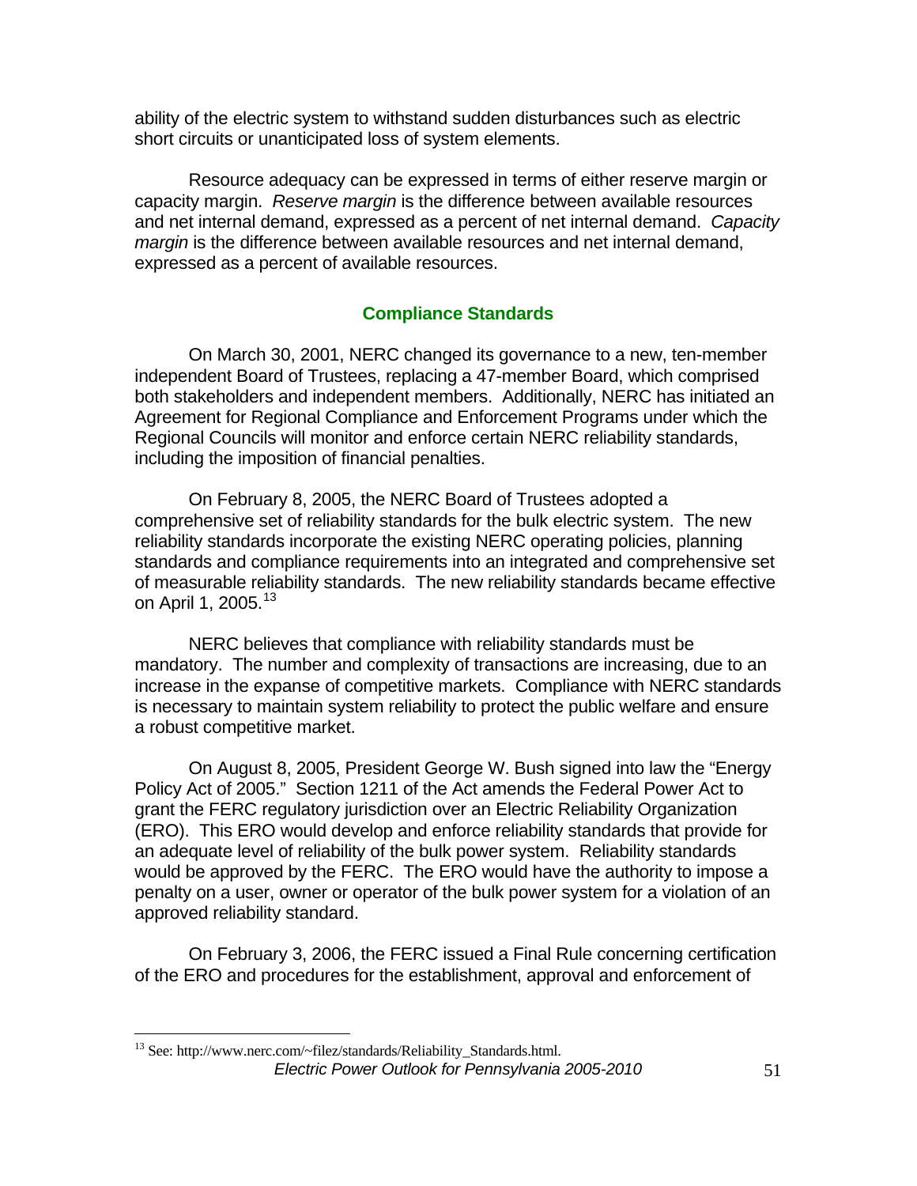ability of the electric system to withstand sudden disturbances such as electric short circuits or unanticipated loss of system elements.

Resource adequacy can be expressed in terms of either reserve margin or capacity margin. *Reserve margin* is the difference between available resources and net internal demand, expressed as a percent of net internal demand. *Capacity margin* is the difference between available resources and net internal demand, expressed as a percent of available resources.

## Compliance Standards

On March 30, 2001, NERC changed its governance to a new, ten-member independent Board of Trustees, replacing a 47-member Board, which comprised both stakeholders and independent members. Additionally, NERC has initiated an Agreement for Regional Compliance and Enforcement Programs under which the Regional Councils will monitor and enforce certain NERC reliability standards, including the imposition of financial penalties.

On February 8, 2005, the NERC Board of Trustees adopted a comprehensive set of reliability standards for the bulk electric system. The new reliability standards incorporate the existing NERC operating policies, planning standards and compliance requirements into an integrated and comprehensive set of measurable reliability standards. The new reliability standards became effective on April 1, 2005.[13]

NERC believes that compliance with reliability standards must be mandatory. The number and complexity of transactions are increasing, due to an increase in the expanse of competitive markets. Compliance with NERC standards is necessary to maintain system reliability to protect the public welfare and ensure a robust competitive market.

On August 8, 2005, President George W. Bush signed into law the "Energy Policy Act of 2005." Section 1211 of the Act amends the Federal Power Act to grant the FERC regulatory jurisdiction over an Electric Reliability Organization (ERO). This ERO would develop and enforce reliability standards that provide for an adequate level of reliability of the bulk power system. Reliability standards would be approved by the FERC. The ERO would have the authority to impose a penalty on a user, owner or operator of the bulk power system for a violation of an approved reliability standard.

On February 3, 2006, the FERC issued a Final Rule concerning certification of the ERO and procedures for the establishment, approval and enforcement of

---

[13] See: http://www.nerc.com/~filez/standards/Reliability_Standards.html.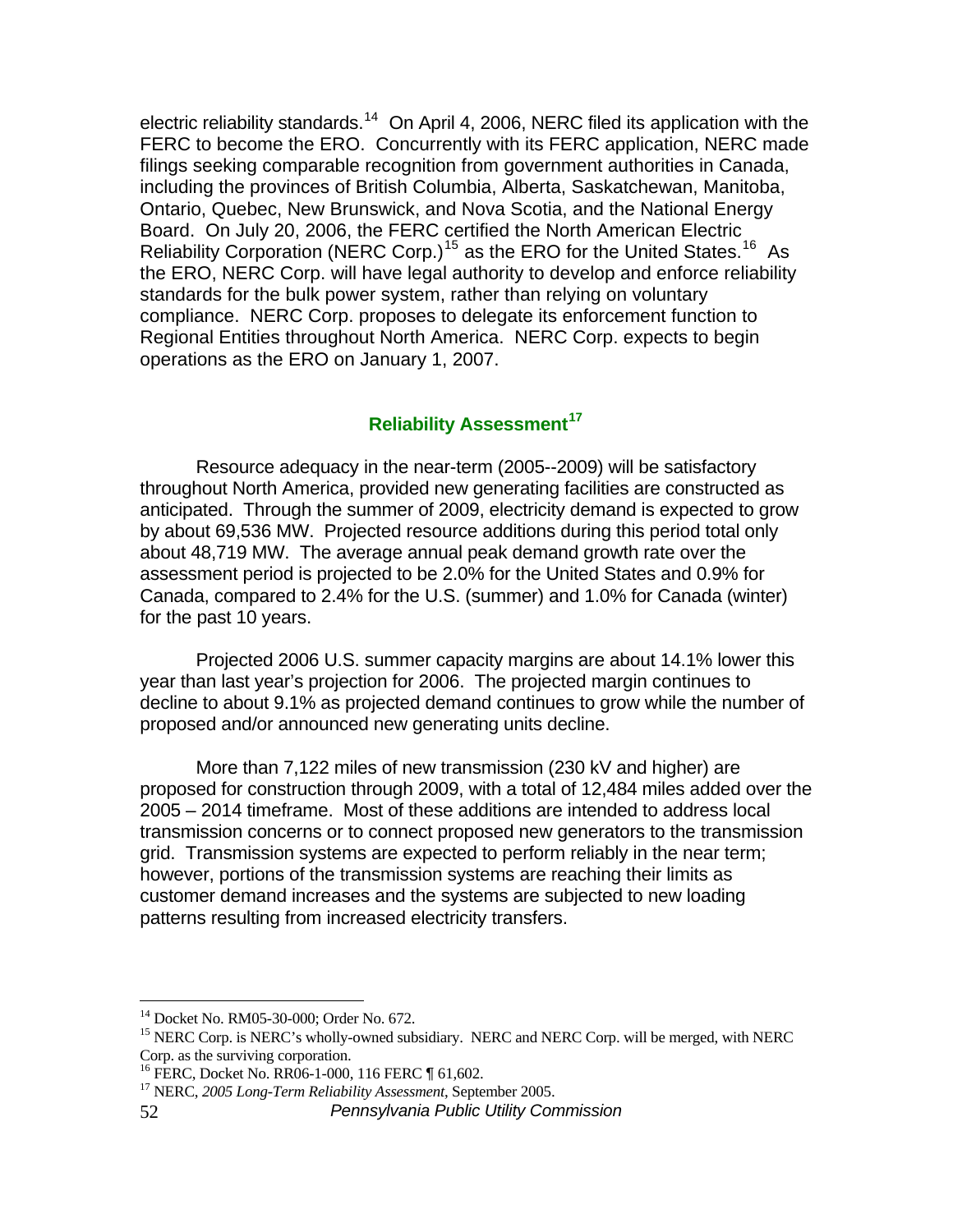electric reliability standards.[14] On April 4, 2006, NERC filed its application with the FERC to become the ERO. Concurrently with its FERC application, NERC made filings seeking comparable recognition from government authorities in Canada, including the provinces of British Columbia, Alberta, Saskatchewan, Manitoba, Ontario, Quebec, New Brunswick, and Nova Scotia, and the National Energy Board. On July 20, 2006, the FERC certified the North American Electric Reliability Corporation (NERC Corp.)[15] as the ERO for the United States.[16] As the ERO, NERC Corp. will have legal authority to develop and enforce reliability standards for the bulk power system, rather than relying on voluntary compliance. NERC Corp. proposes to delegate its enforcement function to Regional Entities throughout North America. NERC Corp. expects to begin operations as the ERO on January 1, 2007.

## Reliability Assessment[17]

Resource adequacy in the near-term (2005--2009) will be satisfactory throughout North America, provided new generating facilities are constructed as anticipated. Through the summer of 2009, electricity demand is expected to grow by about 69,536 MW. Projected resource additions during this period total only about 48,719 MW. The average annual peak demand growth rate over the assessment period is projected to be 2.0% for the United States and 0.9% for Canada, compared to 2.4% for the U.S. (summer) and 1.0% for Canada (winter) for the past 10 years.

Projected 2006 U.S. summer capacity margins are about 14.1% lower this year than last year's projection for 2006. The projected margin continues to decline to about 9.1% as projected demand continues to grow while the number of proposed and/or announced new generating units decline.

More than 7,122 miles of new transmission (230 kV and higher) are proposed for construction through 2009, with a total of 12,484 miles added over the 2005 – 2014 timeframe. Most of these additions are intended to address local transmission concerns or to connect proposed new generators to the transmission grid. Transmission systems are expected to perform reliably in the near term; however, portions of the transmission systems are reaching their limits as customer demand increases and the systems are subjected to new loading patterns resulting from increased electricity transfers.

---

[14] Docket No. RM05-30-000; Order No. 672.

[15] NERC Corp. is NERC's wholly-owned subsidiary. NERC and NERC Corp. will be merged, with NERC Corp. as the surviving corporation.

[16] FERC, Docket No. RR06-1-000, 116 FERC ¶ 61,602.

[17] NERC, *2005 Long-Term Reliability Assessment*, September 2005.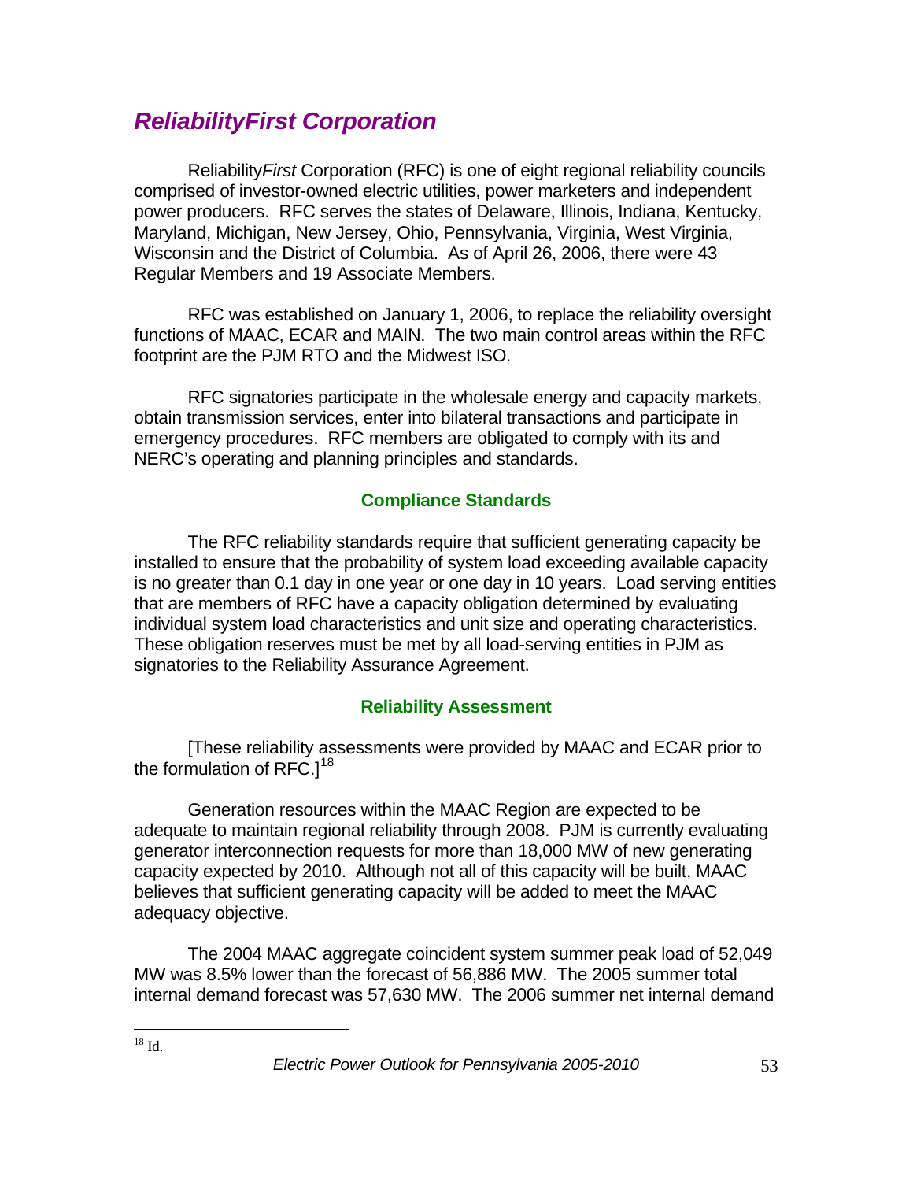## *ReliabilityFirst Corporation*

Reliability*First* Corporation (RFC) is one of eight regional reliability councils comprised of investor-owned electric utilities, power marketers and independent power producers. RFC serves the states of Delaware, Illinois, Indiana, Kentucky, Maryland, Michigan, New Jersey, Ohio, Pennsylvania, Virginia, West Virginia, Wisconsin and the District of Columbia. As of April 26, 2006, there were 43 Regular Members and 19 Associate Members.

RFC was established on January 1, 2006, to replace the reliability oversight functions of MAAC, ECAR and MAIN. The two main control areas within the RFC footprint are the PJM RTO and the Midwest ISO.

RFC signatories participate in the wholesale energy and capacity markets, obtain transmission services, enter into bilateral transactions and participate in emergency procedures. RFC members are obligated to comply with its and NERC's operating and planning principles and standards.

### Compliance Standards

The RFC reliability standards require that sufficient generating capacity be installed to ensure that the probability of system load exceeding available capacity is no greater than 0.1 day in one year or one day in 10 years. Load serving entities that are members of RFC have a capacity obligation determined by evaluating individual system load characteristics and unit size and operating characteristics. These obligation reserves must be met by all load-serving entities in PJM as signatories to the Reliability Assurance Agreement.

### Reliability Assessment

[These reliability assessments were provided by MAAC and ECAR prior to the formulation of RFC.][18]

Generation resources within the MAAC Region are expected to be adequate to maintain regional reliability through 2008. PJM is currently evaluating generator interconnection requests for more than 18,000 MW of new generating capacity expected by 2010. Although not all of this capacity will be built, MAAC believes that sufficient generating capacity will be added to meet the MAAC adequacy objective.

The 2004 MAAC aggregate coincident system summer peak load of 52,049 MW was 8.5% lower than the forecast of 56,886 MW. The 2005 summer total internal demand forecast was 57,630 MW. The 2006 summer net internal demand

---

[18] Id.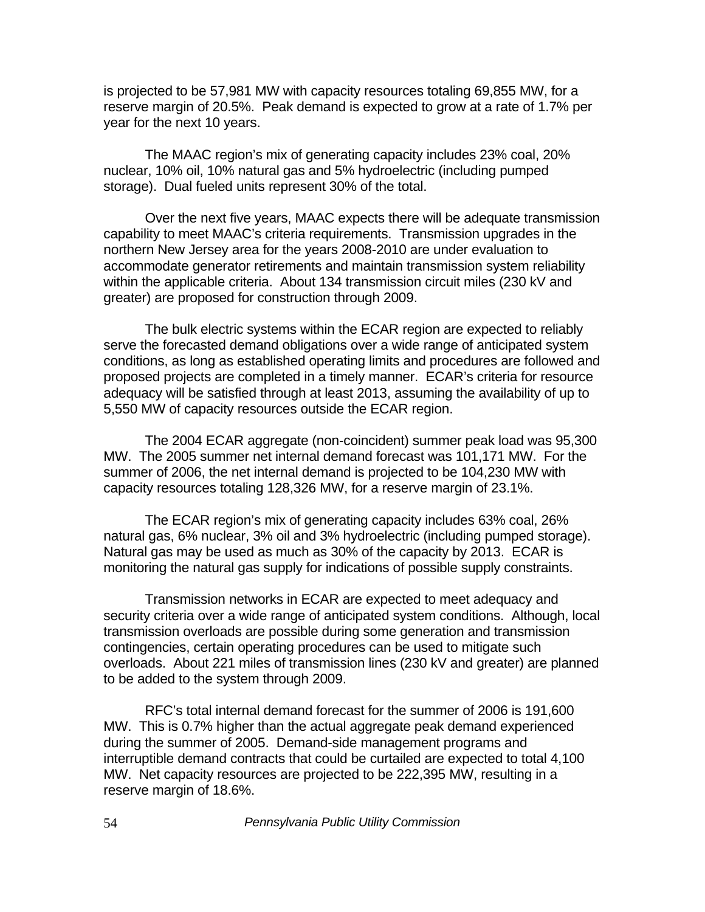is projected to be 57,981 MW with capacity resources totaling 69,855 MW, for a reserve margin of 20.5%. Peak demand is expected to grow at a rate of 1.7% per year for the next 10 years.

The MAAC region's mix of generating capacity includes 23% coal, 20% nuclear, 10% oil, 10% natural gas and 5% hydroelectric (including pumped storage). Dual fueled units represent 30% of the total.

Over the next five years, MAAC expects there will be adequate transmission capability to meet MAAC's criteria requirements. Transmission upgrades in the northern New Jersey area for the years 2008-2010 are under evaluation to accommodate generator retirements and maintain transmission system reliability within the applicable criteria. About 134 transmission circuit miles (230 kV and greater) are proposed for construction through 2009.

The bulk electric systems within the ECAR region are expected to reliably serve the forecasted demand obligations over a wide range of anticipated system conditions, as long as established operating limits and procedures are followed and proposed projects are completed in a timely manner. ECAR's criteria for resource adequacy will be satisfied through at least 2013, assuming the availability of up to 5,550 MW of capacity resources outside the ECAR region.

The 2004 ECAR aggregate (non-coincident) summer peak load was 95,300 MW. The 2005 summer net internal demand forecast was 101,171 MW. For the summer of 2006, the net internal demand is projected to be 104,230 MW with capacity resources totaling 128,326 MW, for a reserve margin of 23.1%.

The ECAR region's mix of generating capacity includes 63% coal, 26% natural gas, 6% nuclear, 3% oil and 3% hydroelectric (including pumped storage). Natural gas may be used as much as 30% of the capacity by 2013. ECAR is monitoring the natural gas supply for indications of possible supply constraints.

Transmission networks in ECAR are expected to meet adequacy and security criteria over a wide range of anticipated system conditions. Although, local transmission overloads are possible during some generation and transmission contingencies, certain operating procedures can be used to mitigate such overloads. About 221 miles of transmission lines (230 kV and greater) are planned to be added to the system through 2009.

RFC's total internal demand forecast for the summer of 2006 is 191,600 MW. This is 0.7% higher than the actual aggregate peak demand experienced during the summer of 2005. Demand-side management programs and interruptible demand contracts that could be curtailed are expected to total 4,100 MW. Net capacity resources are projected to be 222,395 MW, resulting in a reserve margin of 18.6%.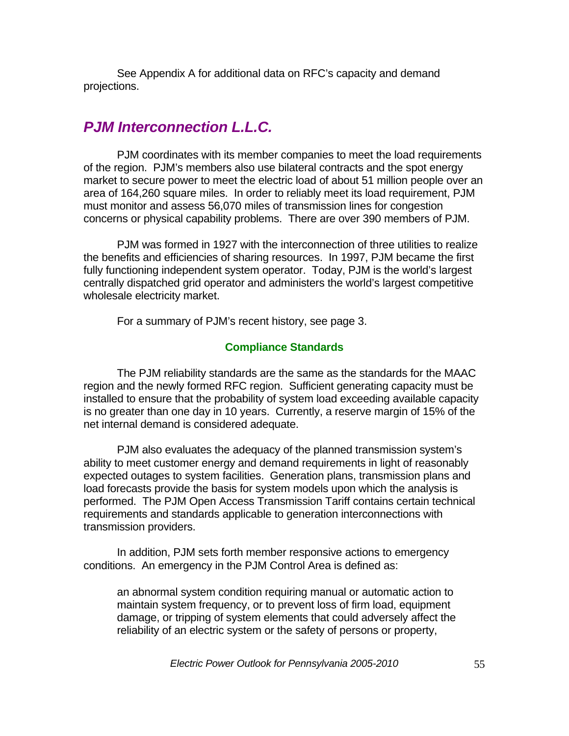See Appendix A for additional data on RFC's capacity and demand projections.

## *PJM Interconnection L.L.C.*

PJM coordinates with its member companies to meet the load requirements of the region. PJM's members also use bilateral contracts and the spot energy market to secure power to meet the electric load of about 51 million people over an area of 164,260 square miles. In order to reliably meet its load requirement, PJM must monitor and assess 56,070 miles of transmission lines for congestion concerns or physical capability problems. There are over 390 members of PJM.

PJM was formed in 1927 with the interconnection of three utilities to realize the benefits and efficiencies of sharing resources. In 1997, PJM became the first fully functioning independent system operator. Today, PJM is the world's largest centrally dispatched grid operator and administers the world's largest competitive wholesale electricity market.

For a summary of PJM's recent history, see page 3.

### Compliance Standards

The PJM reliability standards are the same as the standards for the MAAC region and the newly formed RFC region. Sufficient generating capacity must be installed to ensure that the probability of system load exceeding available capacity is no greater than one day in 10 years. Currently, a reserve margin of 15% of the net internal demand is considered adequate.

PJM also evaluates the adequacy of the planned transmission system's ability to meet customer energy and demand requirements in light of reasonably expected outages to system facilities. Generation plans, transmission plans and load forecasts provide the basis for system models upon which the analysis is performed. The PJM Open Access Transmission Tariff contains certain technical requirements and standards applicable to generation interconnections with transmission providers.

In addition, PJM sets forth member responsive actions to emergency conditions. An emergency in the PJM Control Area is defined as:

> an abnormal system condition requiring manual or automatic action to maintain system frequency, or to prevent loss of firm load, equipment damage, or tripping of system elements that could adversely affect the reliability of an electric system or the safety of persons or property,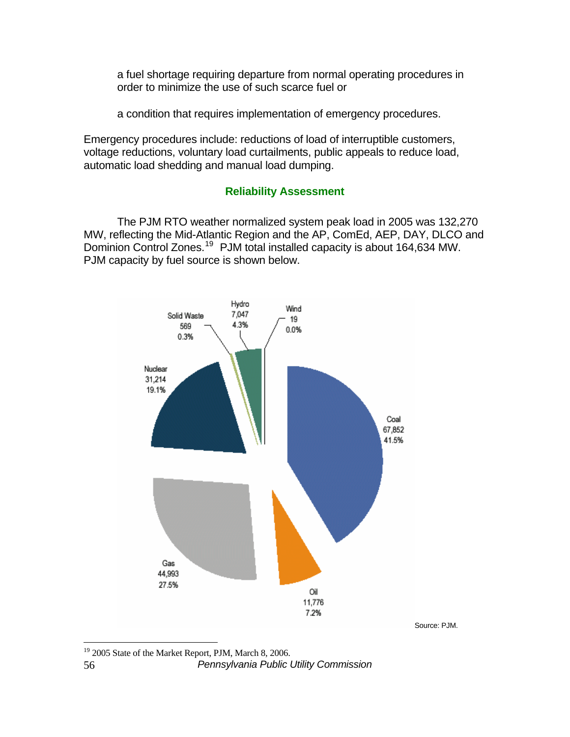a fuel shortage requiring departure from normal operating procedures in order to minimize the use of such scarce fuel or

a condition that requires implementation of emergency procedures.

Emergency procedures include: reductions of load of interruptible customers, voltage reductions, voluntary load curtailments, public appeals to reduce load, automatic load shedding and manual load dumping.

## Reliability Assessment

The PJM RTO weather normalized system peak load in 2005 was 132,270 MW, reflecting the Mid-Atlantic Region and the AP, ComEd, AEP, DAY, DLCO and Dominion Control Zones.[19] PJM total installed capacity is about 164,634 MW. PJM capacity by fuel source is shown below.

Solid Waste 569 0.3%

Hydro 7,047 4.3%

Wind 19 0.0%

Nuclear 31,214 19.1%

Coal 67,852 41.5%

Gas 44,993 27.5%

Oil 11,776 7.2%

Source: PJM.

[19] 2005 State of the Market Report, PJM, March 8, 2006.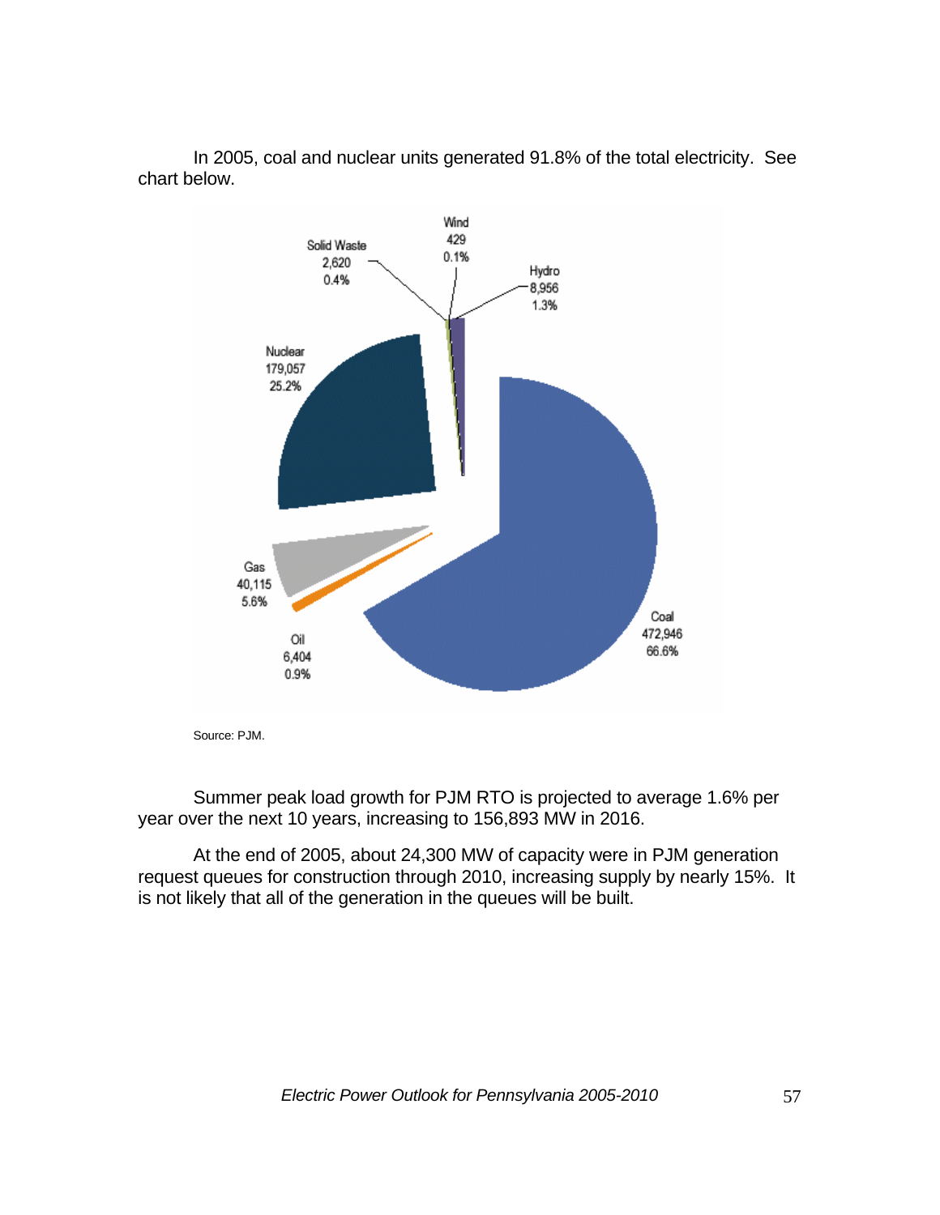In 2005, coal and nuclear units generated 91.8% of the total electricity. See chart below.

Wind
429
0.1%

Solid Waste
2,620
0.4%

Hydro
8,956
1.3%

Nuclear
179,057
25.2%

Gas
40,115
5.6%

Oil
6,404
0.9%

Coal
472,946
66.6%

Source: PJM.

Summer peak load growth for PJM RTO is projected to average 1.6% per year over the next 10 years, increasing to 156,893 MW in 2016.

At the end of 2005, about 24,300 MW of capacity were in PJM generation request queues for construction through 2010, increasing supply by nearly 15%. It is not likely that all of the generation in the queues will be built.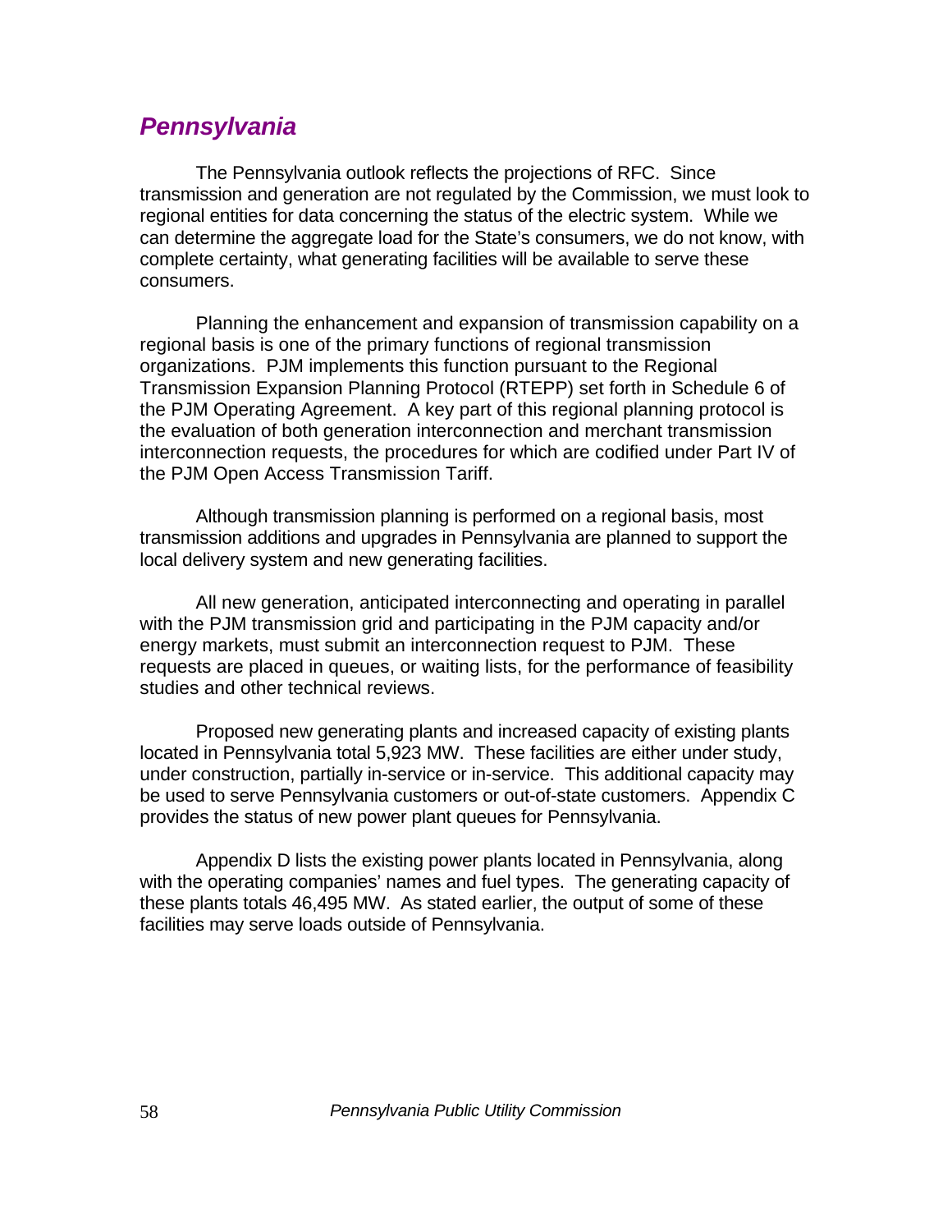## *Pennsylvania*

The Pennsylvania outlook reflects the projections of RFC. Since transmission and generation are not regulated by the Commission, we must look to regional entities for data concerning the status of the electric system. While we can determine the aggregate load for the State's consumers, we do not know, with complete certainty, what generating facilities will be available to serve these consumers.

Planning the enhancement and expansion of transmission capability on a regional basis is one of the primary functions of regional transmission organizations. PJM implements this function pursuant to the Regional Transmission Expansion Planning Protocol (RTEPP) set forth in Schedule 6 of the PJM Operating Agreement. A key part of this regional planning protocol is the evaluation of both generation interconnection and merchant transmission interconnection requests, the procedures for which are codified under Part IV of the PJM Open Access Transmission Tariff.

Although transmission planning is performed on a regional basis, most transmission additions and upgrades in Pennsylvania are planned to support the local delivery system and new generating facilities.

All new generation, anticipated interconnecting and operating in parallel with the PJM transmission grid and participating in the PJM capacity and/or energy markets, must submit an interconnection request to PJM. These requests are placed in queues, or waiting lists, for the performance of feasibility studies and other technical reviews.

Proposed new generating plants and increased capacity of existing plants located in Pennsylvania total 5,923 MW. These facilities are either under study, under construction, partially in-service or in-service. This additional capacity may be used to serve Pennsylvania customers or out-of-state customers. Appendix C provides the status of new power plant queues for Pennsylvania.

Appendix D lists the existing power plants located in Pennsylvania, along with the operating companies' names and fuel types. The generating capacity of these plants totals 46,495 MW. As stated earlier, the output of some of these facilities may serve loads outside of Pennsylvania.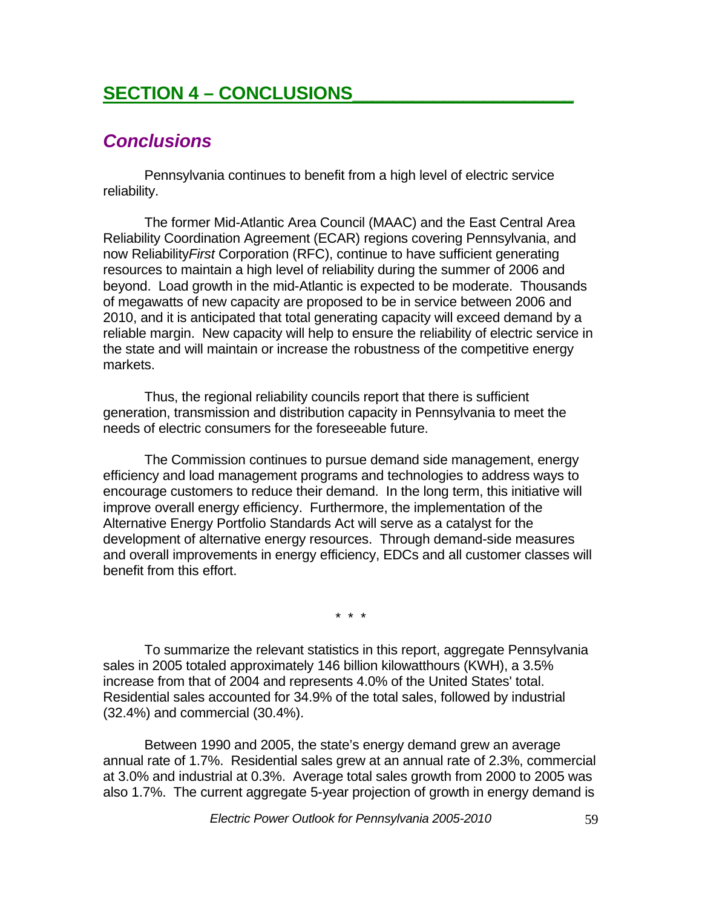# SECTION 4 – CONCLUSIONS

## *Conclusions*

Pennsylvania continues to benefit from a high level of electric service reliability.

The former Mid-Atlantic Area Council (MAAC) and the East Central Area Reliability Coordination Agreement (ECAR) regions covering Pennsylvania, and now Reliability*First* Corporation (RFC), continue to have sufficient generating resources to maintain a high level of reliability during the summer of 2006 and beyond. Load growth in the mid-Atlantic is expected to be moderate. Thousands of megawatts of new capacity are proposed to be in service between 2006 and 2010, and it is anticipated that total generating capacity will exceed demand by a reliable margin. New capacity will help to ensure the reliability of electric service in the state and will maintain or increase the robustness of the competitive energy markets.

Thus, the regional reliability councils report that there is sufficient generation, transmission and distribution capacity in Pennsylvania to meet the needs of electric consumers for the foreseeable future.

The Commission continues to pursue demand side management, energy efficiency and load management programs and technologies to address ways to encourage customers to reduce their demand. In the long term, this initiative will improve overall energy efficiency. Furthermore, the implementation of the Alternative Energy Portfolio Standards Act will serve as a catalyst for the development of alternative energy resources. Through demand-side measures and overall improvements in energy efficiency, EDCs and all customer classes will benefit from this effort.

\* \* \*

To summarize the relevant statistics in this report, aggregate Pennsylvania sales in 2005 totaled approximately 146 billion kilowatthours (KWH), a 3.5% increase from that of 2004 and represents 4.0% of the United States' total. Residential sales accounted for 34.9% of the total sales, followed by industrial (32.4%) and commercial (30.4%).

Between 1990 and 2005, the state's energy demand grew an average annual rate of 1.7%. Residential sales grew at an annual rate of 2.3%, commercial at 3.0% and industrial at 0.3%. Average total sales growth from 2000 to 2005 was also 1.7%. The current aggregate 5-year projection of growth in energy demand is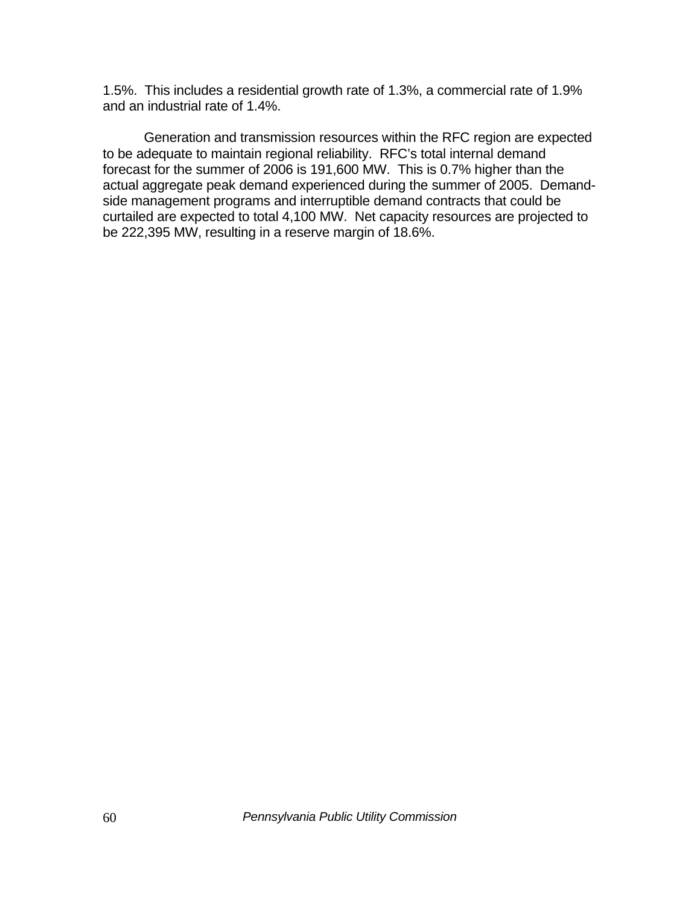1.5%. This includes a residential growth rate of 1.3%, a commercial rate of 1.9% and an industrial rate of 1.4%.

Generation and transmission resources within the RFC region are expected to be adequate to maintain regional reliability. RFC's total internal demand forecast for the summer of 2006 is 191,600 MW. This is 0.7% higher than the actual aggregate peak demand experienced during the summer of 2005. Demand-side management programs and interruptible demand contracts that could be curtailed are expected to total 4,100 MW. Net capacity resources are projected to be 222,395 MW, resulting in a reserve margin of 18.6%.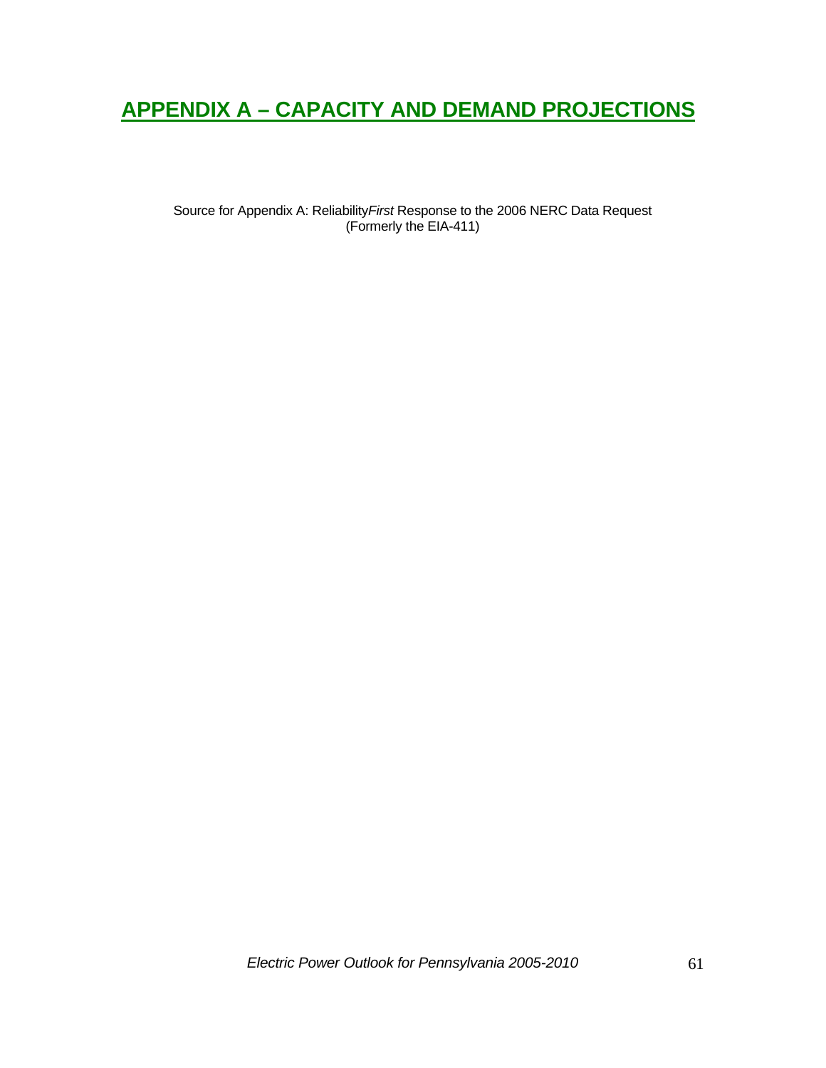# APPENDIX A – CAPACITY AND DEMAND PROJECTIONS

Source for Appendix A: Reliability*First* Response to the 2006 NERC Data Request
(Formerly the EIA-411)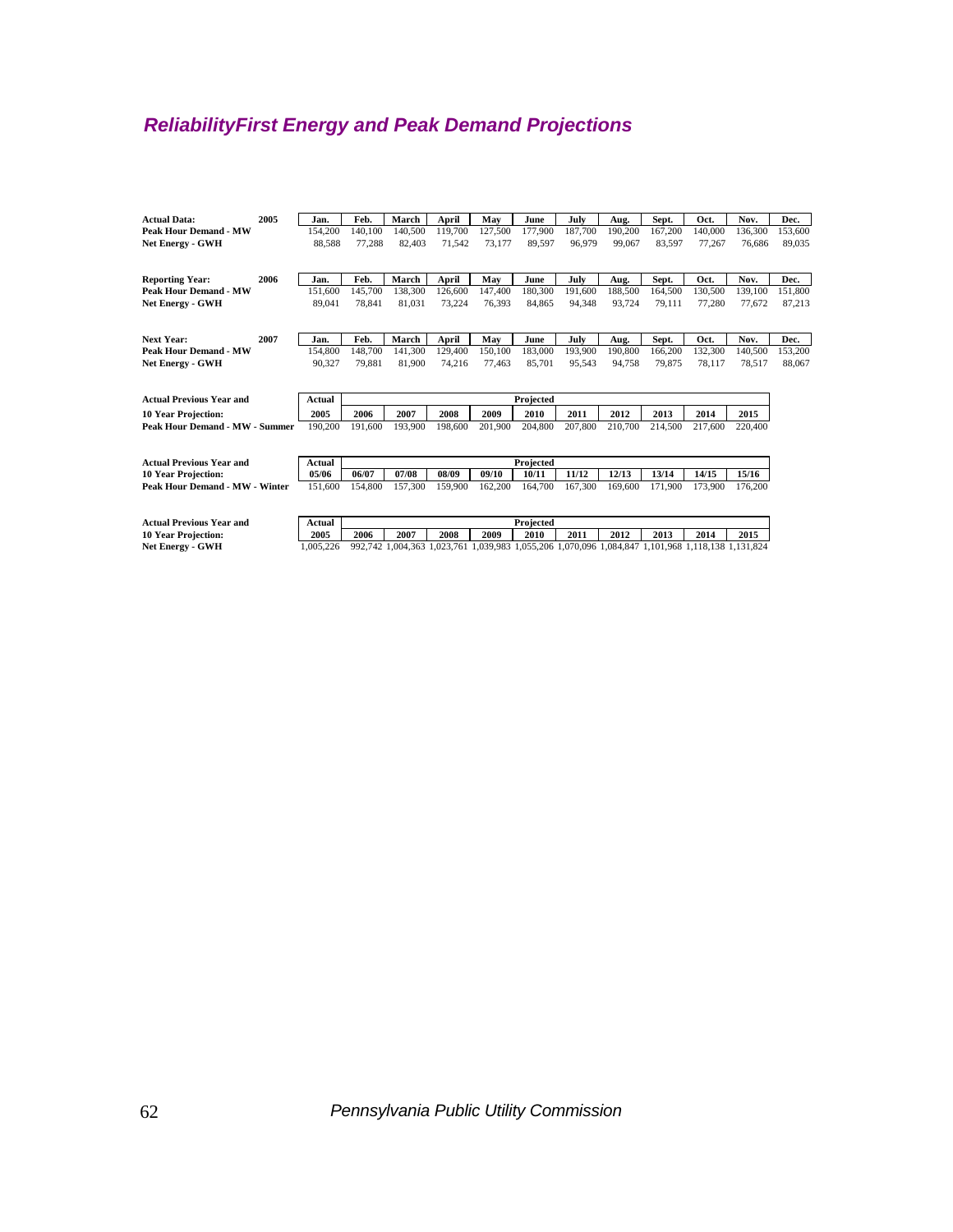## *ReliabilityFirst Energy and Peak Demand Projections*

| **Actual Data:** | **2005** | **Jan.** | **Feb.** | **March** | **April** | **May** | **June** | **July** | **Aug.** | **Sept.** | **Oct.** | **Nov.** | **Dec.** |
|---|---|---|---|---|---|---|---|---|---|---|---|---|---|
| **Peak Hour Demand - MW** | | 154,200 | 140,100 | 140,500 | 119,700 | 127,500 | 177,900 | 187,700 | 190,200 | 167,200 | 140,000 | 136,300 | 153,600 |
| **Net Energy - GWH** | | 88,588 | 77,288 | 82,403 | 71,542 | 73,177 | 89,597 | 96,979 | 99,067 | 83,597 | 77,267 | 76,686 | 89,035 |

| **Reporting Year:** | **2006** | **Jan.** | **Feb.** | **March** | **April** | **May** | **June** | **July** | **Aug.** | **Sept.** | **Oct.** | **Nov.** | **Dec.** |
|---|---|---|---|---|---|---|---|---|---|---|---|---|---|
| **Peak Hour Demand - MW** | | 151,600 | 145,700 | 138,300 | 126,600 | 147,400 | 180,300 | 191,600 | 188,500 | 164,500 | 130,500 | 139,100 | 151,800 |
| **Net Energy - GWH** | | 89,041 | 78,841 | 81,031 | 73,224 | 76,393 | 84,865 | 94,348 | 93,724 | 79,111 | 77,280 | 77,672 | 87,213 |

| **Next Year:** | **2007** | **Jan.** | **Feb.** | **March** | **April** | **May** | **June** | **July** | **Aug.** | **Sept.** | **Oct.** | **Nov.** | **Dec.** |
|---|---|---|---|---|---|---|---|---|---|---|---|---|---|
| **Peak Hour Demand - MW** | | 154,800 | 148,700 | 141,300 | 129,400 | 150,100 | 183,000 | 193,900 | 190,800 | 166,200 | 132,300 | 140,500 | 153,200 |
| **Net Energy - GWH** | | 90,327 | 79,881 | 81,900 | 74,216 | 77,463 | 85,701 | 95,543 | 94,758 | 79,875 | 78,117 | 78,517 | 88,067 |

| **Actual Previous Year and** | **Actual** | **Projected** | | | | | | | | | |
|---|---|---|---|---|---|---|---|---|---|---|---|
| **10 Year Projection:** | **2005** | **2006** | **2007** | **2008** | **2009** | **2010** | **2011** | **2012** | **2013** | **2014** | **2015** |
| **Peak Hour Demand - MW - Summer** | 190,200 | 191,600 | 193,900 | 198,600 | 201,900 | 204,800 | 207,800 | 210,700 | 214,500 | 217,600 | 220,400 |

| **Actual Previous Year and** | **Actual** | **Projected** | | | | | | | | | |
|---|---|---|---|---|---|---|---|---|---|---|---|
| **10 Year Projection:** | **05/06** | **06/07** | **07/08** | **08/09** | **09/10** | **10/11** | **11/12** | **12/13** | **13/14** | **14/15** | **15/16** |
| **Peak Hour Demand - MW - Winter** | 151,600 | 154,800 | 157,300 | 159,900 | 162,200 | 164,700 | 167,300 | 169,600 | 171,900 | 173,900 | 176,200 |

| **Actual Previous Year and** | **Actual** | **Projected** | | | | | | | | | |
|---|---|---|---|---|---|---|---|---|---|---|---|
| **10 Year Projection:** | **2005** | **2006** | **2007** | **2008** | **2009** | **2010** | **2011** | **2012** | **2013** | **2014** | **2015** |
| **Net Energy - GWH** | 1,005,226 | 992,742 | 1,004,363 | 1,023,761 | 1,039,983 | 1,055,206 | 1,070,096 | 1,084,847 | 1,101,968 | 1,118,138 | 1,131,824 |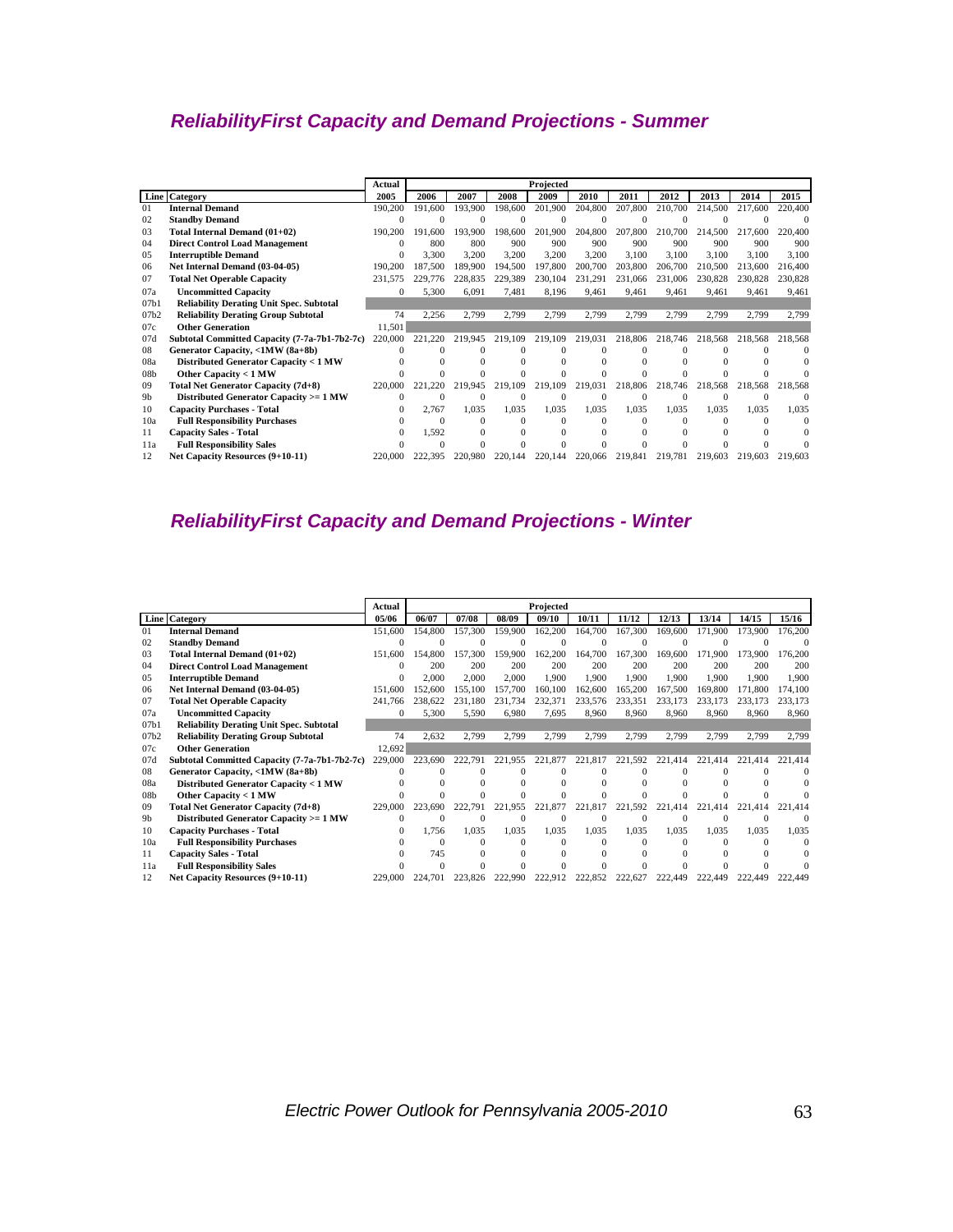## *ReliabilityFirst Capacity and Demand Projections - Summer*

| Line | Category | Actual 2005 | Projected 2006 | 2007 | 2008 | 2009 | 2010 | 2011 | 2012 | 2013 | 2014 | 2015 |
|---|---|---|---|---|---|---|---|---|---|---|---|---|
| 01 | **Internal Demand** | 190,200 | 191,600 | 193,900 | 198,600 | 201,900 | 204,800 | 207,800 | 210,700 | 214,500 | 217,600 | 220,400 |
| 02 | **Standby Demand** | 0 | 0 | 0 | 0 | 0 | 0 | 0 | 0 | 0 | 0 | 0 |
| 03 | **Total Internal Demand (01+02)** | 190,200 | 191,600 | 193,900 | 198,600 | 201,900 | 204,800 | 207,800 | 210,700 | 214,500 | 217,600 | 220,400 |
| 04 | **Direct Control Load Management** | 0 | 800 | 800 | 900 | 900 | 900 | 900 | 900 | 900 | 900 | 900 |
| 05 | **Interruptible Demand** | 0 | 3,300 | 3,200 | 3,200 | 3,200 | 3,200 | 3,100 | 3,100 | 3,100 | 3,100 | 3,100 |
| 06 | **Net Internal Demand (03-04-05)** | 190,200 | 187,500 | 189,900 | 194,500 | 197,800 | 200,700 | 203,800 | 206,700 | 210,500 | 213,600 | 216,400 |
| 07 | **Total Net Operable Capacity** | 231,575 | 229,776 | 228,835 | 229,389 | 230,104 | 231,291 | 231,066 | 231,006 | 230,828 | 230,828 | 230,828 |
| 07a | **Uncommitted Capacity** | 0 | 5,300 | 6,091 | 7,481 | 8,196 | 9,461 | 9,461 | 9,461 | 9,461 | 9,461 | 9,461 |
| 07b1 | **Reliability Derating Unit Spec. Subtotal** | | | | | | | | | | | |
| 07b2 | **Reliability Derating Group Subtotal** | 74 | 2,256 | 2,799 | 2,799 | 2,799 | 2,799 | 2,799 | 2,799 | 2,799 | 2,799 | 2,799 |
| 07c | **Other Generation** | 11,501 | | | | | | | | | | |
| 07d | **Subtotal Committed Capacity (7-7a-7b1-7b2-7c)** | 220,000 | 221,220 | 219,945 | 219,109 | 219,109 | 219,031 | 218,806 | 218,746 | 218,568 | 218,568 | 218,568 |
| 08 | **Generator Capacity, <1MW (8a+8b)** | 0 | 0 | 0 | 0 | 0 | 0 | 0 | 0 | 0 | 0 | 0 |
| 08a | **Distributed Generator Capacity < 1 MW** | 0 | 0 | 0 | 0 | 0 | 0 | 0 | 0 | 0 | 0 | 0 |
| 08b | **Other Capacity < 1 MW** | 0 | 0 | 0 | 0 | 0 | 0 | 0 | 0 | 0 | 0 | 0 |
| 09 | **Total Net Generator Capacity (7d+8)** | 220,000 | 221,220 | 219,945 | 219,109 | 219,109 | 219,031 | 218,806 | 218,746 | 218,568 | 218,568 | 218,568 |
| 9b | **Distributed Generator Capacity >= 1 MW** | 0 | 0 | 0 | 0 | 0 | 0 | 0 | 0 | 0 | 0 | 0 |
| 10 | **Capacity Purchases - Total** | 0 | 2,767 | 1,035 | 1,035 | 1,035 | 1,035 | 1,035 | 1,035 | 1,035 | 1,035 | 1,035 |
| 10a | **Full Responsibility Purchases** | 0 | 0 | 0 | 0 | 0 | 0 | 0 | 0 | 0 | 0 | 0 |
| 11 | **Capacity Sales - Total** | 0 | 1,592 | 0 | 0 | 0 | 0 | 0 | 0 | 0 | 0 | 0 |
| 11a | **Full Responsibility Sales** | 0 | 0 | 0 | 0 | 0 | 0 | 0 | 0 | 0 | 0 | 0 |
| 12 | **Net Capacity Resources (9+10-11)** | 220,000 | 222,395 | 220,980 | 220,144 | 220,144 | 220,066 | 219,841 | 219,781 | 219,603 | 219,603 | 219,603 |

## *ReliabilityFirst Capacity and Demand Projections - Winter*

| Line | Category | Actual 05/06 | Projected 06/07 | 07/08 | 08/09 | 09/10 | 10/11 | 11/12 | 12/13 | 13/14 | 14/15 | 15/16 |
|---|---|---|---|---|---|---|---|---|---|---|---|---|
| 01 | **Internal Demand** | 151,600 | 154,800 | 157,300 | 159,900 | 162,200 | 164,700 | 167,300 | 169,600 | 171,900 | 173,900 | 176,200 |
| 02 | **Standby Demand** | 0 | 0 | 0 | 0 | 0 | 0 | 0 | 0 | 0 | 0 | 0 |
| 03 | **Total Internal Demand (01+02)** | 151,600 | 154,800 | 157,300 | 159,900 | 162,200 | 164,700 | 167,300 | 169,600 | 171,900 | 173,900 | 176,200 |
| 04 | **Direct Control Load Management** | 0 | 200 | 200 | 200 | 200 | 200 | 200 | 200 | 200 | 200 | 200 |
| 05 | **Interruptible Demand** | 0 | 2,000 | 2,000 | 2,000 | 1,900 | 1,900 | 1,900 | 1,900 | 1,900 | 1,900 | 1,900 |
| 06 | **Net Internal Demand (03-04-05)** | 151,600 | 152,600 | 155,100 | 157,700 | 160,100 | 162,600 | 165,200 | 167,500 | 169,800 | 171,800 | 174,100 |
| 07 | **Total Net Operable Capacity** | 241,766 | 238,622 | 231,180 | 231,734 | 232,371 | 233,576 | 233,351 | 233,173 | 233,173 | 233,173 | 233,173 |
| 07a | **Uncommitted Capacity** | 0 | 5,300 | 5,590 | 6,980 | 7,695 | 8,960 | 8,960 | 8,960 | 8,960 | 8,960 | 8,960 |
| 07b1 | **Reliability Derating Unit Spec. Subtotal** | | | | | | | | | | | |
| 07b2 | **Reliability Derating Group Subtotal** | 74 | 2,632 | 2,799 | 2,799 | 2,799 | 2,799 | 2,799 | 2,799 | 2,799 | 2,799 | 2,799 |
| 07c | **Other Generation** | 12,692 | | | | | | | | | | |
| 07d | **Subtotal Committed Capacity (7-7a-7b1-7b2-7c)** | 229,000 | 223,690 | 222,791 | 221,955 | 221,877 | 221,817 | 221,592 | 221,414 | 221,414 | 221,414 | 221,414 |
| 08 | **Generator Capacity, <1MW (8a+8b)** | 0 | 0 | 0 | 0 | 0 | 0 | 0 | 0 | 0 | 0 | 0 |
| 08a | **Distributed Generator Capacity < 1 MW** | 0 | 0 | 0 | 0 | 0 | 0 | 0 | 0 | 0 | 0 | 0 |
| 08b | **Other Capacity < 1 MW** | 0 | 0 | 0 | 0 | 0 | 0 | 0 | 0 | 0 | 0 | 0 |
| 09 | **Total Net Generator Capacity (7d+8)** | 229,000 | 223,690 | 222,791 | 221,955 | 221,877 | 221,817 | 221,592 | 221,414 | 221,414 | 221,414 | 221,414 |
| 9b | **Distributed Generator Capacity >= 1 MW** | 0 | 0 | 0 | 0 | 0 | 0 | 0 | 0 | 0 | 0 | 0 |
| 10 | **Capacity Purchases - Total** | 0 | 1,756 | 1,035 | 1,035 | 1,035 | 1,035 | 1,035 | 1,035 | 1,035 | 1,035 | 1,035 |
| 10a | **Full Responsibility Purchases** | 0 | 0 | 0 | 0 | 0 | 0 | 0 | 0 | 0 | 0 | 0 |
| 11 | **Capacity Sales - Total** | 0 | 745 | 0 | 0 | 0 | 0 | 0 | 0 | 0 | 0 | 0 |
| 11a | **Full Responsibility Sales** | 0 | 0 | 0 | 0 | 0 | 0 | 0 | 0 | 0 | 0 | 0 |
| 12 | **Net Capacity Resources (9+10-11)** | 229,000 | 224,701 | 223,826 | 222,990 | 222,912 | 222,852 | 222,627 | 222,449 | 222,449 | 222,449 | 222,449 |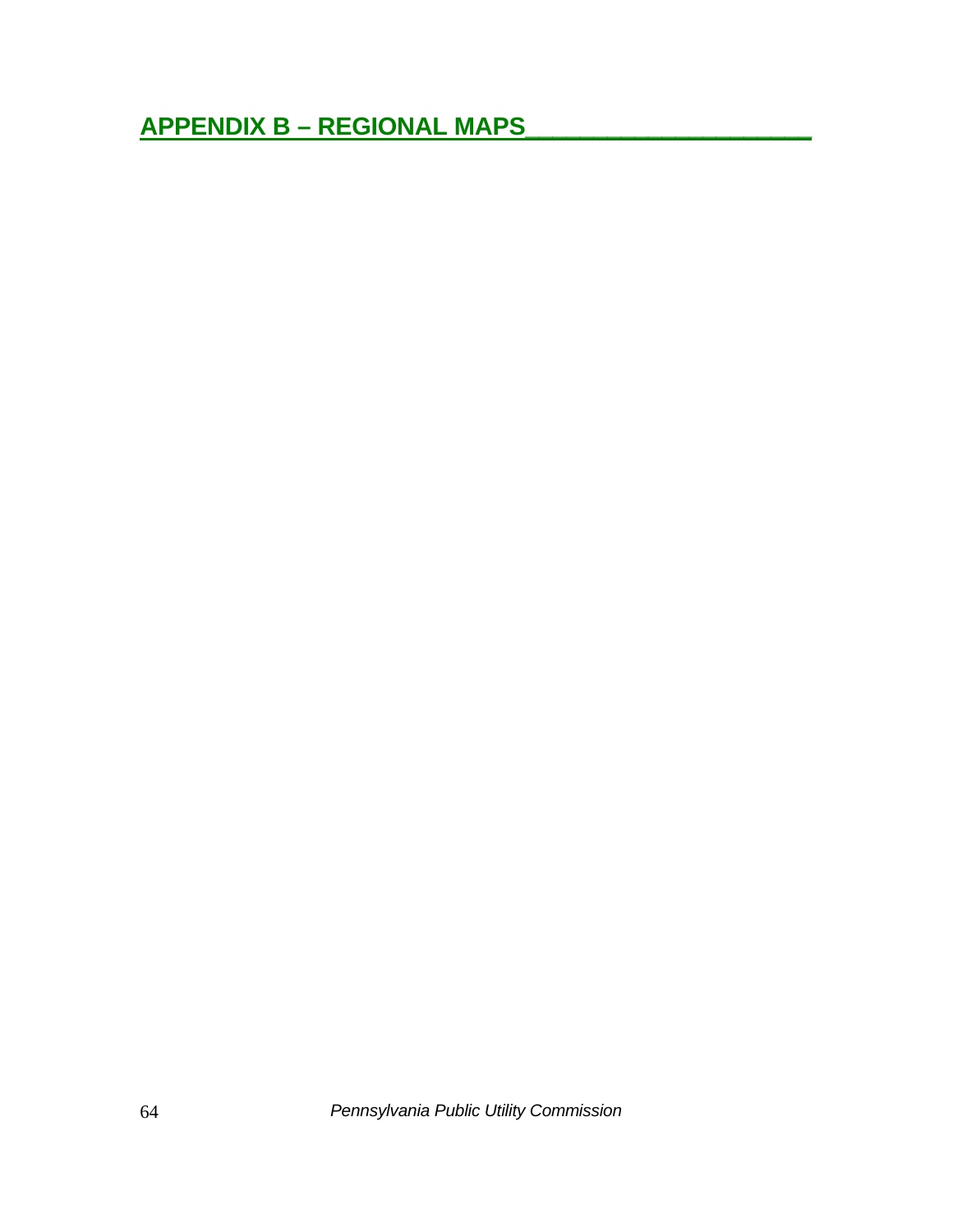# APPENDIX B – REGIONAL MAPS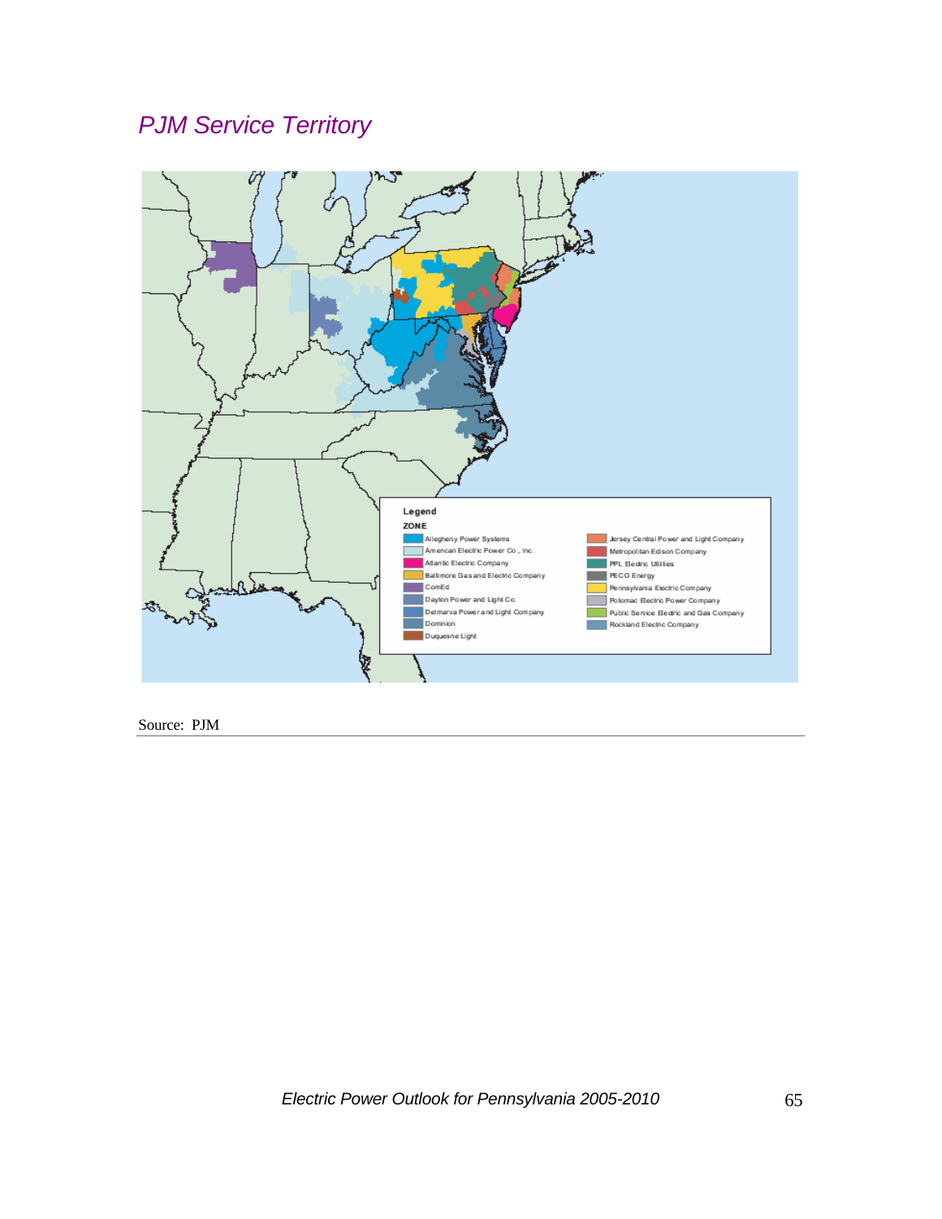## *PJM Service Territory*

Legend

ZONE

- Allegheny Power Systems
- American Electric Power Co., Inc.
- Atlantic Electric Company
- Baltimore Gas and Electric Company
- ComEd
- Dayton Power and Light Co.
- Delmarva Power and Light Company
- Dominion
- Duquesne Light
- Jersey Central Power and Light Company
- Metropolitan Edison Company
- PPL Electric Utilities
- PECO Energy
- Pennsylvania Electric Company
- Potomac Electric Power Company
- Public Service Electric and Gas Company
- Rockland Electric Company

Source: PJM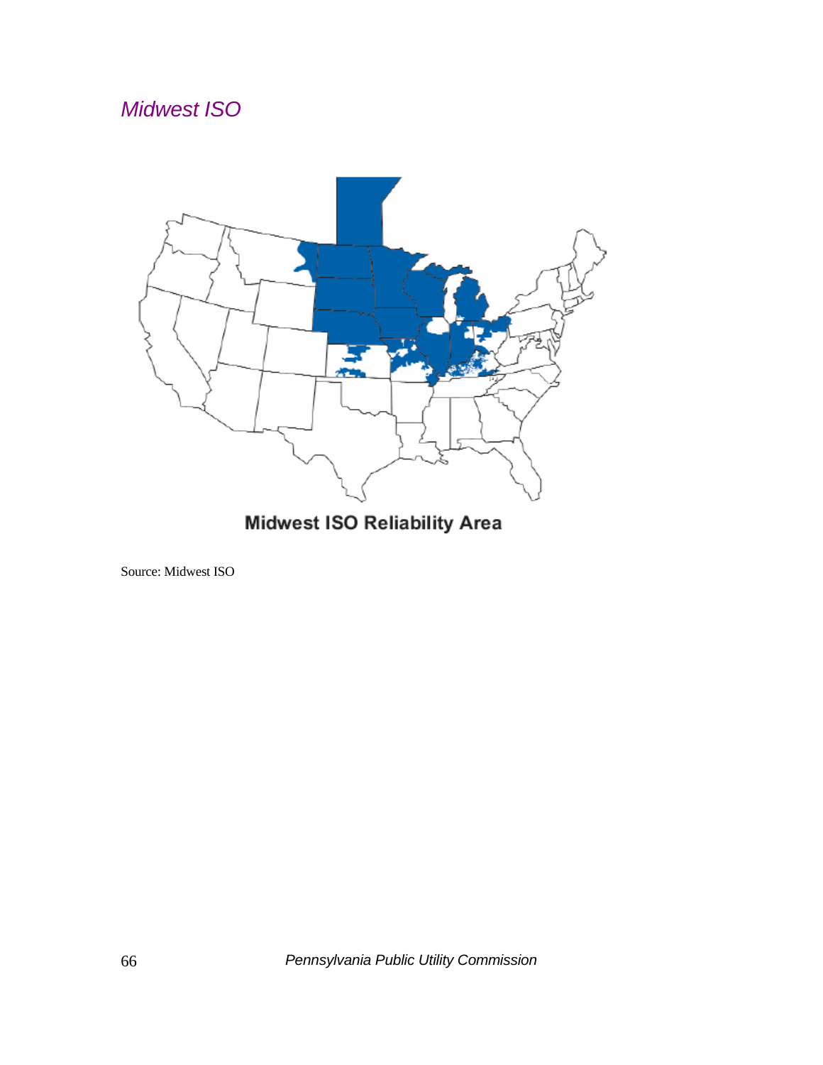## *Midwest ISO*

Midwest ISO Reliability Area

Source: Midwest ISO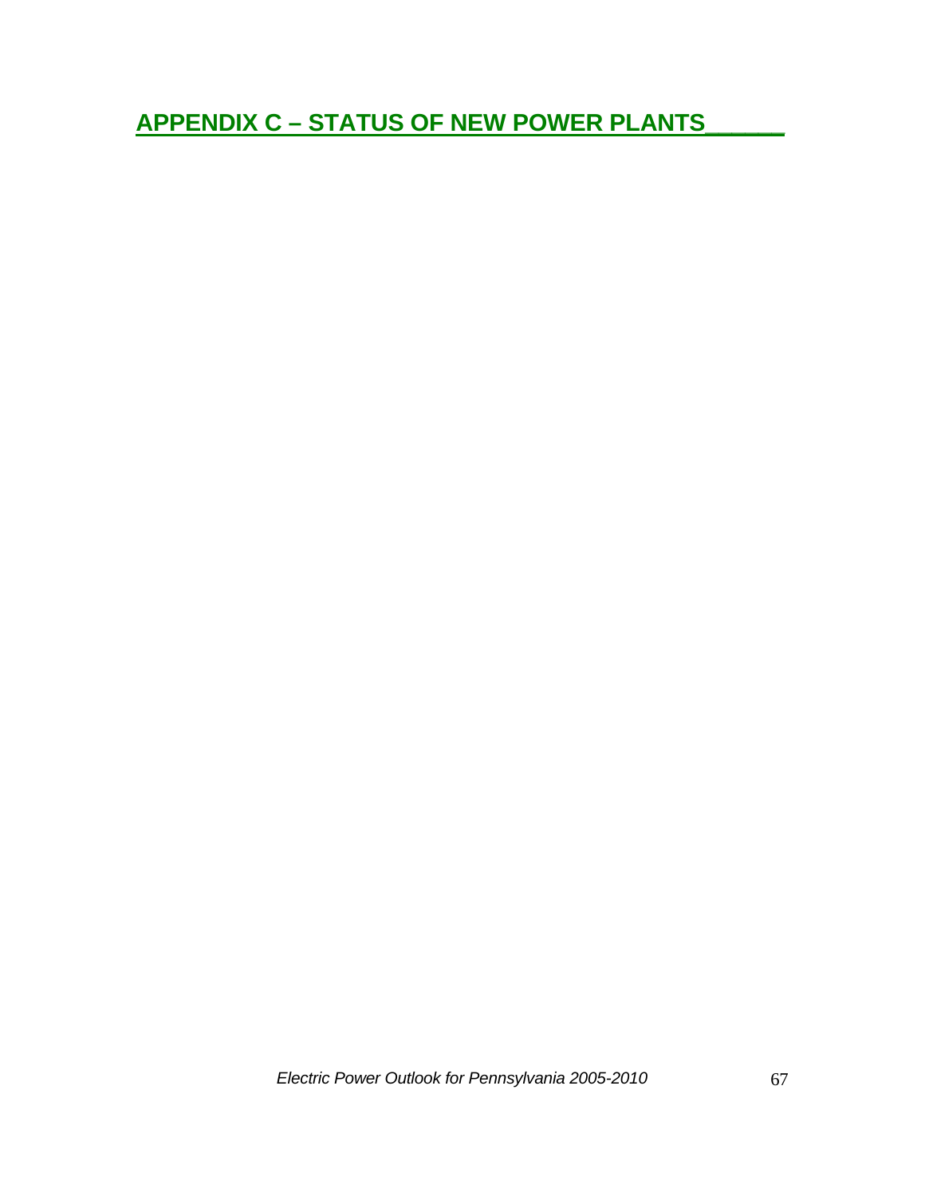# APPENDIX C – STATUS OF NEW POWER PLANTS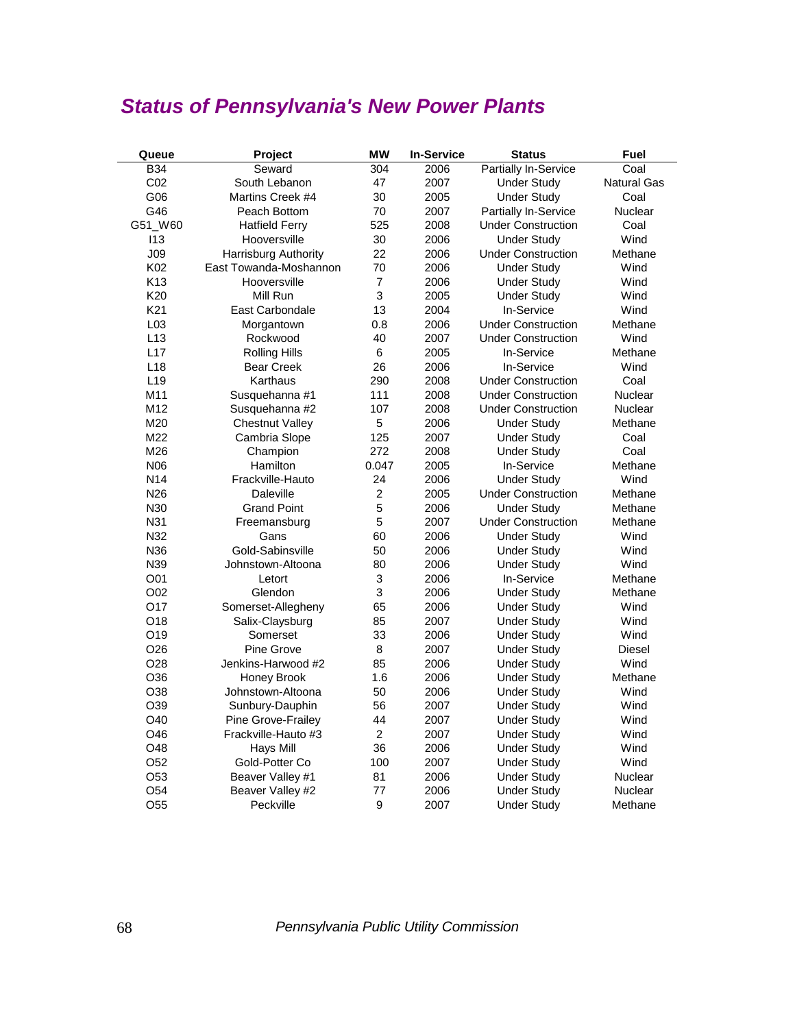## *Status of Pennsylvania's New Power Plants*

| Queue | Project | MW | In-Service | Status | Fuel |
|---|---|---|---|---|---|
| B34 | Seward | 304 | 2006 | Partially In-Service | Coal |
| C02 | South Lebanon | 47 | 2007 | Under Study | Natural Gas |
| G06 | Martins Creek #4 | 30 | 2005 | Under Study | Coal |
| G46 | Peach Bottom | 70 | 2007 | Partially In-Service | Nuclear |
| G51_W60 | Hatfield Ferry | 525 | 2008 | Under Construction | Coal |
| I13 | Hooversville | 30 | 2006 | Under Study | Wind |
| J09 | Harrisburg Authority | 22 | 2006 | Under Construction | Methane |
| K02 | East Towanda-Moshannon | 70 | 2006 | Under Study | Wind |
| K13 | Hooversville | 7 | 2006 | Under Study | Wind |
| K20 | Mill Run | 3 | 2005 | Under Study | Wind |
| K21 | East Carbondale | 13 | 2004 | In-Service | Wind |
| L03 | Morgantown | 0.8 | 2006 | Under Construction | Methane |
| L13 | Rockwood | 40 | 2007 | Under Construction | Wind |
| L17 | Rolling Hills | 6 | 2005 | In-Service | Methane |
| L18 | Bear Creek | 26 | 2006 | In-Service | Wind |
| L19 | Karthaus | 290 | 2008 | Under Construction | Coal |
| M11 | Susquehanna #1 | 111 | 2008 | Under Construction | Nuclear |
| M12 | Susquehanna #2 | 107 | 2008 | Under Construction | Nuclear |
| M20 | Chestnut Valley | 5 | 2006 | Under Study | Methane |
| M22 | Cambria Slope | 125 | 2007 | Under Study | Coal |
| M26 | Champion | 272 | 2008 | Under Study | Coal |
| N06 | Hamilton | 0.047 | 2005 | In-Service | Methane |
| N14 | Frackville-Hauto | 24 | 2006 | Under Study | Wind |
| N26 | Daleville | 2 | 2005 | Under Construction | Methane |
| N30 | Grand Point | 5 | 2006 | Under Study | Methane |
| N31 | Freemansburg | 5 | 2007 | Under Construction | Methane |
| N32 | Gans | 60 | 2006 | Under Study | Wind |
| N36 | Gold-Sabinsville | 50 | 2006 | Under Study | Wind |
| N39 | Johnstown-Altoona | 80 | 2006 | Under Study | Wind |
| O01 | Letort | 3 | 2006 | In-Service | Methane |
| O02 | Glendon | 3 | 2006 | Under Study | Methane |
| O17 | Somerset-Allegheny | 65 | 2006 | Under Study | Wind |
| O18 | Salix-Claysburg | 85 | 2007 | Under Study | Wind |
| O19 | Somerset | 33 | 2006 | Under Study | Wind |
| O26 | Pine Grove | 8 | 2007 | Under Study | Diesel |
| O28 | Jenkins-Harwood #2 | 85 | 2006 | Under Study | Wind |
| O36 | Honey Brook | 1.6 | 2006 | Under Study | Methane |
| O38 | Johnstown-Altoona | 50 | 2006 | Under Study | Wind |
| O39 | Sunbury-Dauphin | 56 | 2007 | Under Study | Wind |
| O40 | Pine Grove-Frailey | 44 | 2007 | Under Study | Wind |
| O46 | Frackville-Hauto #3 | 2 | 2007 | Under Study | Wind |
| O48 | Hays Mill | 36 | 2006 | Under Study | Wind |
| O52 | Gold-Potter Co | 100 | 2007 | Under Study | Wind |
| O53 | Beaver Valley #1 | 81 | 2006 | Under Study | Nuclear |
| O54 | Beaver Valley #2 | 77 | 2006 | Under Study | Nuclear |
| O55 | Peckville | 9 | 2007 | Under Study | Methane |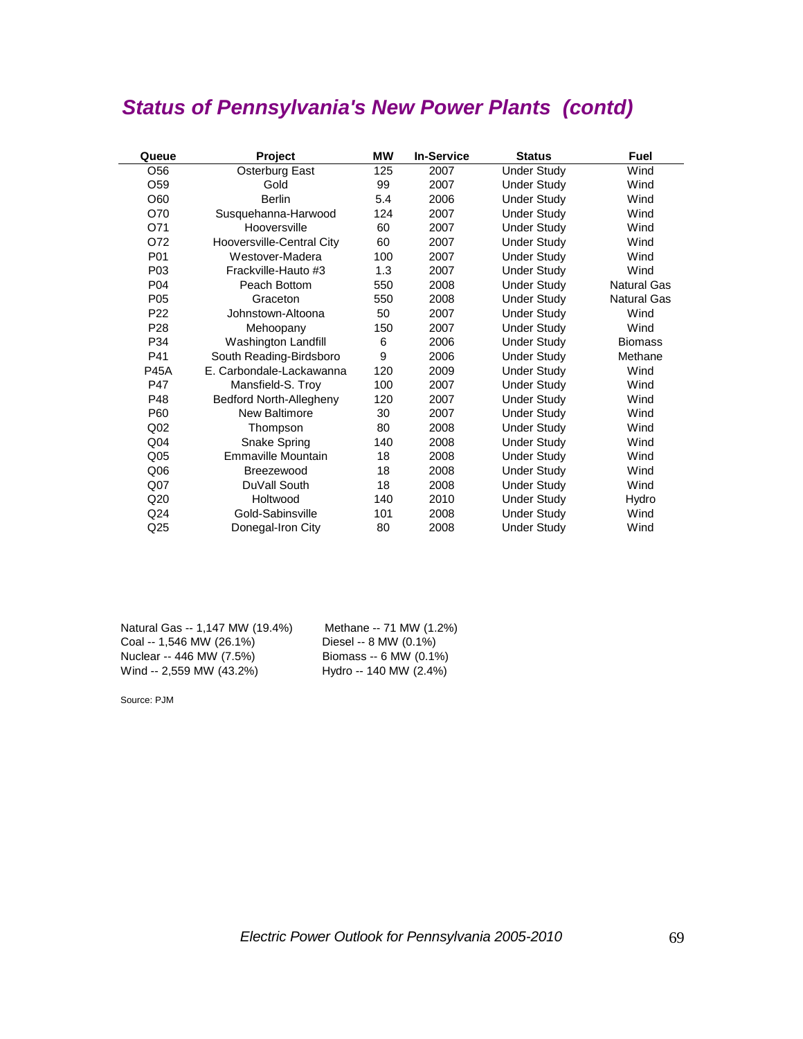# *Status of Pennsylvania's New Power Plants (contd)*

| Queue | Project | MW | In-Service | Status | Fuel |
|---|---|---|---|---|---|
| O56 | Osterburg East | 125 | 2007 | Under Study | Wind |
| O59 | Gold | 99 | 2007 | Under Study | Wind |
| O60 | Berlin | 5.4 | 2006 | Under Study | Wind |
| O70 | Susquehanna-Harwood | 124 | 2007 | Under Study | Wind |
| O71 | Hooversville | 60 | 2007 | Under Study | Wind |
| O72 | Hooversville-Central City | 60 | 2007 | Under Study | Wind |
| P01 | Westover-Madera | 100 | 2007 | Under Study | Wind |
| P03 | Frackville-Hauto #3 | 1.3 | 2007 | Under Study | Wind |
| P04 | Peach Bottom | 550 | 2008 | Under Study | Natural Gas |
| P05 | Graceton | 550 | 2008 | Under Study | Natural Gas |
| P22 | Johnstown-Altoona | 50 | 2007 | Under Study | Wind |
| P28 | Mehoopany | 150 | 2007 | Under Study | Wind |
| P34 | Washington Landfill | 6 | 2006 | Under Study | Biomass |
| P41 | South Reading-Birdsboro | 9 | 2006 | Under Study | Methane |
| P45A | E. Carbondale-Lackawanna | 120 | 2009 | Under Study | Wind |
| P47 | Mansfield-S. Troy | 100 | 2007 | Under Study | Wind |
| P48 | Bedford North-Allegheny | 120 | 2007 | Under Study | Wind |
| P60 | New Baltimore | 30 | 2007 | Under Study | Wind |
| Q02 | Thompson | 80 | 2008 | Under Study | Wind |
| Q04 | Snake Spring | 140 | 2008 | Under Study | Wind |
| Q05 | Emmaville Mountain | 18 | 2008 | Under Study | Wind |
| Q06 | Breezewood | 18 | 2008 | Under Study | Wind |
| Q07 | DuVall South | 18 | 2008 | Under Study | Wind |
| Q20 | Holtwood | 140 | 2010 | Under Study | Hydro |
| Q24 | Gold-Sabinsville | 101 | 2008 | Under Study | Wind |
| Q25 | Donegal-Iron City | 80 | 2008 | Under Study | Wind |

Natural Gas -- 1,147 MW (19.4%)
Coal -- 1,546 MW (26.1%)
Nuclear -- 446 MW (7.5%)
Wind -- 2,559 MW (43.2%)

Methane -- 71 MW (1.2%)
Diesel -- 8 MW (0.1%)
Biomass -- 6 MW (0.1%)
Hydro -- 140 MW (2.4%)

Source: PJM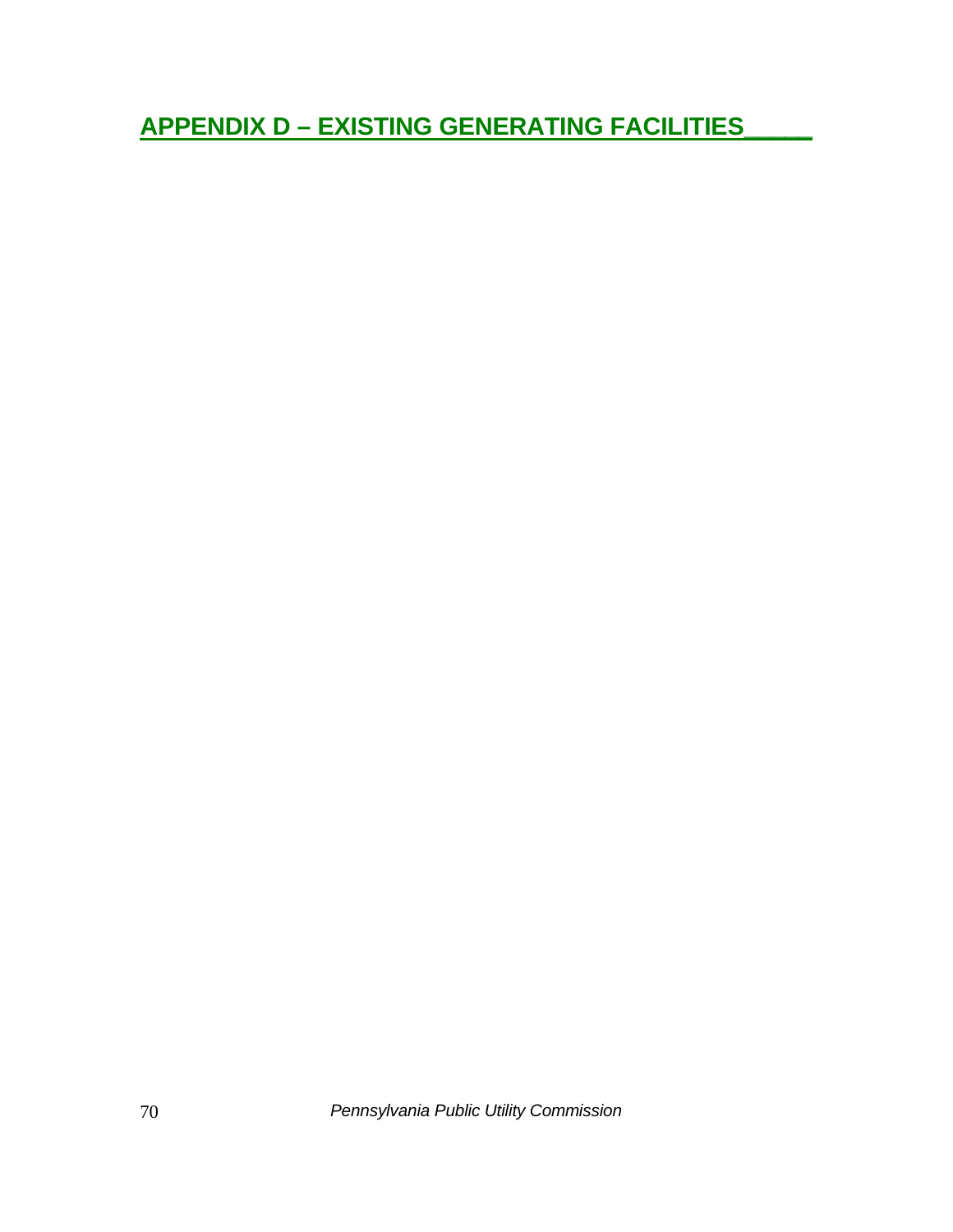# APPENDIX D – EXISTING GENERATING FACILITIES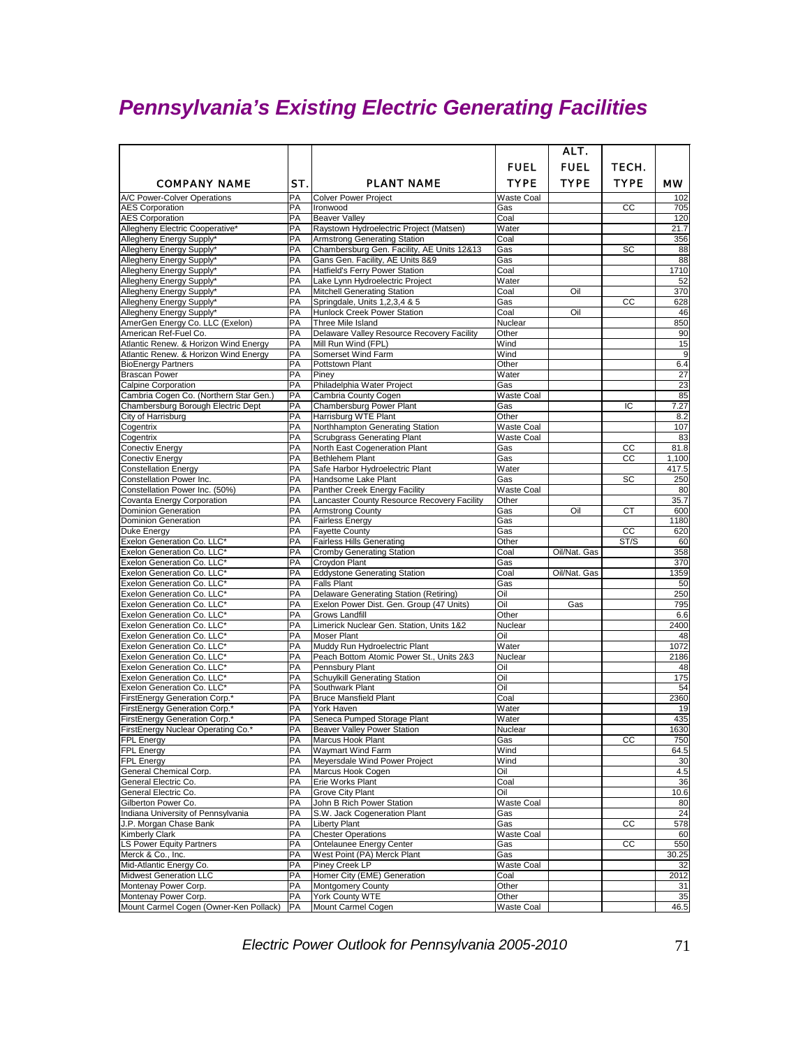# *Pennsylvania's Existing Electric Generating Facilities*

| COMPANY NAME | ST. | PLANT NAME | FUEL TYPE | ALT. FUEL TYPE | TECH. TYPE | MW |
|---|---|---|---|---|---|---|
| A/C Power-Colver Operations | PA | Colver Power Project | Waste Coal | | | 102 |
| AES Corporation | PA | Ironwood | Gas | | CC | 705 |
| AES Corporation | PA | Beaver Valley | Coal | | | 120 |
| Allegheny Electric Cooperative* | PA | Raystown Hydroelectric Project (Matsen) | Water | | | 21.7 |
| Allegheny Energy Supply* | PA | Armstrong Generating Station | Coal | | | 356 |
| Allegheny Energy Supply* | PA | Chambersburg Gen. Facility, AE Units 12&13 | Gas | | SC | 88 |
| Allegheny Energy Supply* | PA | Gans Gen. Facility, AE Units 8&9 | Gas | | | 88 |
| Allegheny Energy Supply* | PA | Hatfield's Ferry Power Station | Coal | | | 1710 |
| Allegheny Energy Supply* | PA | Lake Lynn Hydroelectric Project | Water | | | 52 |
| Allegheny Energy Supply* | PA | Mitchell Generating Station | Coal | Oil | | 370 |
| Allegheny Energy Supply* | PA | Springdale, Units 1,2,3,4 & 5 | Gas | | CC | 628 |
| Allegheny Energy Supply* | PA | Hunlock Creek Power Station | Coal | Oil | | 46 |
| AmerGen Energy Co. LLC (Exelon) | PA | Three Mile Island | Nuclear | | | 850 |
| American Ref-Fuel Co. | PA | Delaware Valley Resource Recovery Facility | Other | | | 90 |
| Atlantic Renew. & Horizon Wind Energy | PA | Mill Run Wind (FPL) | Wind | | | 15 |
| Atlantic Renew. & Horizon Wind Energy | PA | Somerset Wind Farm | Wind | | | 9 |
| BioEnergy Partners | PA | Pottstown Plant | Other | | | 6.4 |
| Brascan Power | PA | Piney | Water | | | 27 |
| Calpine Corporation | PA | Philadelphia Water Project | Gas | | | 23 |
| Cambria Cogen Co. (Northern Star Gen.) | PA | Cambria County Cogen | Waste Coal | | | 85 |
| Chambersburg Borough Electric Dept | PA | Chambersburg Power Plant | Gas | | IC | 7.27 |
| City of Harrisburg | PA | Harrisburg WTE Plant | Other | | | 8.2 |
| Cogentrix | PA | Northhampton Generating Station | Waste Coal | | | 107 |
| Cogentrix | PA | Scrubgrass Generating Plant | Waste Coal | | | 83 |
| Conectiv Energy | PA | North East Cogeneration Plant | Gas | | CC | 81.8 |
| Conectiv Energy | PA | Bethlehem Plant | Gas | | CC | 1,100 |
| Constellation Energy | PA | Safe Harbor Hydroelectric Plant | Water | | | 417.5 |
| Constellation Power Inc. | PA | Handsome Lake Plant | Gas | | SC | 250 |
| Constellation Power Inc. (50%) | PA | Panther Creek Energy Facility | Waste Coal | | | 80 |
| Covanta Energy Corporation | PA | Lancaster County Resource Recovery Facility | Other | | | 35.7 |
| Dominion Generation | PA | Armstrong County | Gas | Oil | CT | 600 |
| Dominion Generation | PA | Fairless Energy | Gas | | | 1180 |
| Duke Energy | PA | Fayette County | Gas | | CC | 620 |
| Exelon Generation Co. LLC* | PA | Fairless Hills Generating | Other | | ST/S | 60 |
| Exelon Generation Co. LLC* | PA | Cromby Generating Station | Coal | Oil/Nat. Gas | | 358 |
| Exelon Generation Co. LLC* | PA | Croydon Plant | Gas | | | 370 |
| Exelon Generation Co. LLC* | PA | Eddystone Generating Station | Coal | Oil/Nat. Gas | | 1359 |
| Exelon Generation Co. LLC* | PA | Falls Plant | Gas | | | 50 |
| Exelon Generation Co. LLC* | PA | Delaware Generating Station (Retiring) | Oil | | | 250 |
| Exelon Generation Co. LLC* | PA | Exelon Power Dist. Gen. Group (47 Units) | Oil | Gas | | 795 |
| Exelon Generation Co. LLC* | PA | Grows Landfill | Other | | | 6.6 |
| Exelon Generation Co. LLC* | PA | Limerick Nuclear Gen. Station, Units 1&2 | Nuclear | | | 2400 |
| Exelon Generation Co. LLC* | PA | Moser Plant | Oil | | | 48 |
| Exelon Generation Co. LLC* | PA | Muddy Run Hydroelectric Plant | Water | | | 1072 |
| Exelon Generation Co. LLC* | PA | Peach Bottom Atomic Power St., Units 2&3 | Nuclear | | | 2186 |
| Exelon Generation Co. LLC* | PA | Pennsbury Plant | Oil | | | 48 |
| Exelon Generation Co. LLC* | PA | Schuylkill Generating Station | Oil | | | 175 |
| Exelon Generation Co. LLC* | PA | Southwark Plant | Oil | | | 54 |
| FirstEnergy Generation Corp.* | PA | Bruce Mansfield Plant | Coal | | | 2360 |
| FirstEnergy Generation Corp.* | PA | York Haven | Water | | | 19 |
| FirstEnergy Generation Corp.* | PA | Seneca Pumped Storage Plant | Water | | | 435 |
| FirstEnergy Nuclear Operating Co.* | PA | Beaver Valley Power Station | Nuclear | | | 1630 |
| FPL Energy | PA | Marcus Hook Plant | Gas | | CC | 750 |
| FPL Energy | PA | Waymart Wind Farm | Wind | | | 64.5 |
| FPL Energy | PA | Meyersdale Wind Power Project | Wind | | | 30 |
| General Chemical Corp. | PA | Marcus Hook Cogen | Oil | | | 4.5 |
| General Electric Co. | PA | Erie Works Plant | Coal | | | 36 |
| General Electric Co. | PA | Grove City Plant | Oil | | | 10.6 |
| Gilberton Power Co. | PA | John B Rich Power Station | Waste Coal | | | 80 |
| Indiana University of Pennsylvania | PA | S.W. Jack Cogeneration Plant | Gas | | | 24 |
| J.P. Morgan Chase Bank | PA | Liberty Plant | Gas | | CC | 578 |
| Kimberly Clark | PA | Chester Operations | Waste Coal | | | 60 |
| LS Power Equity Partners | PA | Ontelaunee Energy Center | Gas | | CC | 550 |
| Merck & Co., Inc. | PA | West Point (PA) Merck Plant | Gas | | | 30.25 |
| Mid-Atlantic Energy Co. | PA | Piney Creek LP | Waste Coal | | | 32 |
| Midwest Generation LLC | PA | Homer City (EME) Generation | Coal | | | 2012 |
| Montenay Power Corp. | PA | Montgomery County | Other | | | 31 |
| Montenay Power Corp. | PA | York County WTE | Other | | | 35 |
| Mount Carmel Cogen (Owner-Ken Pollack) | PA | Mount Carmel Cogen | Waste Coal | | | 46.5 |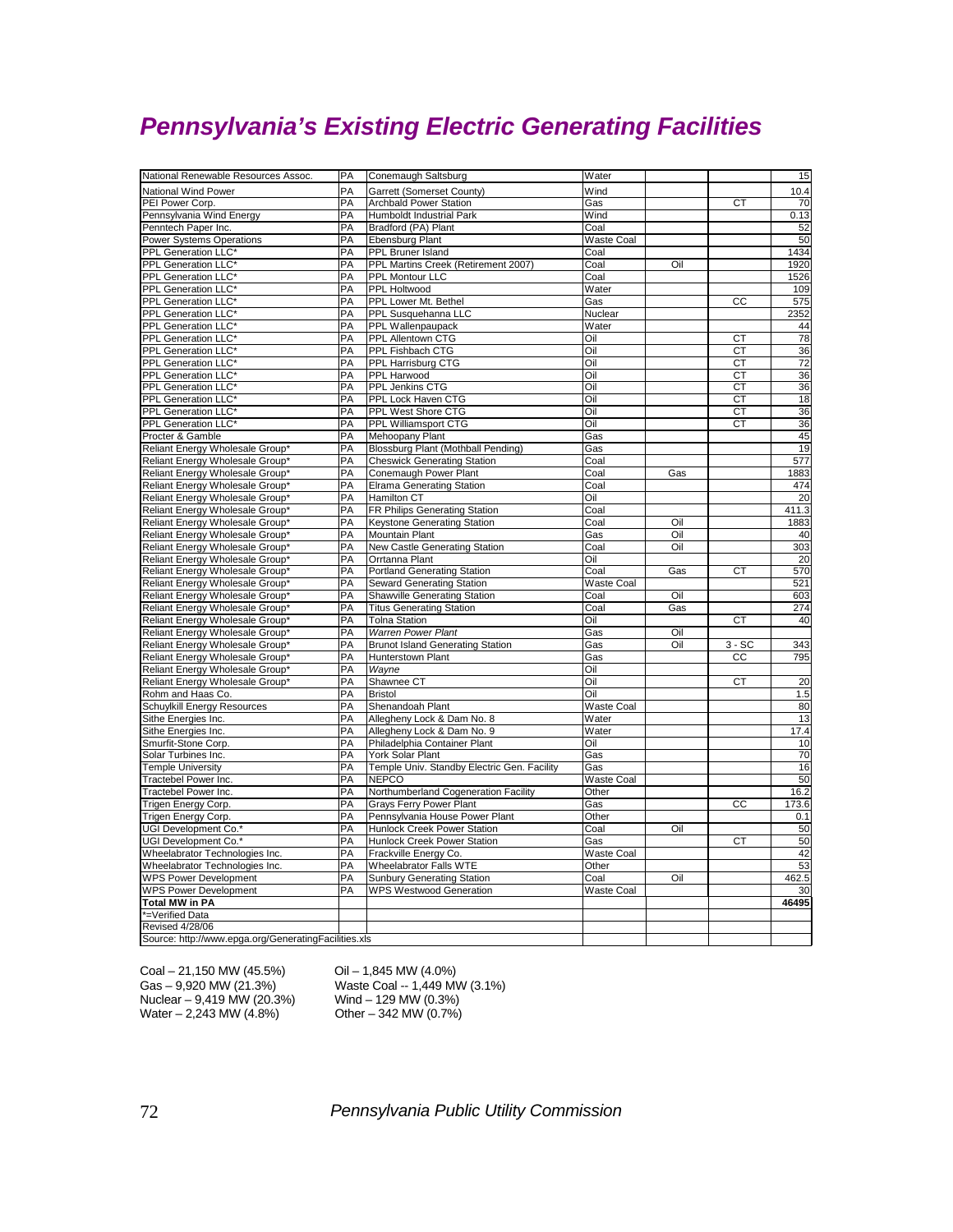# *Pennsylvania's Existing Electric Generating Facilities*

| | | | | | | |
|---|---|---|---|---|---|---|
| National Renewable Resources Assoc. | PA | Conemaugh Saltsburg | Water | | | 15 |
| National Wind Power | PA | Garrett (Somerset County) | Wind | | | 10.4 |
| PEI Power Corp. | PA | Archbald Power Station | Gas | | CT | 70 |
| Pennsylvania Wind Energy | PA | Humboldt Industrial Park | Wind | | | 0.13 |
| Penntech Paper Inc. | PA | Bradford (PA) Plant | Coal | | | 52 |
| Power Systems Operations | PA | Ebensburg Plant | Waste Coal | | | 50 |
| PPL Generation LLC* | PA | PPL Bruner Island | Coal | | | 1434 |
| PPL Generation LLC* | PA | PPL Martins Creek (Retirement 2007) | Coal | Oil | | 1920 |
| PPL Generation LLC* | PA | PPL Montour LLC | Coal | | | 1526 |
| PPL Generation LLC* | PA | PPL Holtwood | Water | | | 109 |
| PPL Generation LLC* | PA | PPL Lower Mt. Bethel | Gas | | CC | 575 |
| PPL Generation LLC* | PA | PPL Susquehanna LLC | Nuclear | | | 2352 |
| PPL Generation LLC* | PA | PPL Wallenpaupack | Water | | | 44 |
| PPL Generation LLC* | PA | PPL Allentown CTG | Oil | | CT | 78 |
| PPL Generation LLC* | PA | PPL Fishbach CTG | Oil | | CT | 36 |
| PPL Generation LLC* | PA | PPL Harrisburg CTG | Oil | | CT | 72 |
| PPL Generation LLC* | PA | PPL Harwood | Oil | | CT | 36 |
| PPL Generation LLC* | PA | PPL Jenkins CTG | Oil | | CT | 36 |
| PPL Generation LLC* | PA | PPL Lock Haven CTG | Oil | | CT | 18 |
| PPL Generation LLC* | PA | PPL West Shore CTG | Oil | | CT | 36 |
| PPL Generation LLC* | PA | PPL Williamsport CTG | Oil | | CT | 36 |
| Procter & Gamble | PA | Mehoopany Plant | Gas | | | 45 |
| Reliant Energy Wholesale Group* | PA | Blossburg Plant (Mothball Pending) | Gas | | | 19 |
| Reliant Energy Wholesale Group* | PA | Cheswick Generating Station | Coal | | | 577 |
| Reliant Energy Wholesale Group* | PA | Conemaugh Power Plant | Coal | Gas | | 1883 |
| Reliant Energy Wholesale Group* | PA | Elrama Generating Station | Coal | | | 474 |
| Reliant Energy Wholesale Group* | PA | Hamilton CT | Oil | | | 20 |
| Reliant Energy Wholesale Group* | PA | FR Philips Generating Station | Coal | | | 411.3 |
| Reliant Energy Wholesale Group* | PA | Keystone Generating Station | Coal | Oil | | 1883 |
| Reliant Energy Wholesale Group* | PA | Mountain Plant | Gas | Oil | | 40 |
| Reliant Energy Wholesale Group* | PA | New Castle Generating Station | Coal | Oil | | 303 |
| Reliant Energy Wholesale Group* | PA | Orrtanna Plant | Oil | | | 20 |
| Reliant Energy Wholesale Group* | PA | Portland Generating Station | Coal | Gas | CT | 570 |
| Reliant Energy Wholesale Group* | PA | Seward Generating Station | Waste Coal | | | 521 |
| Reliant Energy Wholesale Group* | PA | Shawville Generating Station | Coal | Oil | | 603 |
| Reliant Energy Wholesale Group* | PA | Titus Generating Station | Coal | Gas | | 274 |
| Reliant Energy Wholesale Group* | PA | Tolna Station | Oil | | CT | 40 |
| Reliant Energy Wholesale Group* | PA | *Warren Power Plant* | Gas | Oil | | |
| Reliant Energy Wholesale Group* | PA | Brunot Island Generating Station | Gas | Oil | 3 - SC | 343 |
| Reliant Energy Wholesale Group* | PA | Hunterstown Plant | Gas | | CC | 795 |
| Reliant Energy Wholesale Group* | PA | *Wayne* | Oil | | | |
| Reliant Energy Wholesale Group* | PA | Shawnee CT | Oil | | CT | 20 |
| Rohm and Haas Co. | PA | Bristol | Oil | | | 1.5 |
| Schuylkill Energy Resources | PA | Shenandoah Plant | Waste Coal | | | 80 |
| Sithe Energies Inc. | PA | Allegheny Lock & Dam No. 8 | Water | | | 13 |
| Sithe Energies Inc. | PA | Allegheny Lock & Dam No. 9 | Water | | | 17.4 |
| Smurfit-Stone Corp. | PA | Philadelphia Container Plant | Oil | | | 10 |
| Solar Turbines Inc. | PA | York Solar Plant | Gas | | | 70 |
| Temple University | PA | Temple Univ. Standby Electric Gen. Facility | Gas | | | 16 |
| Tractebel Power Inc. | PA | NEPCO | Waste Coal | | | 50 |
| Tractebel Power Inc. | PA | Northumberland Cogeneration Facility | Other | | | 16.2 |
| Trigen Energy Corp. | PA | Grays Ferry Power Plant | Gas | | CC | 173.6 |
| Trigen Energy Corp. | PA | Pennsylvania House Power Plant | Other | | | 0.1 |
| UGI Development Co.* | PA | Hunlock Creek Power Station | Coal | Oil | | 50 |
| UGI Development Co.* | PA | Hunlock Creek Power Station | Gas | | CT | 50 |
| Wheelabrator Technologies Inc. | PA | Frackville Energy Co. | Waste Coal | | | 42 |
| Wheelabrator Technologies Inc. | PA | Wheelabrator Falls WTE | Other | | | 53 |
| WPS Power Development | PA | Sunbury Generating Station | Coal | Oil | | 462.5 |
| WPS Power Development | PA | WPS Westwood Generation | Waste Coal | | | 30 |
| **Total MW in PA** | | | | | | **46495** |
| *=Verified Data | | | | | | |
| Revised 4/28/06 | | | | | | |
| Source: http://www.epga.org/GeneratingFacilities.xls | | | | | | |

Coal – 21,150 MW (45.5%)
Gas – 9,920 MW (21.3%)
Nuclear – 9,419 MW (20.3%)
Water – 2,243 MW (4.8%)
Oil – 1,845 MW (4.0%)
Waste Coal -- 1,449 MW (3.1%)
Wind – 129 MW (0.3%)
Other – 342 MW (0.7%)